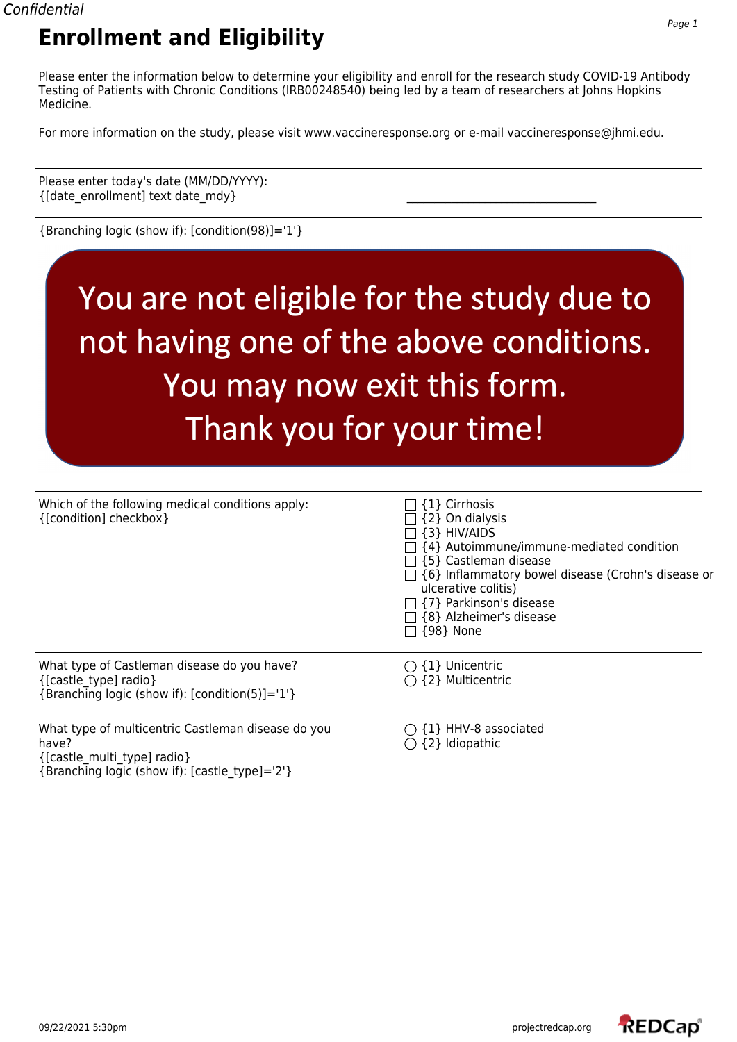# Enrollment and Eligibility

Please enter the information below to determine your eligibility and enroll for the research study COVID-19 Antibody Testing of Patients with Chronic Conditions (IRB00248540) being led by a team of researchers at Johns Hopkins Medicine.

For more information on the study, please visit www.vaccineresponse.org or e-mail vaccineresponse@jhmi.edu.

---

Please enter today's date (MM/DD/YYYY):
{[date_enrollment] text date_mdy} \_\_\_\_\_\_\_\_\_\_\_\_\_\_\_\_\_\_\_\_\_\_\_\_\_\_\_\_\_\_\_\_

---

{Branching logic (show if): [condition(98)]='1'}

You are not eligible for the study due to not having one of the above conditions. You may now exit this form. Thank you for your time!

---

Which of the following medical conditions apply:
{[condition] checkbox}

- ☐ {1} Cirrhosis
- ☐ {2} On dialysis
- ☐ {3} HIV/AIDS
- ☐ {4} Autoimmune/immune-mediated condition
- ☐ {5} Castleman disease
- ☐ {6} Inflammatory bowel disease (Crohn's disease or ulcerative colitis)
- ☐ {7} Parkinson's disease
- ☐ {8} Alzheimer's disease
- ☐ {98} None

---

What type of Castleman disease do you have?
{[castle_type] radio}
{Branching logic (show if): [condition(5)]='1'}

- ◯ {1} Unicentric
- ◯ {2} Multicentric

---

What type of multicentric Castleman disease do you have?
{[castle_multi_type] radio}
{Branching logic (show if): [castle_type]='2'}

- ◯ {1} HHV-8 associated
- ◯ {2} Idiopathic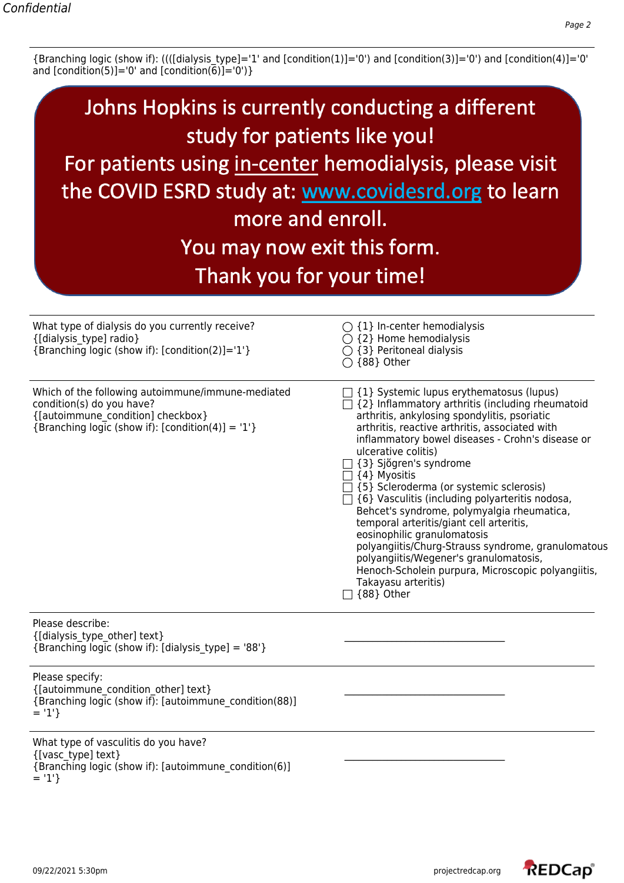{Branching logic (show if): ((([dialysis_type]='1' and [condition(1)]='0') and [condition(3)]='0') and [condition(4)]='0' and [condition(5)]='0' and [condition(6)]='0')}

**Johns Hopkins is currently conducting a different study for patients like you!**
**For patients using in-center hemodialysis, please visit the COVID ESRD study at: [www.covidesrd.org](http://www.covidesrd.org) to learn more and enroll.**
**You may now exit this form.**
**Thank you for your time!**

---

What type of dialysis do you currently receive?
{[dialysis_type] radio}
{Branching logic (show if): [condition(2)]='1'}

- ◯ {1} In-center hemodialysis
- ◯ {2} Home hemodialysis
- ◯ {3} Peritoneal dialysis
- ◯ {88} Other

---

Which of the following autoimmune/immune-mediated condition(s) do you have?
{[autoimmune_condition] checkbox}
{Branching logic (show if): [condition(4)] = '1'}

- ☐ {1} Systemic lupus erythematosus (lupus)
- ☐ {2} Inflammatory arthritis (including rheumatoid arthritis, ankylosing spondylitis, psoriatic arthritis, reactive arthritis, associated with inflammatory bowel diseases - Crohn's disease or ulcerative colitis)
- ☐ {3} Sjögren's syndrome
- ☐ {4} Myositis
- ☐ {5} Scleroderma (or systemic sclerosis)
- ☐ {6} Vasculitis (including polyarteritis nodosa, Behcet's syndrome, polymyalgia rheumatica, temporal arteritis/giant cell arteritis, eosinophilic granulomatosis polyangiitis/Churg-Strauss syndrome, granulomatous polyangiitis/Wegener's granulomatosis, Henoch-Scholein purpura, Microscopic polyangiitis, Takayasu arteritis)
- ☐ {88} Other

---

Please describe:
{[dialysis_type_other] text}
{Branching logic (show if): [dialysis_type] = '88'}

__________________________________

---

Please specify:
{[autoimmune_condition_other] text}
{Branching logic (show if): [autoimmune_condition(88)] = '1'}

__________________________________

---

What type of vasculitis do you have?
{[vasc_type] text}
{Branching logic (show if): [autoimmune_condition(6)] = '1'}

__________________________________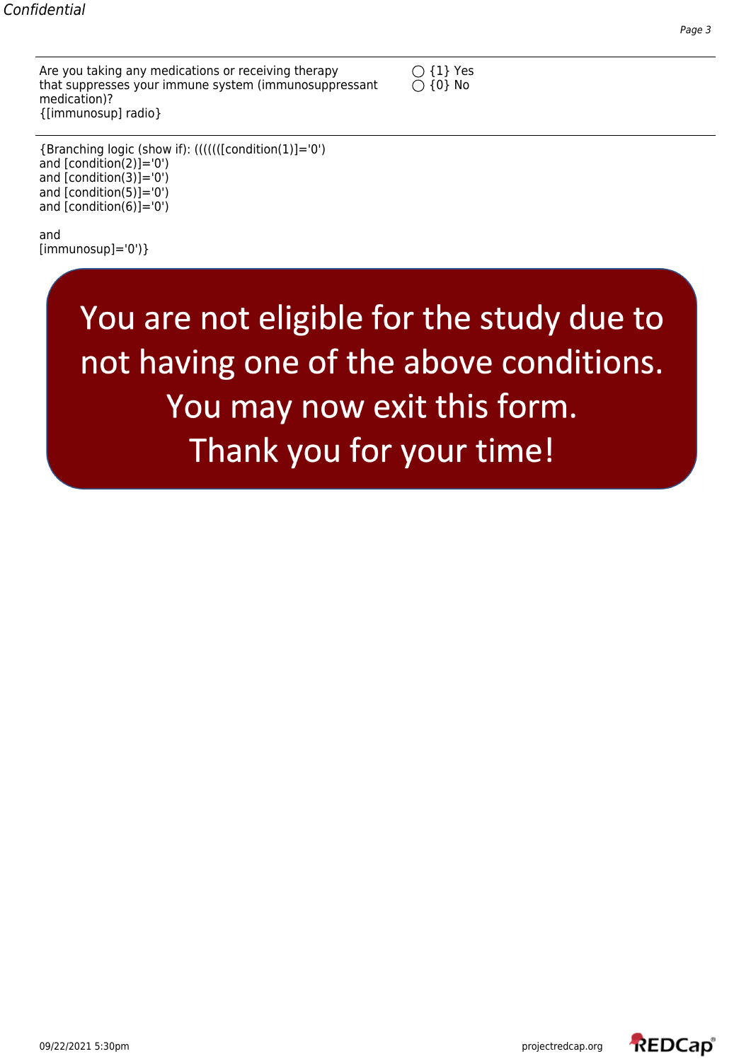Confidential

| | |
|---|---|
| Are you taking any medications or receiving therapy that suppresses your immune system (immunosuppressant medication)?<br>{[immunosup] radio} | ◯ {1} Yes<br>◯ {0} No |

{Branching logic (show if): (((((([condition(1)]='0')
and [condition(2)]='0')
and [condition(3)]='0')
and [condition(5)]='0')
and [condition(6)]='0')

and
[immunosup]='0')}

You are not eligible for the study due to not having one of the above conditions. You may now exit this form. Thank you for your time!

09/22/2021 5:30pm projectredcap.org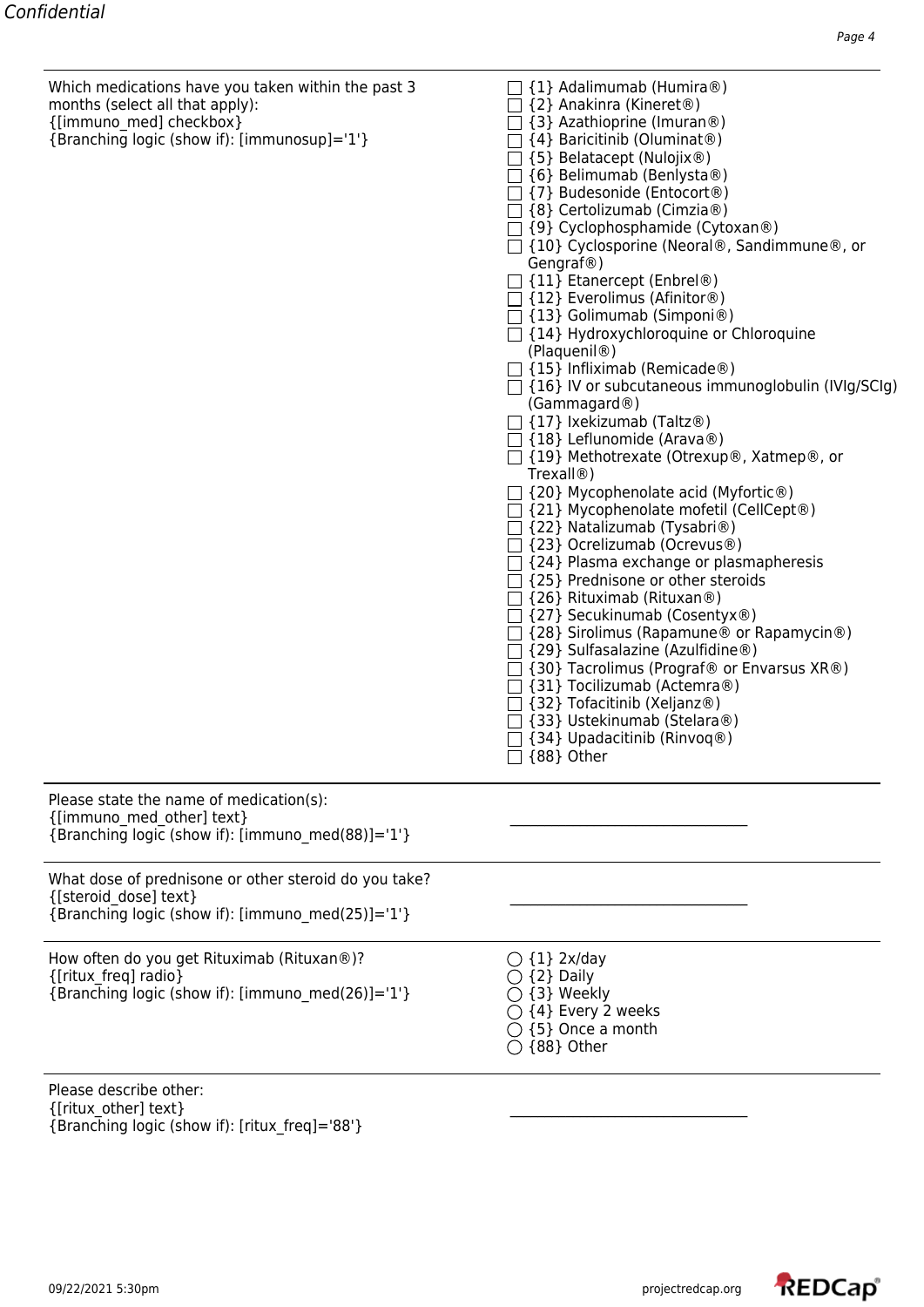| Question | Response |
| --- | --- |
| Which medications have you taken within the past 3 months (select all that apply):<br>{[immuno_med] checkbox}<br>{Branching logic (show if): [immunosup]='1'} | ☐ {1} Adalimumab (Humira®)<br>☐ {2} Anakinra (Kineret®)<br>☐ {3} Azathioprine (Imuran®)<br>☐ {4} Baricitinib (Oluminat®)<br>☐ {5} Belatacept (Nulojix®)<br>☐ {6} Belimumab (Benlysta®)<br>☐ {7} Budesonide (Entocort®)<br>☐ {8} Certolizumab (Cimzia®)<br>☐ {9} Cyclophosphamide (Cytoxan®)<br>☐ {10} Cyclosporine (Neoral®, Sandimmune®, or Gengraf®)<br>☐ {11} Etanercept (Enbrel®)<br>☐ {12} Everolimus (Afinitor®)<br>☐ {13} Golimumab (Simponi®)<br>☐ {14} Hydroxychloroquine or Chloroquine (Plaquenil®)<br>☐ {15} Infliximab (Remicade®)<br>☐ {16} IV or subcutaneous immunoglobulin (IVIg/SCIg) (Gammagard®)<br>☐ {17} Ixekizumab (Taltz®)<br>☐ {18} Leflunomide (Arava®)<br>☐ {19} Methotrexate (Otrexup®, Xatmep®, or Trexall®)<br>☐ {20} Mycophenolate acid (Myfortic®)<br>☐ {21} Mycophenolate mofetil (CellCept®)<br>☐ {22} Natalizumab (Tysabri®)<br>☐ {23} Ocrelizumab (Ocrevus®)<br>☐ {24} Plasma exchange or plasmapheresis<br>☐ {25} Prednisone or other steroids<br>☐ {26} Rituximab (Rituxan®)<br>☐ {27} Secukinumab (Cosentyx®)<br>☐ {28} Sirolimus (Rapamune® or Rapamycin®)<br>☐ {29} Sulfasalazine (Azulfidine®)<br>☐ {30} Tacrolimus (Prograf® or Envarsus XR®)<br>☐ {31} Tocilizumab (Actemra®)<br>☐ {32} Tofacitinib (Xeljanz®)<br>☐ {33} Ustekinumab (Stelara®)<br>☐ {34} Upadacitinib (Rinvoq®)<br>☐ {88} Other |
| Please state the name of medication(s):<br>{[immuno_med_other] text}<br>{Branching logic (show if): [immuno_med(88)]='1'} | ______________________________ |
| What dose of prednisone or other steroid do you take?<br>{[steroid_dose] text}<br>{Branching logic (show if): [immuno_med(25)]='1'} | ______________________________ |
| How often do you get Rituximab (Rituxan®)?<br>{[ritux_freq] radio}<br>{Branching logic (show if): [immuno_med(26)]='1'} | ◯ {1} 2x/day<br>◯ {2} Daily<br>◯ {3} Weekly<br>◯ {4} Every 2 weeks<br>◯ {5} Once a month<br>◯ {88} Other |
| Please describe other:<br>{[ritux_other] text}<br>{Branching logic (show if): [ritux_freq]='88'} | ______________________________ |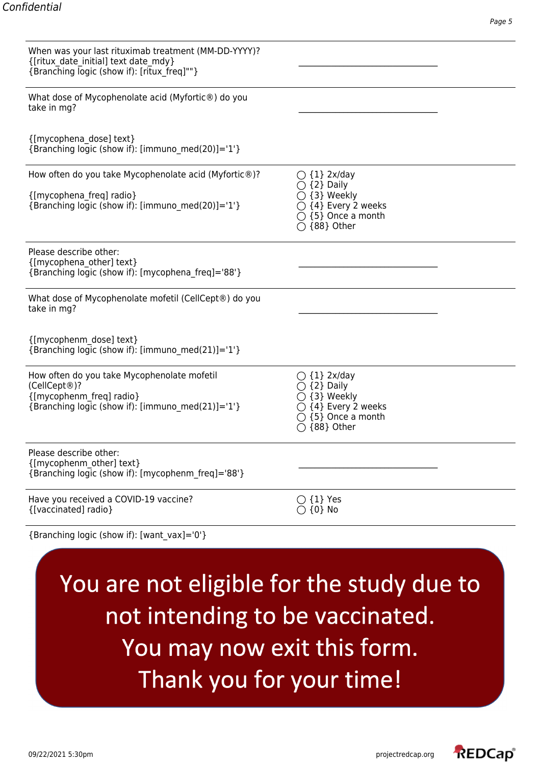| | |
|---|---|
| When was your last rituximab treatment (MM-DD-YYYY)?<br>{[ritux_date_initial] text date_mdy}<br>{Branching logic (show if): [ritux_freq]""} | ______________________ |
| What dose of Mycophenolate acid (Myfortic®) do you take in mg?<br><br>{[mycophena_dose] text}<br>{Branching logic (show if): [immuno_med(20)]='1'} | ______________________ |
| How often do you take Mycophenolate acid (Myfortic®)?<br><br>{[mycophena_freq] radio}<br>{Branching logic (show if): [immuno_med(20)]='1'} | ◯ {1} 2x/day<br>◯ {2} Daily<br>◯ {3} Weekly<br>◯ {4} Every 2 weeks<br>◯ {5} Once a month<br>◯ {88} Other |
| Please describe other:<br>{[mycophena_other] text}<br>{Branching logic (show if): [mycophena_freq]='88'} | ______________________ |
| What dose of Mycophenolate mofetil (CellCept®) do you take in mg?<br><br>{[mycophenm_dose] text}<br>{Branching logic (show if): [immuno_med(21)]='1'} | ______________________ |
| How often do you take Mycophenolate mofetil (CellCept®)?<br>{[mycophenm_freq] radio}<br>{Branching logic (show if): [immuno_med(21)]='1'} | ◯ {1} 2x/day<br>◯ {2} Daily<br>◯ {3} Weekly<br>◯ {4} Every 2 weeks<br>◯ {5} Once a month<br>◯ {88} Other |
| Please describe other:<br>{[mycophenm_other] text}<br>{Branching logic (show if): [mycophenm_freq]='88'} | ______________________ |
| Have you received a COVID-19 vaccine?<br>{[vaccinated] radio} | ◯ {1} Yes<br>◯ {0} No |

{Branching logic (show if): [want_vax]='0'}

You are not eligible for the study due to not intending to be vaccinated. You may now exit this form. Thank you for your time!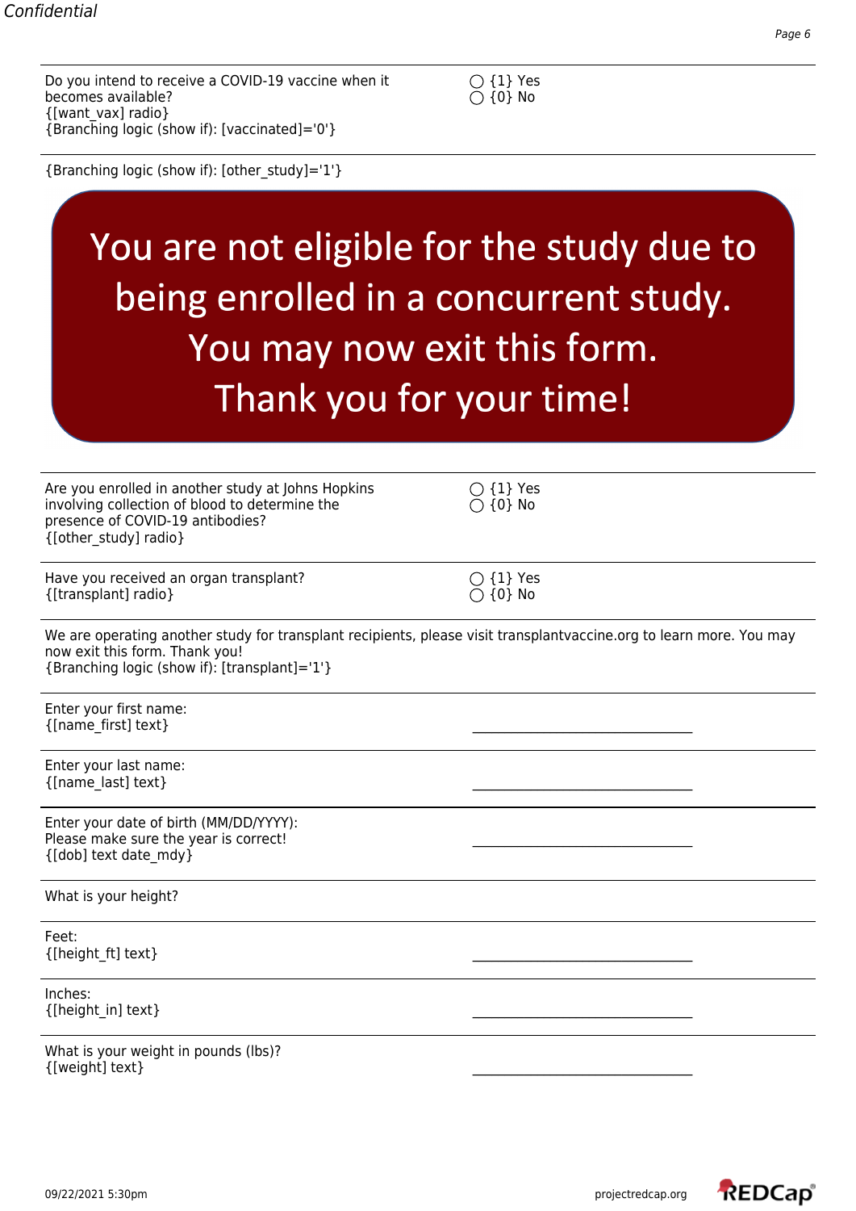Do you intend to receive a COVID-19 vaccine when it becomes available?
{[want_vax] radio}
{Branching logic (show if): [vaccinated]='0'}

◯ {1} Yes
◯ {0} No

---

{Branching logic (show if): [other_study]='1'}

You are not eligible for the study due to being enrolled in a concurrent study. You may now exit this form. Thank you for your time!

---

Are you enrolled in another study at Johns Hopkins involving collection of blood to determine the presence of COVID-19 antibodies?
{[other_study] radio}

◯ {1} Yes
◯ {0} No

---

Have you received an organ transplant?
{[transplant] radio}

◯ {1} Yes
◯ {0} No

---

We are operating another study for transplant recipients, please visit transplantvaccine.org to learn more. You may now exit this form. Thank you!
{Branching logic (show if): [transplant]='1'}

---

Enter your first name:
{[name_first] text}

________________________________

---

Enter your last name:
{[name_last] text}

________________________________

---

Enter your date of birth (MM/DD/YYYY):
Please make sure the year is correct!
{[dob] text date_mdy}

________________________________

---

What is your height?

---

Feet:
{[height_ft] text}

________________________________

---

Inches:
{[height_in] text}

________________________________

---

What is your weight in pounds (lbs)?
{[weight] text}

________________________________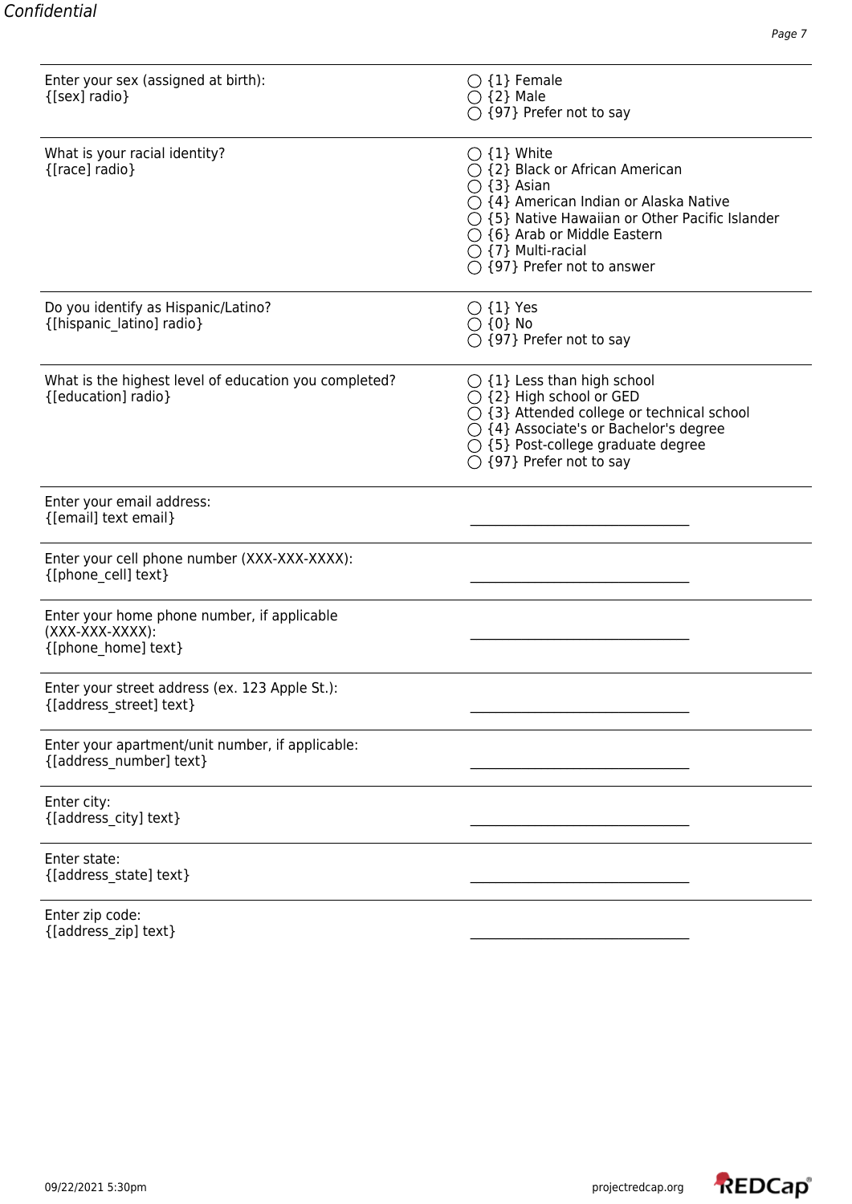| Question | Response |
|---|---|
| Enter your sex (assigned at birth):<br>{[sex] radio} | ◯ {1} Female<br>◯ {2} Male<br>◯ {97} Prefer not to say |
| What is your racial identity?<br>{[race] radio} | ◯ {1} White<br>◯ {2} Black or African American<br>◯ {3} Asian<br>◯ {4} American Indian or Alaska Native<br>◯ {5} Native Hawaiian or Other Pacific Islander<br>◯ {6} Arab or Middle Eastern<br>◯ {7} Multi-racial<br>◯ {97} Prefer not to answer |
| Do you identify as Hispanic/Latino?<br>{[hispanic_latino] radio} | ◯ {1} Yes<br>◯ {0} No<br>◯ {97} Prefer not to say |
| What is the highest level of education you completed?<br>{[education] radio} | ◯ {1} Less than high school<br>◯ {2} High school or GED<br>◯ {3} Attended college or technical school<br>◯ {4} Associate's or Bachelor's degree<br>◯ {5} Post-college graduate degree<br>◯ {97} Prefer not to say |
| Enter your email address:<br>{[email] text email} | ________________________________ |
| Enter your cell phone number (XXX-XXX-XXXX):<br>{[phone_cell] text} | ________________________________ |
| Enter your home phone number, if applicable (XXX-XXX-XXXX):<br>{[phone_home] text} | ________________________________ |
| Enter your street address (ex. 123 Apple St.):<br>{[address_street] text} | ________________________________ |
| Enter your apartment/unit number, if applicable:<br>{[address_number] text} | ________________________________ |
| Enter city:<br>{[address_city] text} | ________________________________ |
| Enter state:<br>{[address_state] text} | ________________________________ |
| Enter zip code:<br>{[address_zip] text} | ________________________________ |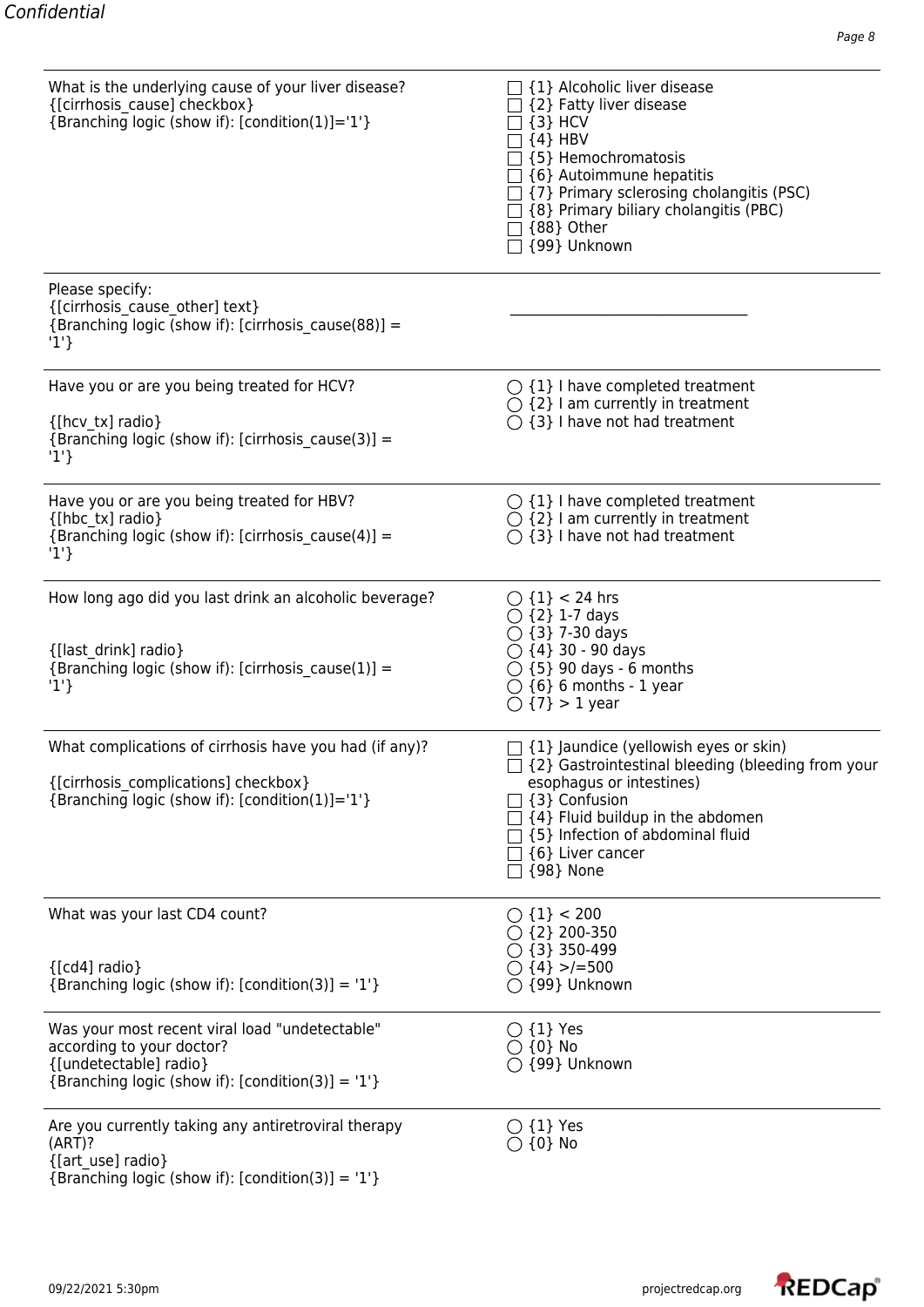| | |
|---|---|
| What is the underlying cause of your liver disease?<br>{[cirrhosis_cause] checkbox}<br>{Branching logic (show if): [condition(1)]='1'} | ☐ {1} Alcoholic liver disease<br>☐ {2} Fatty liver disease<br>☐ {3} HCV<br>☐ {4} HBV<br>☐ {5} Hemochromatosis<br>☐ {6} Autoimmune hepatitis<br>☐ {7} Primary sclerosing cholangitis (PSC)<br>☐ {8} Primary biliary cholangitis (PBC)<br>☐ {88} Other<br>☐ {99} Unknown |
| Please specify:<br>{[cirrhosis_cause_other] text}<br>{Branching logic (show if): [cirrhosis_cause(88)] = '1'} | __________________________________ |
| Have you or are you being treated for HCV?<br><br>{[hcv_tx] radio}<br>{Branching logic (show if): [cirrhosis_cause(3)] = '1'} | ◯ {1} I have completed treatment<br>◯ {2} I am currently in treatment<br>◯ {3} I have not had treatment |
| Have you or are you being treated for HBV?<br>{[hbc_tx] radio}<br>{Branching logic (show if): [cirrhosis_cause(4)] = '1'} | ◯ {1} I have completed treatment<br>◯ {2} I am currently in treatment<br>◯ {3} I have not had treatment |
| How long ago did you last drink an alcoholic beverage?<br><br>{[last_drink] radio}<br>{Branching logic (show if): [cirrhosis_cause(1)] = '1'} | ◯ {1} < 24 hrs<br>◯ {2} 1-7 days<br>◯ {3} 7-30 days<br>◯ {4} 30 - 90 days<br>◯ {5} 90 days - 6 months<br>◯ {6} 6 months - 1 year<br>◯ {7} > 1 year |
| What complications of cirrhosis have you had (if any)?<br><br>{[cirrhosis_complications] checkbox}<br>{Branching logic (show if): [condition(1)]='1'} | ☐ {1} Jaundice (yellowish eyes or skin)<br>☐ {2} Gastrointestinal bleeding (bleeding from your esophagus or intestines)<br>☐ {3} Confusion<br>☐ {4} Fluid buildup in the abdomen<br>☐ {5} Infection of abdominal fluid<br>☐ {6} Liver cancer<br>☐ {98} None |
| What was your last CD4 count?<br><br>{[cd4] radio}<br>{Branching logic (show if): [condition(3)] = '1'} | ◯ {1} < 200<br>◯ {2} 200-350<br>◯ {3} 350-499<br>◯ {4} >/=500<br>◯ {99} Unknown |
| Was your most recent viral load "undetectable" according to your doctor?<br>{[undetectable] radio}<br>{Branching logic (show if): [condition(3)] = '1'} | ◯ {1} Yes<br>◯ {0} No<br>◯ {99} Unknown |
| Are you currently taking any antiretroviral therapy (ART)?<br>{[art_use] radio}<br>{Branching logic (show if): [condition(3)] = '1'} | ◯ {1} Yes<br>◯ {0} No |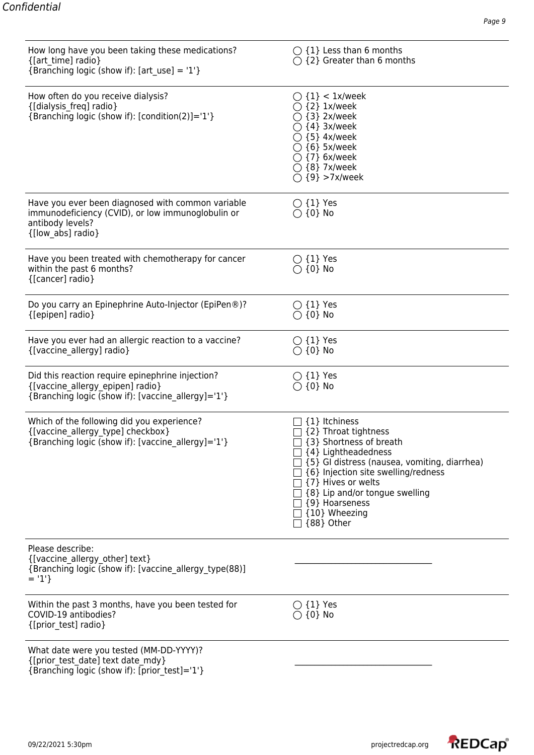| Question | Response |
| --- | --- |
| How long have you been taking these medications?<br>{[art_time] radio}<br>{Branching logic (show if): [art_use] = '1'} | ◯ {1} Less than 6 months<br>◯ {2} Greater than 6 months |
| How often do you receive dialysis?<br>{[dialysis_freq] radio}<br>{Branching logic (show if): [condition(2)]='1'} | ◯ {1} < 1x/week<br>◯ {2} 1x/week<br>◯ {3} 2x/week<br>◯ {4} 3x/week<br>◯ {5} 4x/week<br>◯ {6} 5x/week<br>◯ {7} 6x/week<br>◯ {8} 7x/week<br>◯ {9} >7x/week |
| Have you ever been diagnosed with common variable immunodeficiency (CVID), or low immunoglobulin or antibody levels?<br>{[low_abs] radio} | ◯ {1} Yes<br>◯ {0} No |
| Have you been treated with chemotherapy for cancer within the past 6 months?<br>{[cancer] radio} | ◯ {1} Yes<br>◯ {0} No |
| Do you carry an Epinephrine Auto-Injector (EpiPen®)?<br>{[epipen] radio} | ◯ {1} Yes<br>◯ {0} No |
| Have you ever had an allergic reaction to a vaccine?<br>{[vaccine_allergy] radio} | ◯ {1} Yes<br>◯ {0} No |
| Did this reaction require epinephrine injection?<br>{[vaccine_allergy_epipen] radio}<br>{Branching logic (show if): [vaccine_allergy]='1'} | ◯ {1} Yes<br>◯ {0} No |
| Which of the following did you experience?<br>{[vaccine_allergy_type] checkbox}<br>{Branching logic (show if): [vaccine_allergy]='1'} | ☐ {1} Itchiness<br>☐ {2} Throat tightness<br>☐ {3} Shortness of breath<br>☐ {4} Lightheadedness<br>☐ {5} GI distress (nausea, vomiting, diarrhea)<br>☐ {6} Injection site swelling/redness<br>☐ {7} Hives or welts<br>☐ {8} Lip and/or tongue swelling<br>☐ {9} Hoarseness<br>☐ {10} Wheezing<br>☐ {88} Other |
| Please describe:<br>{[vaccine_allergy_other] text}<br>{Branching logic (show if): [vaccine_allergy_type(88)] = '1'} | ______________________________ |
| Within the past 3 months, have you been tested for COVID-19 antibodies?<br>{[prior_test] radio} | ◯ {1} Yes<br>◯ {0} No |
| What date were you tested (MM-DD-YYYY)?<br>{[prior_test_date] text date_mdy}<br>{Branching logic (show if): [prior_test]='1'} | ______________________________ |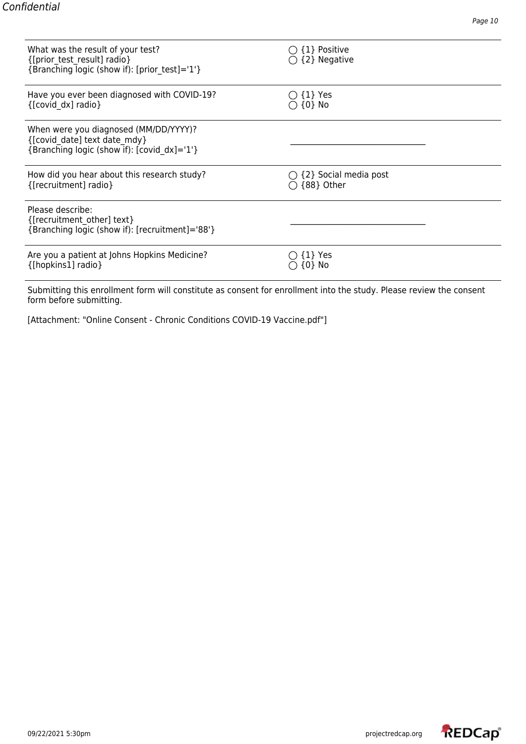| | |
|---|---|
| What was the result of your test?<br>{[prior_test_result] radio}<br>{Branching logic (show if): [prior_test]='1'} | ◯ {1} Positive<br>◯ {2} Negative |
| Have you ever been diagnosed with COVID-19?<br>{[covid_dx] radio} | ◯ {1} Yes<br>◯ {0} No |
| When were you diagnosed (MM/DD/YYYY)?<br>{[covid_date] text date_mdy}<br>{Branching logic (show if): [covid_dx]='1'} | ______________________________ |
| How did you hear about this research study?<br>{[recruitment] radio} | ◯ {2} Social media post<br>◯ {88} Other |
| Please describe:<br>{[recruitment_other] text}<br>{Branching logic (show if): [recruitment]='88'} | ______________________________ |
| Are you a patient at Johns Hopkins Medicine?<br>{[hopkins1] radio} | ◯ {1} Yes<br>◯ {0} No |

Submitting this enrollment form will constitute as consent for enrollment into the study. Please review the consent form before submitting.

[Attachment: "Online Consent - Chronic Conditions COVID-19 Vaccine.pdf"]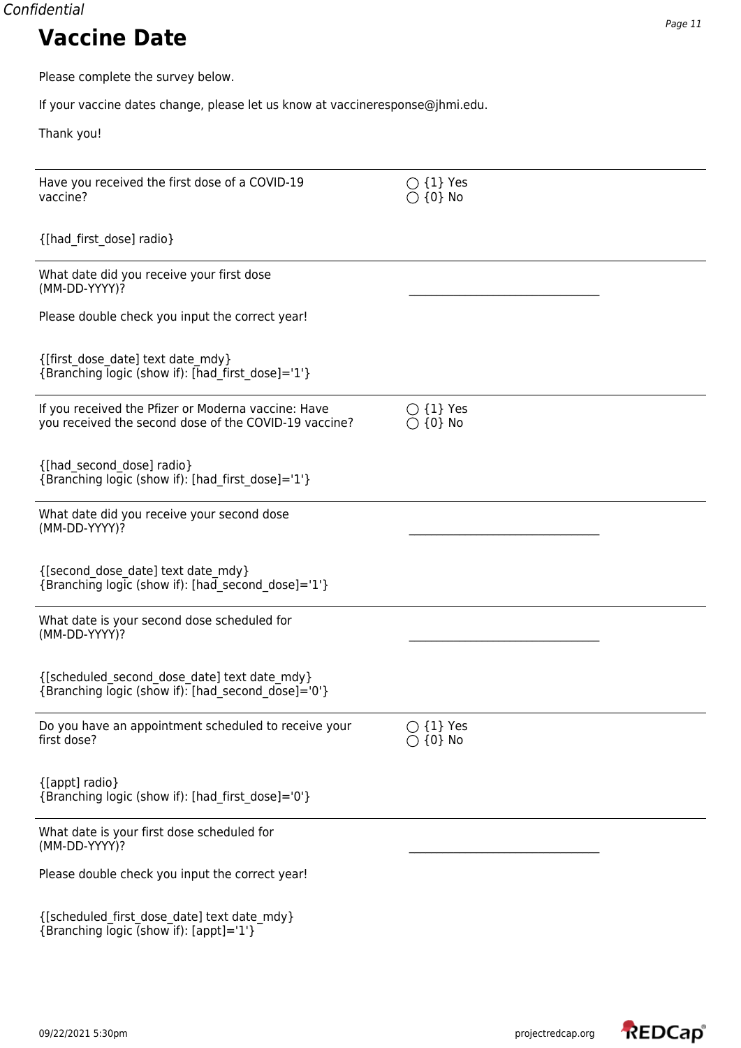# Vaccine Date

Please complete the survey below.

If your vaccine dates change, please let us know at vaccineresponse@jhmi.edu.

Thank you!

---

Have you received the first dose of a COVID-19 vaccine?

◯ {1} Yes
◯ {0} No

{[had_first_dose] radio}

---

What date did you receive your first dose (MM-DD-YYYY)?

Please double check you input the correct year!

\_\_\_\_\_\_\_\_\_\_\_\_\_\_\_\_\_\_\_\_\_\_\_\_\_\_\_\_\_\_\_\_

{[first_dose_date] text date_mdy}
{Branching logic (show if): [had_first_dose]='1'}

---

If you received the Pfizer or Moderna vaccine: Have you received the second dose of the COVID-19 vaccine?

◯ {1} Yes
◯ {0} No

{[had_second_dose] radio}
{Branching logic (show if): [had_first_dose]='1'}

---

What date did you receive your second dose (MM-DD-YYYY)?

\_\_\_\_\_\_\_\_\_\_\_\_\_\_\_\_\_\_\_\_\_\_\_\_\_\_\_\_\_\_\_\_

{[second_dose_date] text date_mdy}
{Branching logic (show if): [had_second_dose]='1'}

---

What date is your second dose scheduled for (MM-DD-YYYY)?

\_\_\_\_\_\_\_\_\_\_\_\_\_\_\_\_\_\_\_\_\_\_\_\_\_\_\_\_\_\_\_\_

{[scheduled_second_dose_date] text date_mdy}
{Branching logic (show if): [had_second_dose]='0'}

---

Do you have an appointment scheduled to receive your first dose?

◯ {1} Yes
◯ {0} No

{[appt] radio}
{Branching logic (show if): [had_first_dose]='0'}

---

What date is your first dose scheduled for (MM-DD-YYYY)?

Please double check you input the correct year!

\_\_\_\_\_\_\_\_\_\_\_\_\_\_\_\_\_\_\_\_\_\_\_\_\_\_\_\_\_\_\_\_

{[scheduled_first_dose_date] text date_mdy}
{Branching logic (show if): [appt]='1'}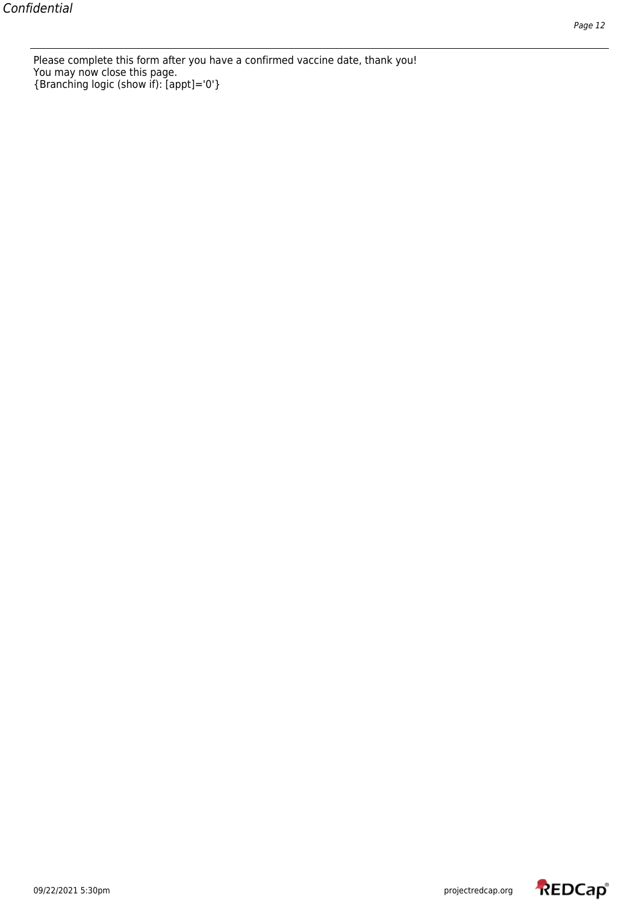Please complete this form after you have a confirmed vaccine date, thank you!
You may now close this page.
{Branching logic (show if): [appt]='0'}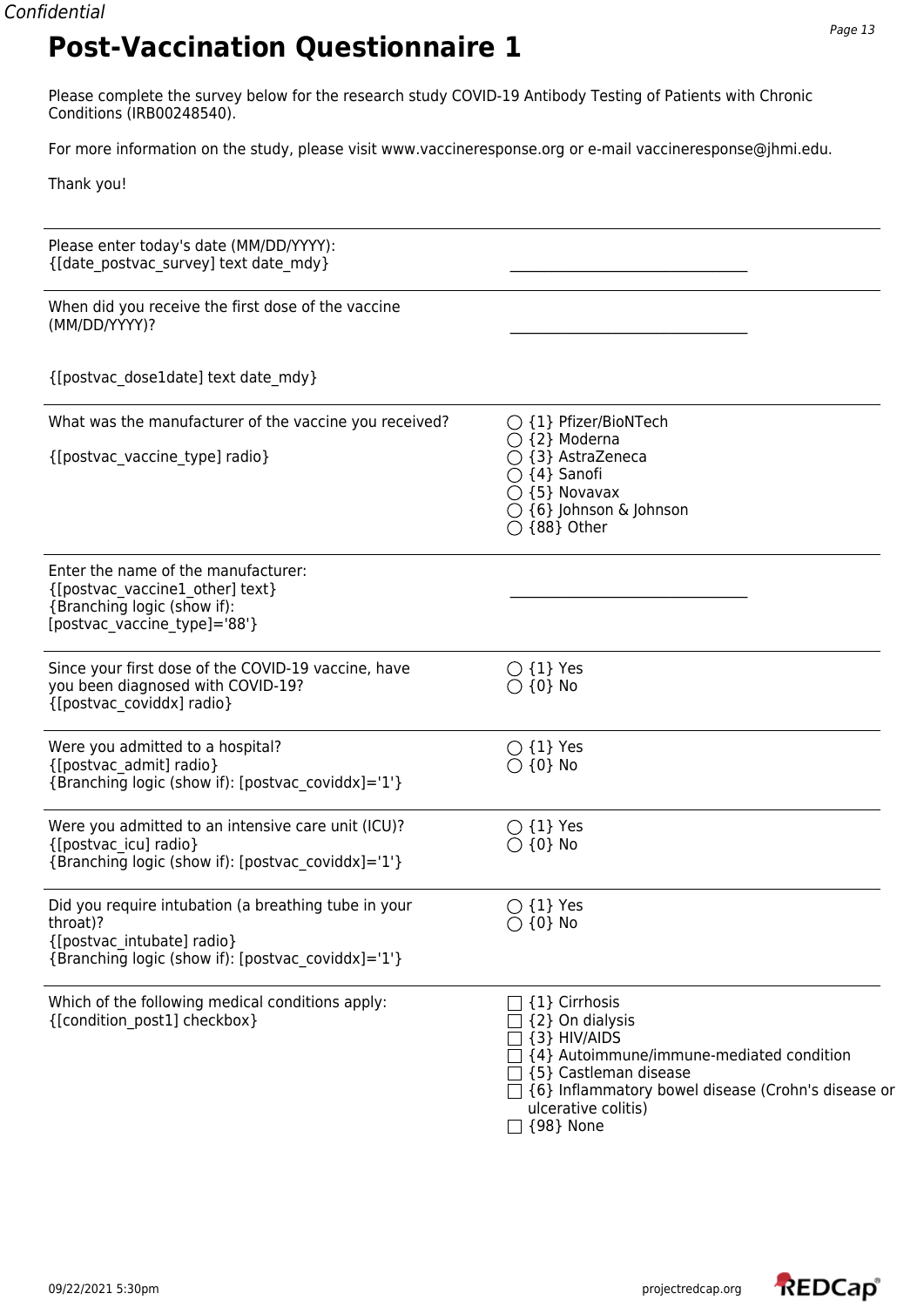# Post-Vaccination Questionnaire 1

Please complete the survey below for the research study COVID-19 Antibody Testing of Patients with Chronic Conditions (IRB00248540).

For more information on the study, please visit www.vaccineresponse.org or e-mail vaccineresponse@jhmi.edu.

Thank you!

---

Please enter today's date (MM/DD/YYYY):
{[date_postvac_survey] text date_mdy}

\_\_\_\_\_\_\_\_\_\_\_\_\_\_\_\_\_\_\_\_\_\_\_\_\_\_\_\_\_\_\_\_

---

When did you receive the first dose of the vaccine (MM/DD/YYYY)?

{[postvac_dose1date] text date_mdy}

\_\_\_\_\_\_\_\_\_\_\_\_\_\_\_\_\_\_\_\_\_\_\_\_\_\_\_\_\_\_\_\_

---

What was the manufacturer of the vaccine you received?

{[postvac_vaccine_type] radio}

- ◯ {1} Pfizer/BioNTech
- ◯ {2} Moderna
- ◯ {3} AstraZeneca
- ◯ {4} Sanofi
- ◯ {5} Novavax
- ◯ {6} Johnson & Johnson
- ◯ {88} Other

---

Enter the name of the manufacturer:
{[postvac_vaccine1_other] text}
{Branching logic (show if):
[postvac_vaccine_type]='88'}

\_\_\_\_\_\_\_\_\_\_\_\_\_\_\_\_\_\_\_\_\_\_\_\_\_\_\_\_\_\_\_\_

---

Since your first dose of the COVID-19 vaccine, have you been diagnosed with COVID-19?
{[postvac_coviddx] radio}

- ◯ {1} Yes
- ◯ {0} No

---

Were you admitted to a hospital?
{[postvac_admit] radio}
{Branching logic (show if): [postvac_coviddx]='1'}

- ◯ {1} Yes
- ◯ {0} No

---

Were you admitted to an intensive care unit (ICU)?
{[postvac_icu] radio}
{Branching logic (show if): [postvac_coviddx]='1'}

- ◯ {1} Yes
- ◯ {0} No

---

Did you require intubation (a breathing tube in your throat)?
{[postvac_intubate] radio}
{Branching logic (show if): [postvac_coviddx]='1'}

- ◯ {1} Yes
- ◯ {0} No

---

Which of the following medical conditions apply:
{[condition_post1] checkbox}

- ☐ {1} Cirrhosis
- ☐ {2} On dialysis
- ☐ {3} HIV/AIDS
- ☐ {4} Autoimmune/immune-mediated condition
- ☐ {5} Castleman disease
- ☐ {6} Inflammatory bowel disease (Crohn's disease or ulcerative colitis)
- ☐ {98} None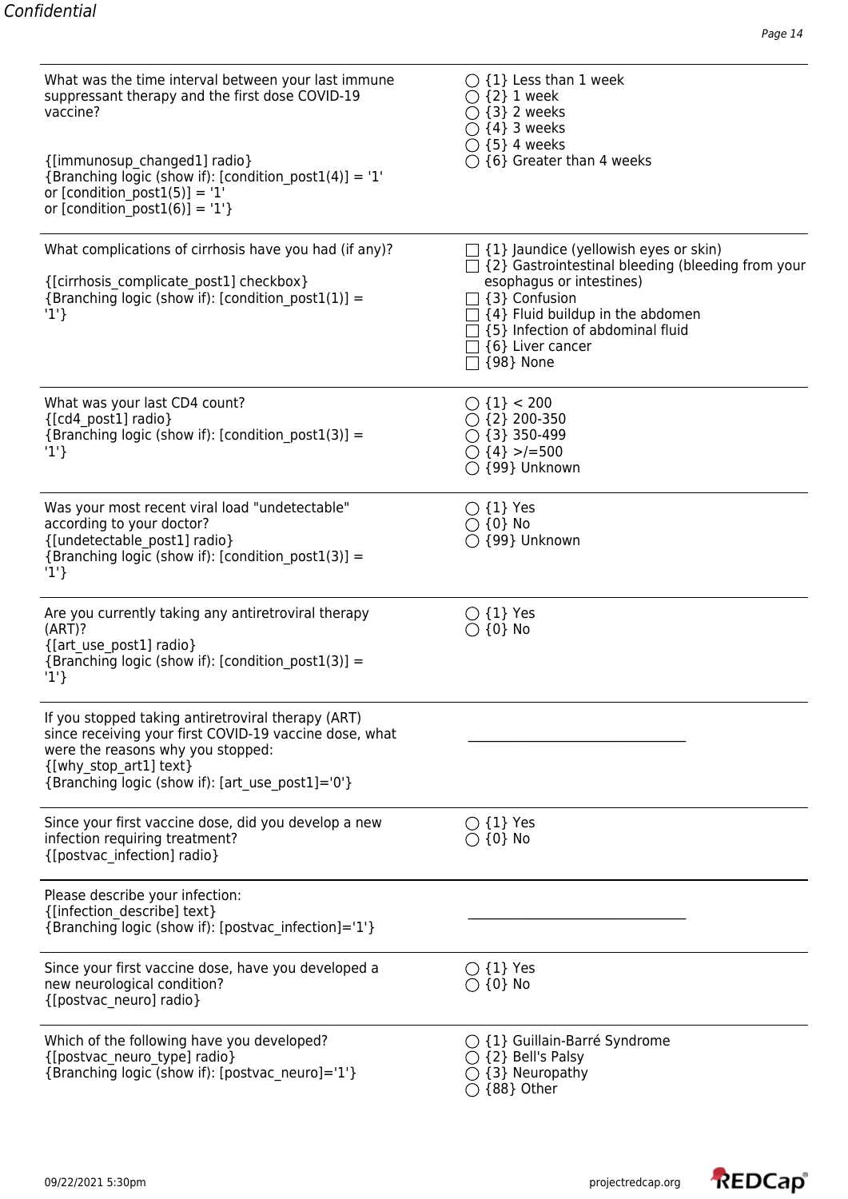| Question | Response Options |
| --- | --- |
| What was the time interval between your last immune suppressant therapy and the first dose COVID-19 vaccine?<br><br>{[immunosup_changed1] radio}<br>{Branching logic (show if): [condition_post1(4)] = '1' or [condition_post1(5)] = '1' or [condition_post1(6)] = '1'} | ◯ {1} Less than 1 week<br>◯ {2} 1 week<br>◯ {3} 2 weeks<br>◯ {4} 3 weeks<br>◯ {5} 4 weeks<br>◯ {6} Greater than 4 weeks |
| What complications of cirrhosis have you had (if any)?<br><br>{[cirrhosis_complicate_post1] checkbox}<br>{Branching logic (show if): [condition_post1(1)] = '1'} | ☐ {1} Jaundice (yellowish eyes or skin)<br>☐ {2} Gastrointestinal bleeding (bleeding from your esophagus or intestines)<br>☐ {3} Confusion<br>☐ {4} Fluid buildup in the abdomen<br>☐ {5} Infection of abdominal fluid<br>☐ {6} Liver cancer<br>☐ {98} None |
| What was your last CD4 count?<br>{[cd4_post1] radio}<br>{Branching logic (show if): [condition_post1(3)] = '1'} | ◯ {1} < 200<br>◯ {2} 200-350<br>◯ {3} 350-499<br>◯ {4} >/=500<br>◯ {99} Unknown |
| Was your most recent viral load "undetectable" according to your doctor?<br>{[undetectable_post1] radio}<br>{Branching logic (show if): [condition_post1(3)] = '1'} | ◯ {1} Yes<br>◯ {0} No<br>◯ {99} Unknown |
| Are you currently taking any antiretroviral therapy (ART)?<br>{[art_use_post1] radio}<br>{Branching logic (show if): [condition_post1(3)] = '1'} | ◯ {1} Yes<br>◯ {0} No |
| If you stopped taking antiretroviral therapy (ART) since receiving your first COVID-19 vaccine dose, what were the reasons why you stopped:<br>{[why_stop_art1] text}<br>{Branching logic (show if): [art_use_post1]='0'} | ______________________________ |
| Since your first vaccine dose, did you develop a new infection requiring treatment?<br>{[postvac_infection] radio} | ◯ {1} Yes<br>◯ {0} No |
| Please describe your infection:<br>{[infection_describe] text}<br>{Branching logic (show if): [postvac_infection]='1'} | ______________________________ |
| Since your first vaccine dose, have you developed a new neurological condition?<br>{[postvac_neuro] radio} | ◯ {1} Yes<br>◯ {0} No |
| Which of the following have you developed?<br>{[postvac_neuro_type] radio}<br>{Branching logic (show if): [postvac_neuro]='1'} | ◯ {1} Guillain-Barré Syndrome<br>◯ {2} Bell's Palsy<br>◯ {3} Neuropathy<br>◯ {88} Other |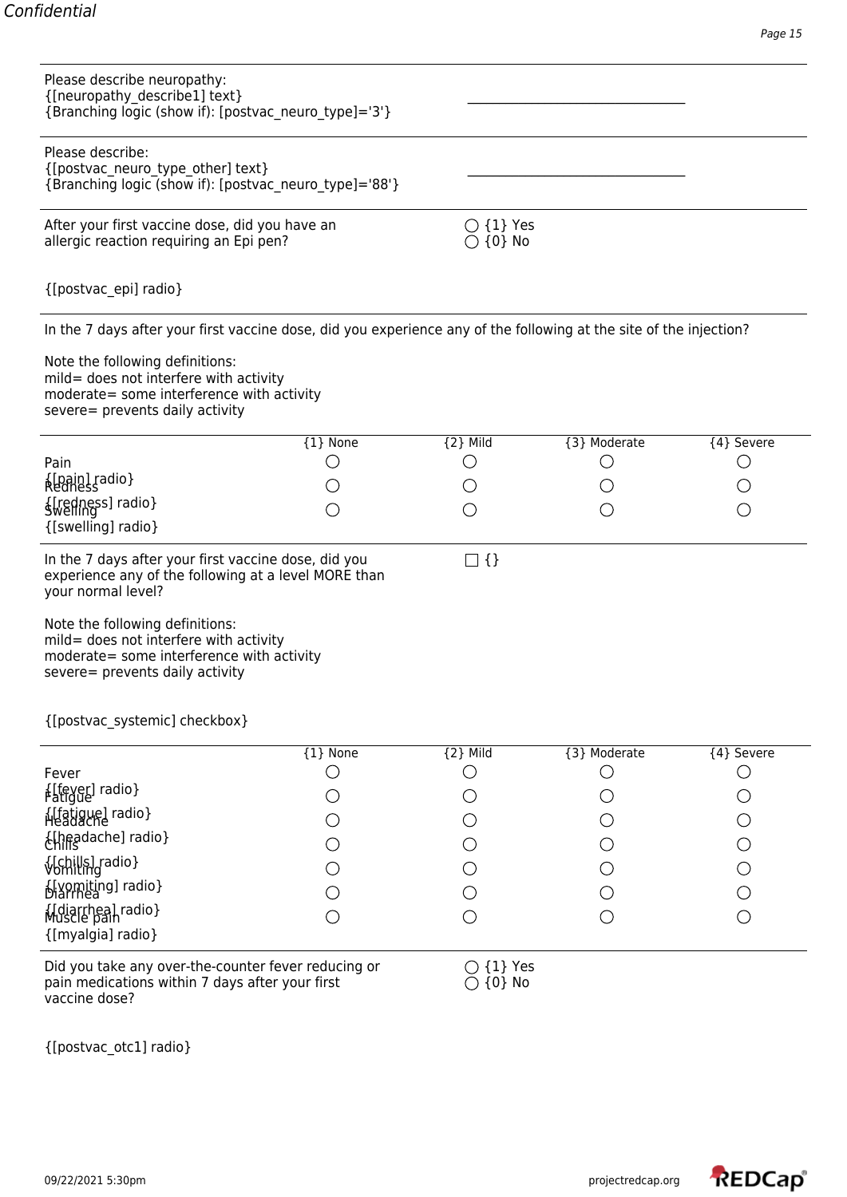Please describe neuropathy:
{[neuropathy_describe1] text}
{Branching logic (show if): [postvac_neuro_type]='3'}

________________________________

Please describe:
{[postvac_neuro_type_other] text}
{Branching logic (show if): [postvac_neuro_type]='88'}

________________________________

After your first vaccine dose, did you have an allergic reaction requiring an Epi pen?

{[postvac_epi] radio}

○ {1} Yes
○ {0} No

In the 7 days after your first vaccine dose, did you experience any of the following at the site of the injection?

Note the following definitions:
mild= does not interfere with activity
moderate= some interference with activity
severe= prevents daily activity

| | {1} None | {2} Mild | {3} Moderate | {4} Severe |
|---|---|---|---|---|
| Pain {[pain] radio} | ○ | ○ | ○ | ○ |
| Redness {[redness] radio} | ○ | ○ | ○ | ○ |
| Swelling {[swelling] radio} | ○ | ○ | ○ | ○ |

In the 7 days after your first vaccine dose, did you experience any of the following at a level MORE than your normal level?

Note the following definitions:
mild= does not interfere with activity
moderate= some interference with activity
severe= prevents daily activity

{[postvac_systemic] checkbox}

☐ {}

| | {1} None | {2} Mild | {3} Moderate | {4} Severe |
|---|---|---|---|---|
| Fever {[fever] radio} | ○ | ○ | ○ | ○ |
| Fatigue {[fatigue] radio} | ○ | ○ | ○ | ○ |
| Headache {[headache] radio} | ○ | ○ | ○ | ○ |
| Chills {[chills] radio} | ○ | ○ | ○ | ○ |
| Vomiting {[vomiting] radio} | ○ | ○ | ○ | ○ |
| Diarrhea {[diarrhea] radio} | ○ | ○ | ○ | ○ |
| Muscle pain {[myalgia] radio} | ○ | ○ | ○ | ○ |

Did you take any over-the-counter fever reducing or pain medications within 7 days after your first vaccine dose?

{[postvac_otc1] radio}

○ {1} Yes
○ {0} No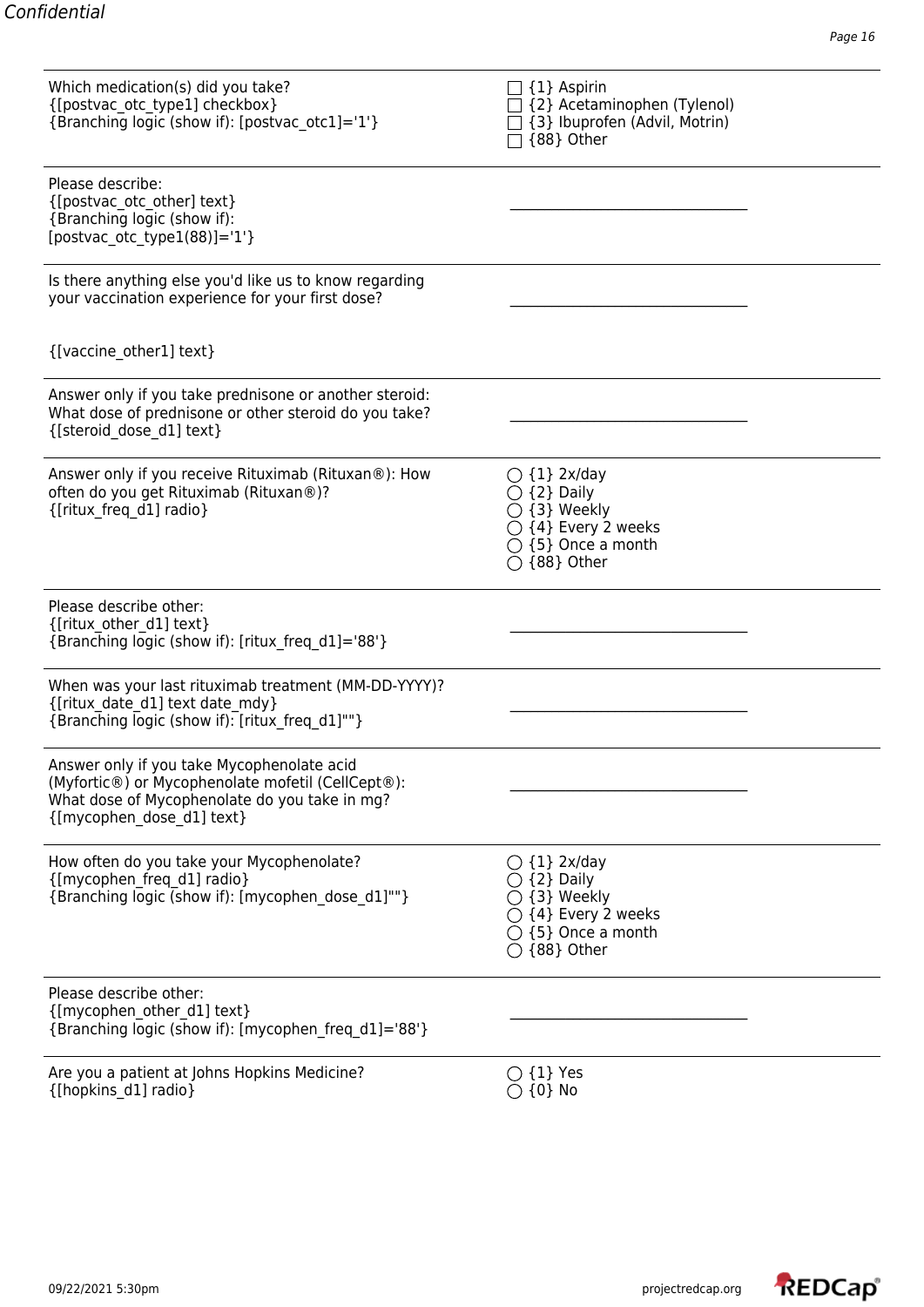| Question | Response |
| --- | --- |
| Which medication(s) did you take?<br>{[postvac_otc_type1] checkbox}<br>{Branching logic (show if): [postvac_otc1]='1'} | ☐ {1} Aspirin<br>☐ {2} Acetaminophen (Tylenol)<br>☐ {3} Ibuprofen (Advil, Motrin)<br>☐ {88} Other |
| Please describe:<br>{[postvac_otc_other] text}<br>{Branching logic (show if): [postvac_otc_type1(88)]='1'} | ______________________________ |
| Is there anything else you'd like us to know regarding your vaccination experience for your first dose?<br><br>{[vaccine_other1] text} | ______________________________ |
| Answer only if you take prednisone or another steroid: What dose of prednisone or other steroid do you take?<br>{[steroid_dose_d1] text} | ______________________________ |
| Answer only if you receive Rituximab (Rituxan®): How often do you get Rituximab (Rituxan®)?<br>{[ritux_freq_d1] radio} | ◯ {1} 2x/day<br>◯ {2} Daily<br>◯ {3} Weekly<br>◯ {4} Every 2 weeks<br>◯ {5} Once a month<br>◯ {88} Other |
| Please describe other:<br>{[ritux_other_d1] text}<br>{Branching logic (show if): [ritux_freq_d1]='88'} | ______________________________ |
| When was your last rituximab treatment (MM-DD-YYYY)?<br>{[ritux_date_d1] text date_mdy}<br>{Branching logic (show if): [ritux_freq_d1]""} | ______________________________ |
| Answer only if you take Mycophenolate acid (Myfortic®) or Mycophenolate mofetil (CellCept®): What dose of Mycophenolate do you take in mg?<br>{[mycophen_dose_d1] text} | ______________________________ |
| How often do you take your Mycophenolate?<br>{[mycophen_freq_d1] radio}<br>{Branching logic (show if): [mycophen_dose_d1]""} | ◯ {1} 2x/day<br>◯ {2} Daily<br>◯ {3} Weekly<br>◯ {4} Every 2 weeks<br>◯ {5} Once a month<br>◯ {88} Other |
| Please describe other:<br>{[mycophen_other_d1] text}<br>{Branching logic (show if): [mycophen_freq_d1]='88'} | ______________________________ |
| Are you a patient at Johns Hopkins Medicine?<br>{[hopkins_d1] radio} | ◯ {1} Yes<br>◯ {0} No |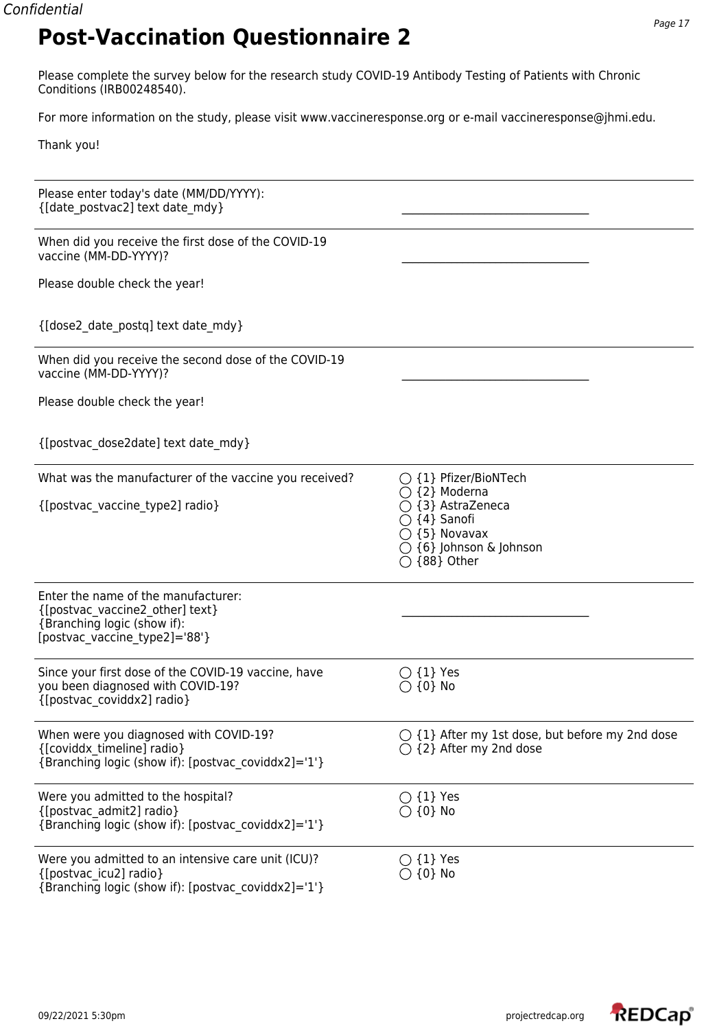# Post-Vaccination Questionnaire 2

Please complete the survey below for the research study COVID-19 Antibody Testing of Patients with Chronic Conditions (IRB00248540).

For more information on the study, please visit www.vaccineresponse.org or e-mail vaccineresponse@jhmi.edu.

Thank you!

---

Please enter today's date (MM/DD/YYYY):
{[date_postvac2] text date_mdy}

________________________________

---

When did you receive the first dose of the COVID-19 vaccine (MM-DD-YYYY)?

Please double check the year!

{[dose2_date_postq] text date_mdy}

________________________________

---

When did you receive the second dose of the COVID-19 vaccine (MM-DD-YYYY)?

Please double check the year!

{[postvac_dose2date] text date_mdy}

________________________________

---

What was the manufacturer of the vaccine you received?

{[postvac_vaccine_type2] radio}

- ◯ {1} Pfizer/BioNTech
- ◯ {2} Moderna
- ◯ {3} AstraZeneca
- ◯ {4} Sanofi
- ◯ {5} Novavax
- ◯ {6} Johnson & Johnson
- ◯ {88} Other

---

Enter the name of the manufacturer:
{[postvac_vaccine2_other] text}
{Branching logic (show if): [postvac_vaccine_type2]='88'}

________________________________

---

Since your first dose of the COVID-19 vaccine, have you been diagnosed with COVID-19?
{[postvac_coviddx2] radio}

- ◯ {1} Yes
- ◯ {0} No

---

When were you diagnosed with COVID-19?
{[coviddx_timeline] radio}
{Branching logic (show if): [postvac_coviddx2]='1'}

- ◯ {1} After my 1st dose, but before my 2nd dose
- ◯ {2} After my 2nd dose

---

Were you admitted to the hospital?
{[postvac_admit2] radio}
{Branching logic (show if): [postvac_coviddx2]='1'}

- ◯ {1} Yes
- ◯ {0} No

---

Were you admitted to an intensive care unit (ICU)?
{[postvac_icu2] radio}
{Branching logic (show if): [postvac_coviddx2]='1'}

- ◯ {1} Yes
- ◯ {0} No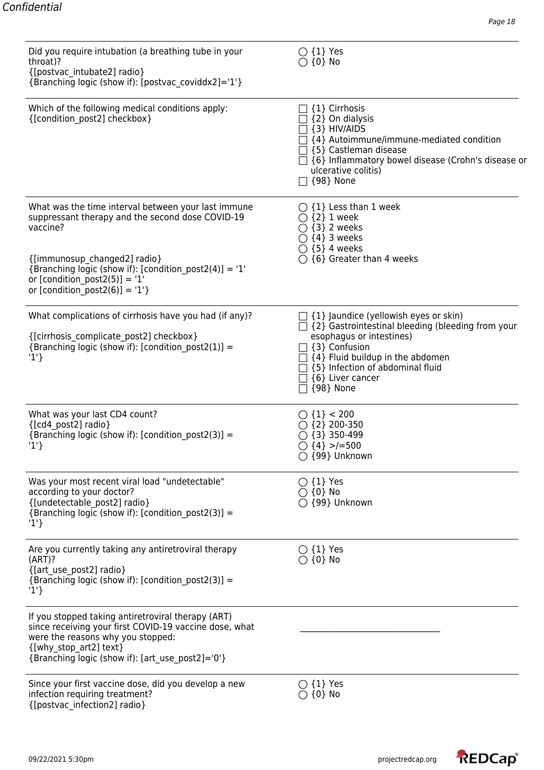| Question | Response |
|---|---|
| Did you require intubation (a breathing tube in your throat)?<br>{[postvac_intubate2] radio}<br>{Branching logic (show if): [postvac_coviddx2]='1'} | ◯ {1} Yes<br>◯ {0} No |
| Which of the following medical conditions apply:<br>{[condition_post2] checkbox} | ☐ {1} Cirrhosis<br>☐ {2} On dialysis<br>☐ {3} HIV/AIDS<br>☐ {4} Autoimmune/immune-mediated condition<br>☐ {5} Castleman disease<br>☐ {6} Inflammatory bowel disease (Crohn's disease or ulcerative colitis)<br>☐ {98} None |
| What was the time interval between your last immune suppressant therapy and the second dose COVID-19 vaccine?<br><br>{[immunosup_changed2] radio}<br>{Branching logic (show if): [condition_post2(4)] = '1' or [condition_post2(5)] = '1' or [condition_post2(6)] = '1'} | ◯ {1} Less than 1 week<br>◯ {2} 1 week<br>◯ {3} 2 weeks<br>◯ {4} 3 weeks<br>◯ {5} 4 weeks<br>◯ {6} Greater than 4 weeks |
| What complications of cirrhosis have you had (if any)?<br><br>{[cirrhosis_complicate_post2] checkbox}<br>{Branching logic (show if): [condition_post2(1)] = '1'} | ☐ {1} Jaundice (yellowish eyes or skin)<br>☐ {2} Gastrointestinal bleeding (bleeding from your esophagus or intestines)<br>☐ {3} Confusion<br>☐ {4} Fluid buildup in the abdomen<br>☐ {5} Infection of abdominal fluid<br>☐ {6} Liver cancer<br>☐ {98} None |
| What was your last CD4 count?<br>{[cd4_post2] radio}<br>{Branching logic (show if): [condition_post2(3)] = '1'} | ◯ {1} < 200<br>◯ {2} 200-350<br>◯ {3} 350-499<br>◯ {4} >/=500<br>◯ {99} Unknown |
| Was your most recent viral load "undetectable" according to your doctor?<br>{[undetectable_post2] radio}<br>{Branching logic (show if): [condition_post2(3)] = '1'} | ◯ {1} Yes<br>◯ {0} No<br>◯ {99} Unknown |
| Are you currently taking any antiretroviral therapy (ART)?<br>{[art_use_post2] radio}<br>{Branching logic (show if): [condition_post2(3)] = '1'} | ◯ {1} Yes<br>◯ {0} No |
| If you stopped taking antiretroviral therapy (ART) since receiving your first COVID-19 vaccine dose, what were the reasons why you stopped:<br>{[why_stop_art2] text}<br>{Branching logic (show if): [art_use_post2]='0'} | ________________________________ |
| Since your first vaccine dose, did you develop a new infection requiring treatment?<br>{[postvac_infection2] radio} | ◯ {1} Yes<br>◯ {0} No |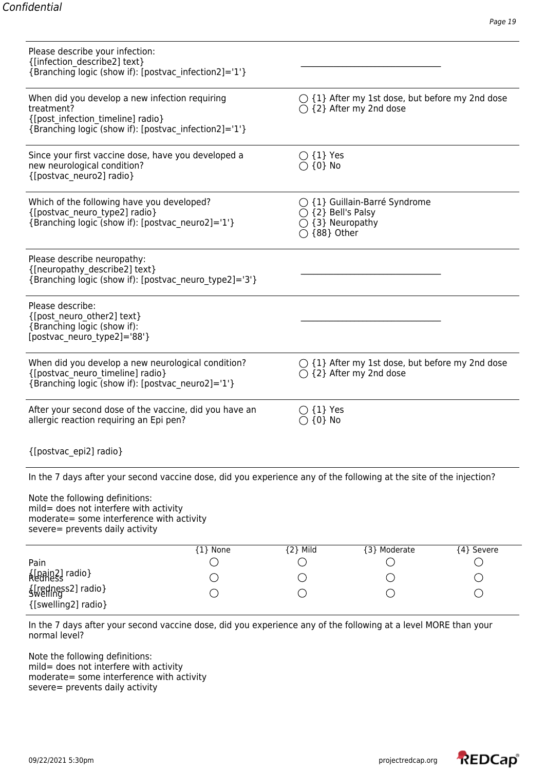| | |
|---|---|
| Please describe your infection:<br>{[infection_describe2] text}<br>{Branching logic (show if): [postvac_infection2]='1'} | __________________________ |
| When did you develop a new infection requiring treatment?<br>{[post_infection_timeline] radio}<br>{Branching logic (show if): [postvac_infection2]='1'} | ◯ {1} After my 1st dose, but before my 2nd dose<br>◯ {2} After my 2nd dose |
| Since your first vaccine dose, have you developed a new neurological condition?<br>{[postvac_neuro2] radio} | ◯ {1} Yes<br>◯ {0} No |
| Which of the following have you developed?<br>{[postvac_neuro_type2] radio}<br>{Branching logic (show if): [postvac_neuro2]='1'} | ◯ {1} Guillain-Barré Syndrome<br>◯ {2} Bell's Palsy<br>◯ {3} Neuropathy<br>◯ {88} Other |
| Please describe neuropathy:<br>{[neuropathy_describe2] text}<br>{Branching logic (show if): [postvac_neuro_type2]='3'} | __________________________ |
| Please describe:<br>{[post_neuro_other2] text}<br>{Branching logic (show if): [postvac_neuro_type2]='88'} | __________________________ |
| When did you develop a new neurological condition?<br>{[postvac_neuro_timeline] radio}<br>{Branching logic (show if): [postvac_neuro2]='1'} | ◯ {1} After my 1st dose, but before my 2nd dose<br>◯ {2} After my 2nd dose |
| After your second dose of the vaccine, did you have an allergic reaction requiring an Epi pen?<br><br>{[postvac_epi2] radio} | ◯ {1} Yes<br>◯ {0} No |

In the 7 days after your second vaccine dose, did you experience any of the following at the site of the injection?

Note the following definitions:
mild= does not interfere with activity
moderate= some interference with activity
severe= prevents daily activity

| | {1} None | {2} Mild | {3} Moderate | {4} Severe |
|---|---|---|---|---|
| Pain<br>{[pain2] radio} | ◯ | ◯ | ◯ | ◯ |
| Redness<br>{[redness2] radio} | ◯ | ◯ | ◯ | ◯ |
| Swelling<br>{[swelling2] radio} | ◯ | ◯ | ◯ | ◯ |

In the 7 days after your second vaccine dose, did you experience any of the following at a level MORE than your normal level?

Note the following definitions:
mild= does not interfere with activity
moderate= some interference with activity
severe= prevents daily activity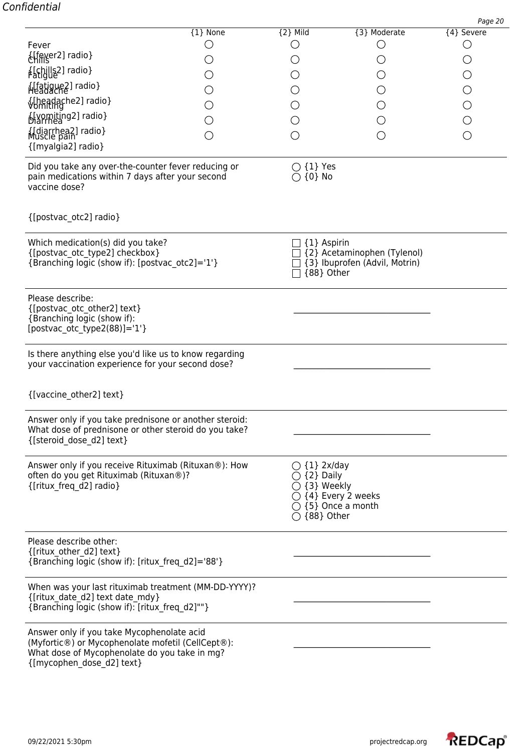| | {1} None | {2} Mild | {3} Moderate | {4} Severe |
|---|---|---|---|---|
| Fever {[fever2] radio} | ○ | ○ | ○ | ○ |
| Chills {[chills2] radio} | ○ | ○ | ○ | ○ |
| Fatigue {[fatigue2] radio} | ○ | ○ | ○ | ○ |
| Headache {[headache2] radio} | ○ | ○ | ○ | ○ |
| Vomiting {[vomiting2] radio} | ○ | ○ | ○ | ○ |
| Diarrhea {[diarrhea2] radio} | ○ | ○ | ○ | ○ |
| Muscle pain {[myalgia2] radio} | ○ | ○ | ○ | ○ |

---

Did you take any over-the-counter fever reducing or pain medications within 7 days after your second vaccine dose?

{[postvac_otc2] radio}

○ {1} Yes
○ {0} No

---

Which medication(s) did you take?
{[postvac_otc_type2] checkbox}
{Branching logic (show if): [postvac_otc2]='1'}

☐ {1} Aspirin
☐ {2} Acetaminophen (Tylenol)
☐ {3} Ibuprofen (Advil, Motrin)
☐ {88} Other

---

Please describe:
{[postvac_otc_other2] text}
{Branching logic (show if): [postvac_otc_type2(88)]='1'}

______________________________

---

Is there anything else you'd like us to know regarding your vaccination experience for your second dose?

{[vaccine_other2] text}

______________________________

---

Answer only if you take prednisone or another steroid: What dose of prednisone or other steroid do you take?
{[steroid_dose_d2] text}

______________________________

---

Answer only if you receive Rituximab (Rituxan®): How often do you get Rituximab (Rituxan®)?
{[ritux_freq_d2] radio}

○ {1} 2x/day
○ {2} Daily
○ {3} Weekly
○ {4} Every 2 weeks
○ {5} Once a month
○ {88} Other

---

Please describe other:
{[ritux_other_d2] text}
{Branching logic (show if): [ritux_freq_d2]='88'}

______________________________

---

When was your last rituximab treatment (MM-DD-YYYY)?
{[ritux_date_d2] text date_mdy}
{Branching logic (show if): [ritux_freq_d2]""}

______________________________

---

Answer only if you take Mycophenolate acid (Myfortic®) or Mycophenolate mofetil (CellCept®): What dose of Mycophenolate do you take in mg?
{[mycophen_dose_d2] text}

______________________________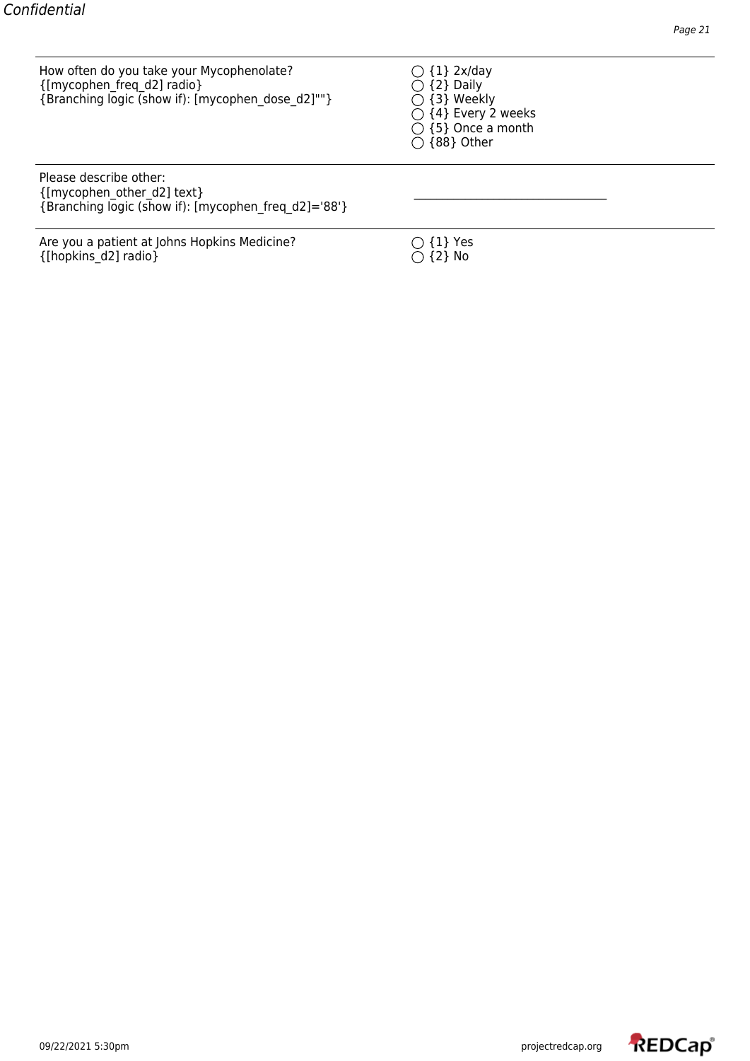| | |
|---|---|
| How often do you take your Mycophenolate?<br>{[mycophen_freq_d2] radio}<br>{Branching logic (show if): [mycophen_dose_d2]""} | ◯ {1} 2x/day<br>◯ {2} Daily<br>◯ {3} Weekly<br>◯ {4} Every 2 weeks<br>◯ {5} Once a month<br>◯ {88} Other |
| Please describe other:<br>{[mycophen_other_d2] text}<br>{Branching logic (show if): [mycophen_freq_d2]='88'} | ______________________________ |
| Are you a patient at Johns Hopkins Medicine?<br>{[hopkins_d2] radio} | ◯ {1} Yes<br>◯ {2} No |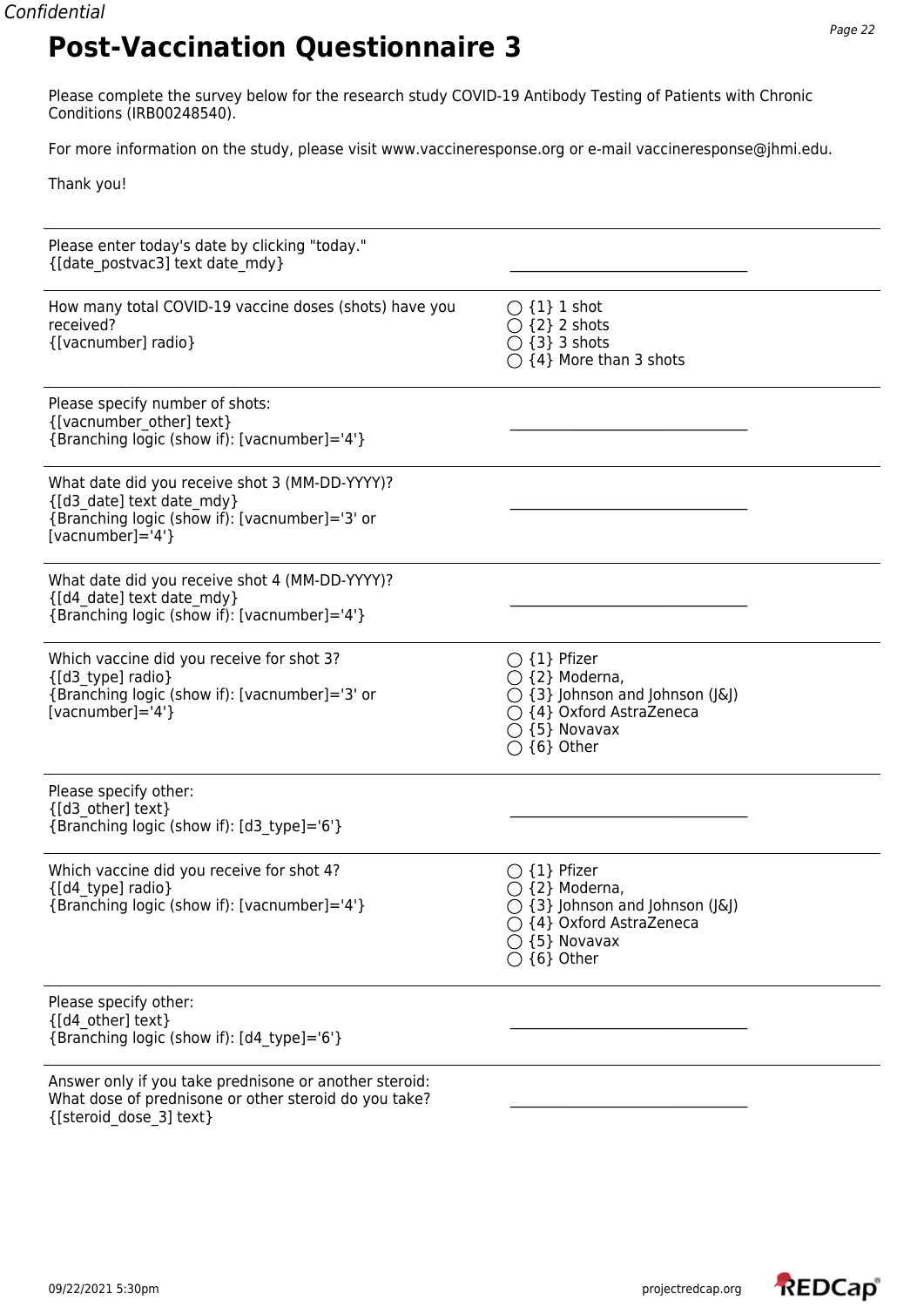# Post-Vaccination Questionnaire 3

Please complete the survey below for the research study COVID-19 Antibody Testing of Patients with Chronic Conditions (IRB00248540).

For more information on the study, please visit www.vaccineresponse.org or e-mail vaccineresponse@jhmi.edu.

Thank you!

| Question | Response |
|---|---|
| Please enter today's date by clicking "today."<br>{[date_postvac3] text date_mdy} | ______________________ |
| How many total COVID-19 vaccine doses (shots) have you received?<br>{[vacnumber] radio} | ◯ {1} 1 shot<br>◯ {2} 2 shots<br>◯ {3} 3 shots<br>◯ {4} More than 3 shots |
| Please specify number of shots:<br>{[vacnumber_other] text}<br>{Branching logic (show if): [vacnumber]='4'} | ______________________ |
| What date did you receive shot 3 (MM-DD-YYYY)?<br>{[d3_date] text date_mdy}<br>{Branching logic (show if): [vacnumber]='3' or [vacnumber]='4'} | ______________________ |
| What date did you receive shot 4 (MM-DD-YYYY)?<br>{[d4_date] text date_mdy}<br>{Branching logic (show if): [vacnumber]='4'} | ______________________ |
| Which vaccine did you receive for shot 3?<br>{[d3_type] radio}<br>{Branching logic (show if): [vacnumber]='3' or [vacnumber]='4'} | ◯ {1} Pfizer<br>◯ {2} Moderna,<br>◯ {3} Johnson and Johnson (J&J)<br>◯ {4} Oxford AstraZeneca<br>◯ {5} Novavax<br>◯ {6} Other |
| Please specify other:<br>{[d3_other] text}<br>{Branching logic (show if): [d3_type]='6'} | ______________________ |
| Which vaccine did you receive for shot 4?<br>{[d4_type] radio}<br>{Branching logic (show if): [vacnumber]='4'} | ◯ {1} Pfizer<br>◯ {2} Moderna,<br>◯ {3} Johnson and Johnson (J&J)<br>◯ {4} Oxford AstraZeneca<br>◯ {5} Novavax<br>◯ {6} Other |
| Please specify other:<br>{[d4_other] text}<br>{Branching logic (show if): [d4_type]='6'} | ______________________ |
| Answer only if you take prednisone or another steroid: What dose of prednisone or other steroid do you take?<br>{[steroid_dose_3] text} | ______________________ |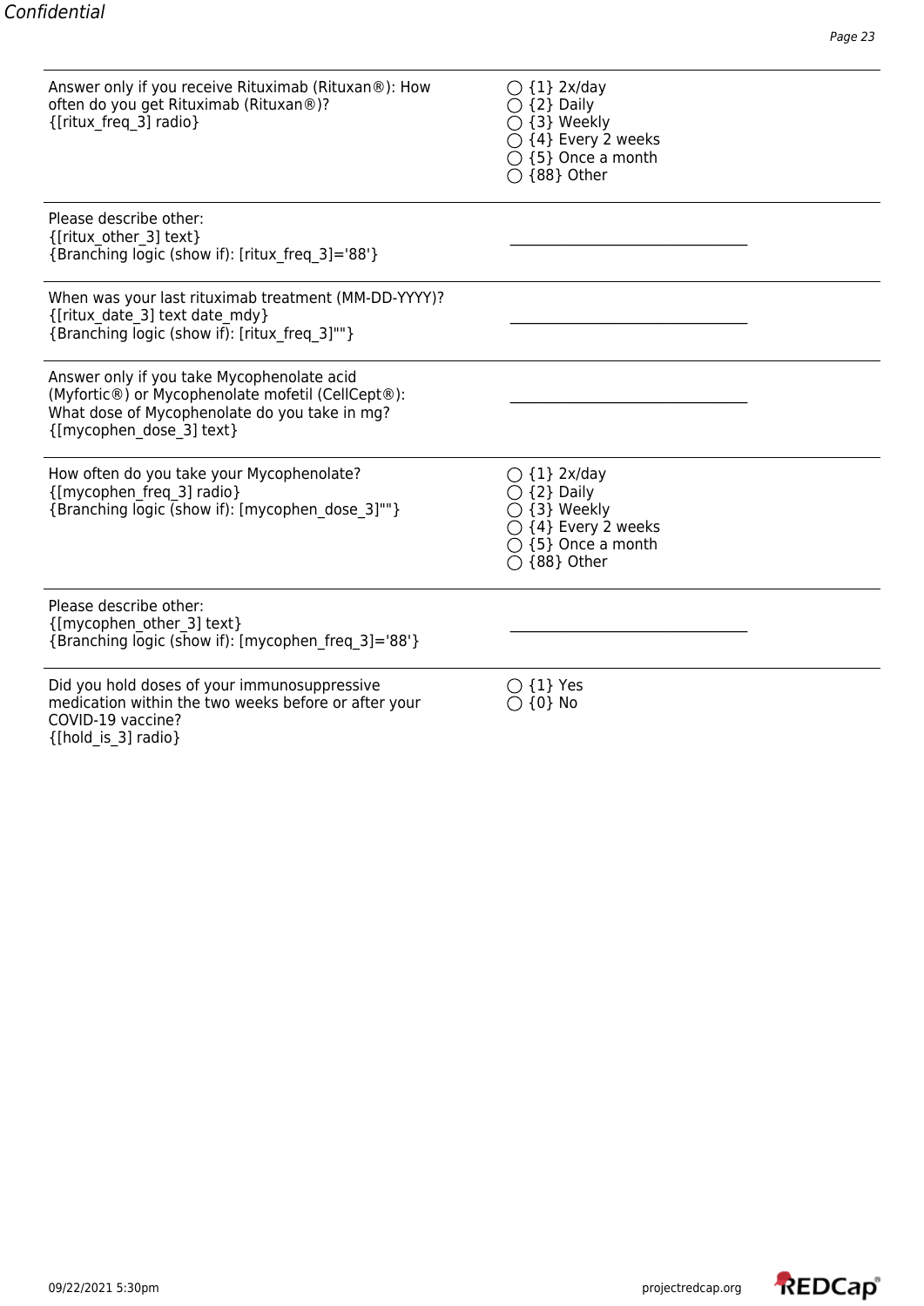| | |
|---|---|
| Answer only if you receive Rituximab (Rituxan®): How often do you get Rituximab (Rituxan®)?<br>{[ritux_freq_3] radio} | ◯ {1} 2x/day<br>◯ {2} Daily<br>◯ {3} Weekly<br>◯ {4} Every 2 weeks<br>◯ {5} Once a month<br>◯ {88} Other |
| Please describe other:<br>{[ritux_other_3] text}<br>{Branching logic (show if): [ritux_freq_3]='88'} | ________________________________ |
| When was your last rituximab treatment (MM-DD-YYYY)?<br>{[ritux_date_3] text date_mdy}<br>{Branching logic (show if): [ritux_freq_3]""} | ________________________________ |
| Answer only if you take Mycophenolate acid (Myfortic®) or Mycophenolate mofetil (CellCept®): What dose of Mycophenolate do you take in mg?<br>{[mycophen_dose_3] text} | ________________________________ |
| How often do you take your Mycophenolate?<br>{[mycophen_freq_3] radio}<br>{Branching logic (show if): [mycophen_dose_3]""} | ◯ {1} 2x/day<br>◯ {2} Daily<br>◯ {3} Weekly<br>◯ {4} Every 2 weeks<br>◯ {5} Once a month<br>◯ {88} Other |
| Please describe other:<br>{[mycophen_other_3] text}<br>{Branching logic (show if): [mycophen_freq_3]='88'} | ________________________________ |
| Did you hold doses of your immunosuppressive medication within the two weeks before or after your COVID-19 vaccine?<br>{[hold_is_3] radio} | ◯ {1} Yes<br>◯ {0} No |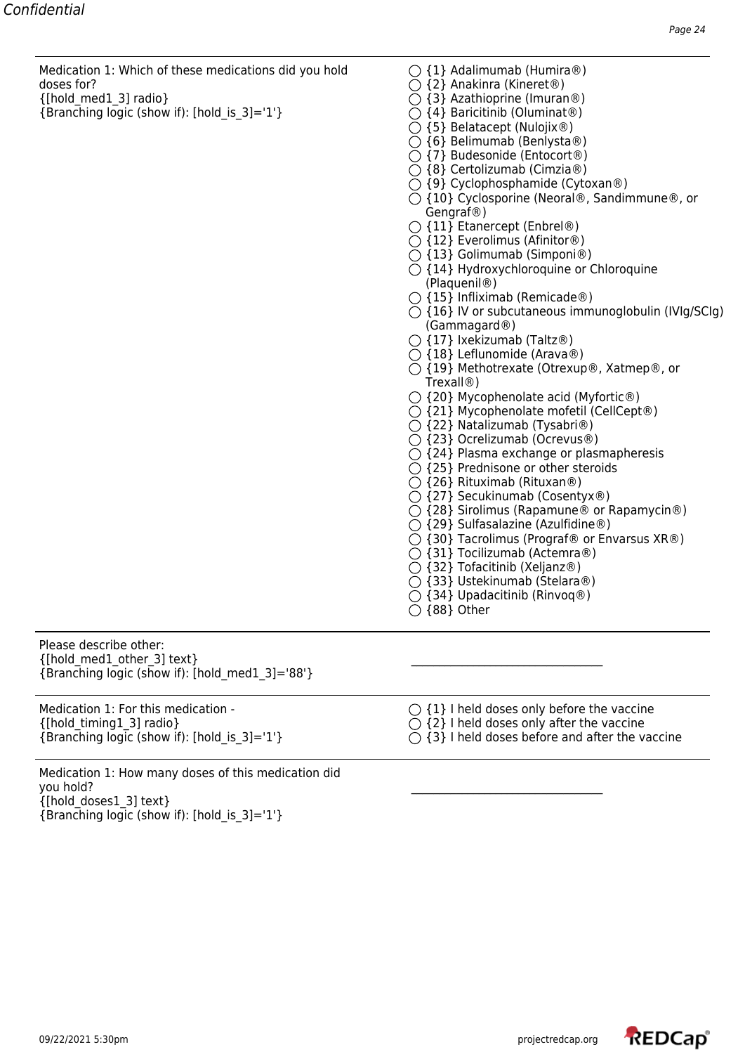| | |
|---|---|
| Medication 1: Which of these medications did you hold doses for?<br>{[hold_med1_3] radio}<br>{Branching logic (show if): [hold_is_3]='1'} | ◯ {1} Adalimumab (Humira®)<br>◯ {2} Anakinra (Kineret®)<br>◯ {3} Azathioprine (Imuran®)<br>◯ {4} Baricitinib (Oluminat®)<br>◯ {5} Belatacept (Nulojix®)<br>◯ {6} Belimumab (Benlysta®)<br>◯ {7} Budesonide (Entocort®)<br>◯ {8} Certolizumab (Cimzia®)<br>◯ {9} Cyclophosphamide (Cytoxan®)<br>◯ {10} Cyclosporine (Neoral®, Sandimmune®, or Gengraf®)<br>◯ {11} Etanercept (Enbrel®)<br>◯ {12} Everolimus (Afinitor®)<br>◯ {13} Golimumab (Simponi®)<br>◯ {14} Hydroxychloroquine or Chloroquine (Plaquenil®)<br>◯ {15} Infliximab (Remicade®)<br>◯ {16} IV or subcutaneous immunoglobulin (IVIg/SCIg) (Gammagard®)<br>◯ {17} Ixekizumab (Taltz®)<br>◯ {18} Leflunomide (Arava®)<br>◯ {19} Methotrexate (Otrexup®, Xatmep®, or Trexall®)<br>◯ {20} Mycophenolate acid (Myfortic®)<br>◯ {21} Mycophenolate mofetil (CellCept®)<br>◯ {22} Natalizumab (Tysabri®)<br>◯ {23} Ocrelizumab (Ocrevus®)<br>◯ {24} Plasma exchange or plasmapheresis<br>◯ {25} Prednisone or other steroids<br>◯ {26} Rituximab (Rituxan®)<br>◯ {27} Secukinumab (Cosentyx®)<br>◯ {28} Sirolimus (Rapamune® or Rapamycin®)<br>◯ {29} Sulfasalazine (Azulfidine®)<br>◯ {30} Tacrolimus (Prograf® or Envarsus XR®)<br>◯ {31} Tocilizumab (Actemra®)<br>◯ {32} Tofacitinib (Xeljanz®)<br>◯ {33} Ustekinumab (Stelara®)<br>◯ {34} Upadacitinib (Rinvoq®)<br>◯ {88} Other |
| Please describe other:<br>{[hold_med1_other_3] text}<br>{Branching logic (show if): [hold_med1_3]='88'} | __________________________________ |
| Medication 1: For this medication -<br>{[hold_timing1_3] radio}<br>{Branching logic (show if): [hold_is_3]='1'} | ◯ {1} I held doses only before the vaccine<br>◯ {2} I held doses only after the vaccine<br>◯ {3} I held doses before and after the vaccine |
| Medication 1: How many doses of this medication did you hold?<br>{[hold_doses1_3] text}<br>{Branching logic (show if): [hold_is_3]='1'} | __________________________________ |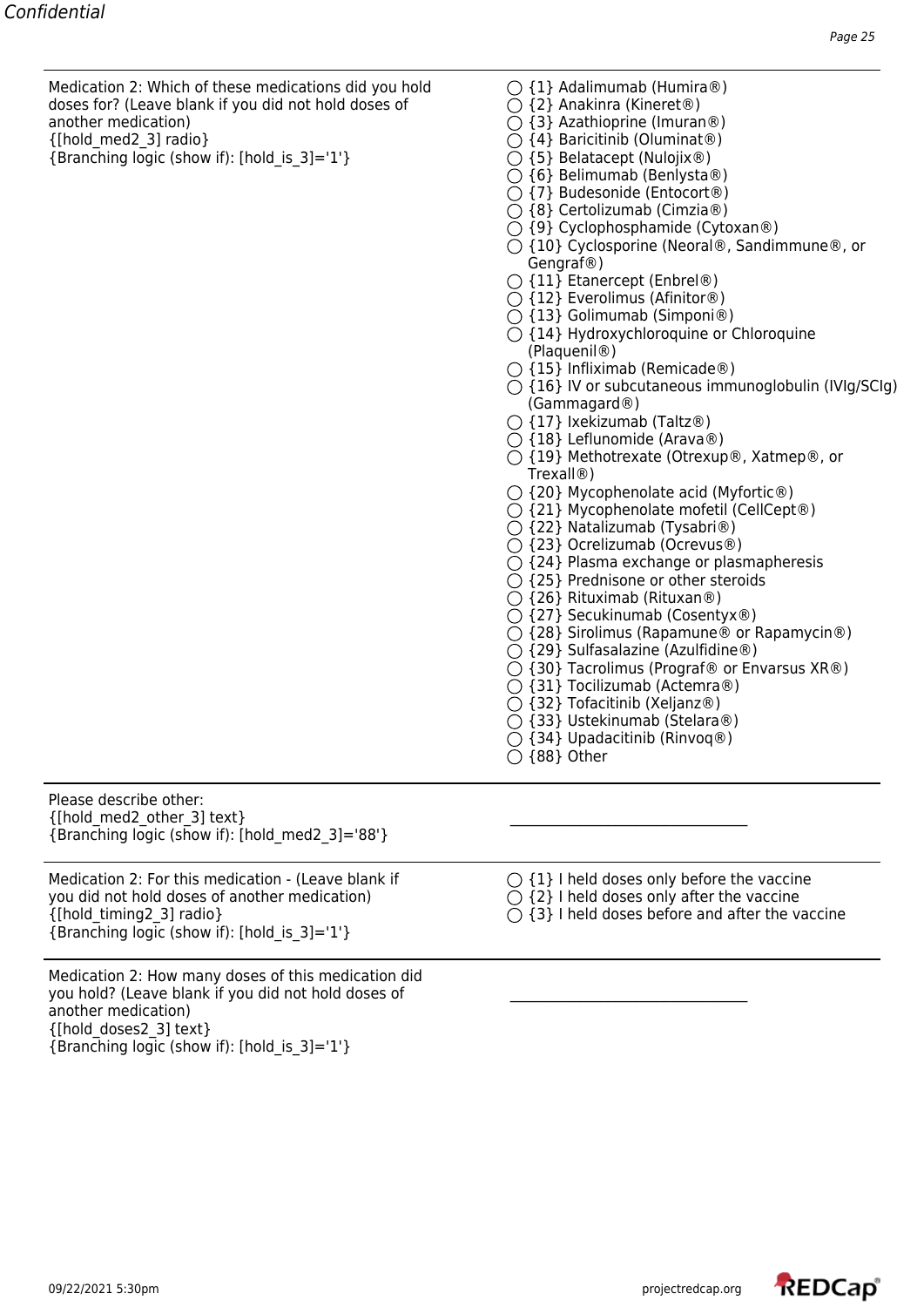| Question | Response |
| --- | --- |
| Medication 2: Which of these medications did you hold doses for? (Leave blank if you did not hold doses of another medication)<br>{[hold_med2_3] radio}<br>{Branching logic (show if): [hold_is_3]='1'} | ◯ {1} Adalimumab (Humira®)<br>◯ {2} Anakinra (Kineret®)<br>◯ {3} Azathioprine (Imuran®)<br>◯ {4} Baricitinib (Oluminat®)<br>◯ {5} Belatacept (Nulojix®)<br>◯ {6} Belimumab (Benlysta®)<br>◯ {7} Budesonide (Entocort®)<br>◯ {8} Certolizumab (Cimzia®)<br>◯ {9} Cyclophosphamide (Cytoxan®)<br>◯ {10} Cyclosporine (Neoral®, Sandimmune®, or Gengraf®)<br>◯ {11} Etanercept (Enbrel®)<br>◯ {12} Everolimus (Afinitor®)<br>◯ {13} Golimumab (Simponi®)<br>◯ {14} Hydroxychloroquine or Chloroquine (Plaquenil®)<br>◯ {15} Infliximab (Remicade®)<br>◯ {16} IV or subcutaneous immunoglobulin (IVIg/SCIg) (Gammagard®)<br>◯ {17} Ixekizumab (Taltz®)<br>◯ {18} Leflunomide (Arava®)<br>◯ {19} Methotrexate (Otrexup®, Xatmep®, or Trexall®)<br>◯ {20} Mycophenolate acid (Myfortic®)<br>◯ {21} Mycophenolate mofetil (CellCept®)<br>◯ {22} Natalizumab (Tysabri®)<br>◯ {23} Ocrelizumab (Ocrevus®)<br>◯ {24} Plasma exchange or plasmapheresis<br>◯ {25} Prednisone or other steroids<br>◯ {26} Rituximab (Rituxan®)<br>◯ {27} Secukinumab (Cosentyx®)<br>◯ {28} Sirolimus (Rapamune® or Rapamycin®)<br>◯ {29} Sulfasalazine (Azulfidine®)<br>◯ {30} Tacrolimus (Prograf® or Envarsus XR®)<br>◯ {31} Tocilizumab (Actemra®)<br>◯ {32} Tofacitinib (Xeljanz®)<br>◯ {33} Ustekinumab (Stelara®)<br>◯ {34} Upadacitinib (Rinvoq®)<br>◯ {88} Other |
| Please describe other:<br>{[hold_med2_other_3] text}<br>{Branching logic (show if): [hold_med2_3]='88'} | ______________________________ |
| Medication 2: For this medication - (Leave blank if you did not hold doses of another medication)<br>{[hold_timing2_3] radio}<br>{Branching logic (show if): [hold_is_3]='1'} | ◯ {1} I held doses only before the vaccine<br>◯ {2} I held doses only after the vaccine<br>◯ {3} I held doses before and after the vaccine |
| Medication 2: How many doses of this medication did you hold? (Leave blank if you did not hold doses of another medication)<br>{[hold_doses2_3] text}<br>{Branching logic (show if): [hold_is_3]='1'} | ______________________________ |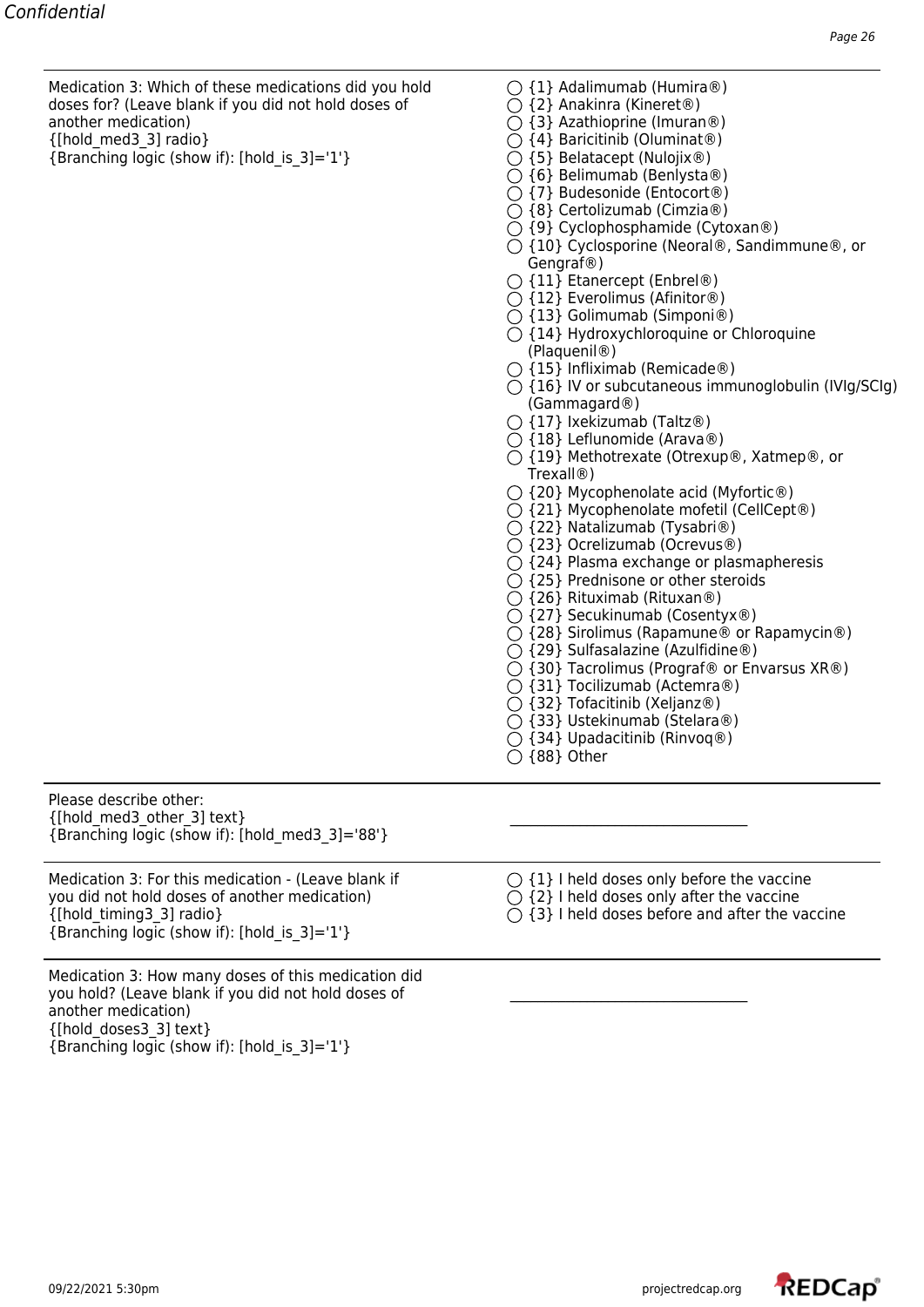| Question | Response |
|---|---|
| Medication 3: Which of these medications did you hold doses for? (Leave blank if you did not hold doses of another medication)<br>{[hold_med3_3] radio}<br>{Branching logic (show if): [hold_is_3]='1'} | ◯ {1} Adalimumab (Humira®)<br>◯ {2} Anakinra (Kineret®)<br>◯ {3} Azathioprine (Imuran®)<br>◯ {4} Baricitinib (Oluminat®)<br>◯ {5} Belatacept (Nulojix®)<br>◯ {6} Belimumab (Benlysta®)<br>◯ {7} Budesonide (Entocort®)<br>◯ {8} Certolizumab (Cimzia®)<br>◯ {9} Cyclophosphamide (Cytoxan®)<br>◯ {10} Cyclosporine (Neoral®, Sandimmune®, or Gengraf®)<br>◯ {11} Etanercept (Enbrel®)<br>◯ {12} Everolimus (Afinitor®)<br>◯ {13} Golimumab (Simponi®)<br>◯ {14} Hydroxychloroquine or Chloroquine (Plaquenil®)<br>◯ {15} Infliximab (Remicade®)<br>◯ {16} IV or subcutaneous immunoglobulin (IVIg/SCIg) (Gammagard®)<br>◯ {17} Ixekizumab (Taltz®)<br>◯ {18} Leflunomide (Arava®)<br>◯ {19} Methotrexate (Otrexup®, Xatmep®, or Trexall®)<br>◯ {20} Mycophenolate acid (Myfortic®)<br>◯ {21} Mycophenolate mofetil (CellCept®)<br>◯ {22} Natalizumab (Tysabri®)<br>◯ {23} Ocrelizumab (Ocrevus®)<br>◯ {24} Plasma exchange or plasmapheresis<br>◯ {25} Prednisone or other steroids<br>◯ {26} Rituximab (Rituxan®)<br>◯ {27} Secukinumab (Cosentyx®)<br>◯ {28} Sirolimus (Rapamune® or Rapamycin®)<br>◯ {29} Sulfasalazine (Azulfidine®)<br>◯ {30} Tacrolimus (Prograf® or Envarsus XR®)<br>◯ {31} Tocilizumab (Actemra®)<br>◯ {32} Tofacitinib (Xeljanz®)<br>◯ {33} Ustekinumab (Stelara®)<br>◯ {34} Upadacitinib (Rinvoq®)<br>◯ {88} Other |
| Please describe other:<br>{[hold_med3_other_3] text}<br>{Branching logic (show if): [hold_med3_3]='88'} | __________________________ |
| Medication 3: For this medication - (Leave blank if you did not hold doses of another medication)<br>{[hold_timing3_3] radio}<br>{Branching logic (show if): [hold_is_3]='1'} | ◯ {1} I held doses only before the vaccine<br>◯ {2} I held doses only after the vaccine<br>◯ {3} I held doses before and after the vaccine |
| Medication 3: How many doses of this medication did you hold? (Leave blank if you did not hold doses of another medication)<br>{[hold_doses3_3] text}<br>{Branching logic (show if): [hold_is_3]='1'} | __________________________ |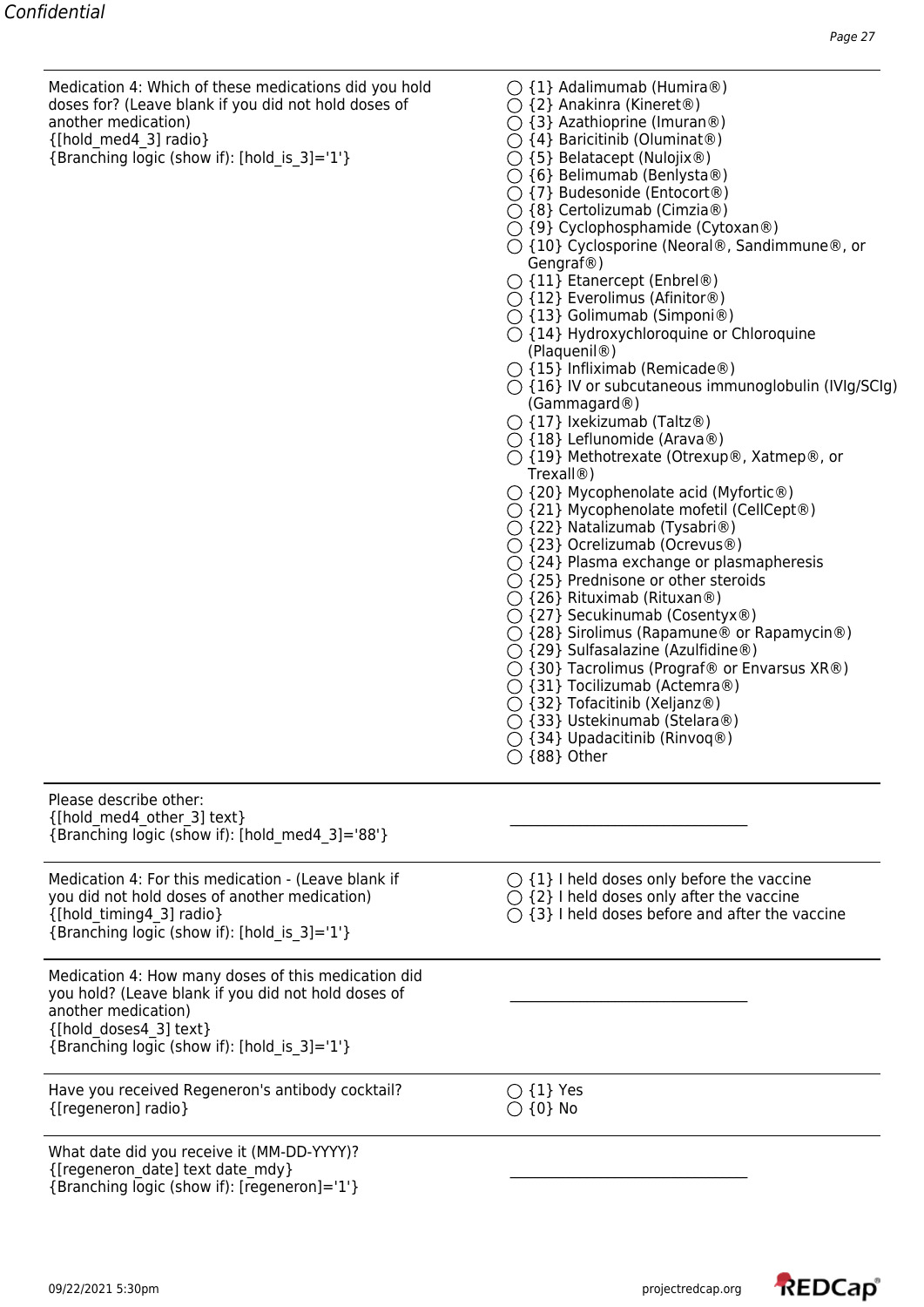Medication 4: Which of these medications did you hold doses for? (Leave blank if you did not hold doses of another medication)
{[hold_med4_3] radio}
{Branching logic (show if): [hold_is_3]='1'}

- ◯ {1} Adalimumab (Humira®)
- ◯ {2} Anakinra (Kineret®)
- ◯ {3} Azathioprine (Imuran®)
- ◯ {4} Baricitinib (Oluminat®)
- ◯ {5} Belatacept (Nulojix®)
- ◯ {6} Belimumab (Benlysta®)
- ◯ {7} Budesonide (Entocort®)
- ◯ {8} Certolizumab (Cimzia®)
- ◯ {9} Cyclophosphamide (Cytoxan®)
- ◯ {10} Cyclosporine (Neoral®, Sandimmune®, or Gengraf®)
- ◯ {11} Etanercept (Enbrel®)
- ◯ {12} Everolimus (Afinitor®)
- ◯ {13} Golimumab (Simponi®)
- ◯ {14} Hydroxychloroquine or Chloroquine (Plaquenil®)
- ◯ {15} Infliximab (Remicade®)
- ◯ {16} IV or subcutaneous immunoglobulin (IVIg/SCIg) (Gammagard®)
- ◯ {17} Ixekizumab (Taltz®)
- ◯ {18} Leflunomide (Arava®)
- ◯ {19} Methotrexate (Otrexup®, Xatmep®, or Trexall®)
- ◯ {20} Mycophenolate acid (Myfortic®)
- ◯ {21} Mycophenolate mofetil (CellCept®)
- ◯ {22} Natalizumab (Tysabri®)
- ◯ {23} Ocrelizumab (Ocrevus®)
- ◯ {24} Plasma exchange or plasmapheresis
- ◯ {25} Prednisone or other steroids
- ◯ {26} Rituximab (Rituxan®)
- ◯ {27} Secukinumab (Cosentyx®)
- ◯ {28} Sirolimus (Rapamune® or Rapamycin®)
- ◯ {29} Sulfasalazine (Azulfidine®)
- ◯ {30} Tacrolimus (Prograf® or Envarsus XR®)
- ◯ {31} Tocilizumab (Actemra®)
- ◯ {32} Tofacitinib (Xeljanz®)
- ◯ {33} Ustekinumab (Stelara®)
- ◯ {34} Upadacitinib (Rinvoq®)
- ◯ {88} Other

---

Please describe other:
{[hold_med4_other_3] text}
{Branching logic (show if): [hold_med4_3]='88'}

__________________________________

---

Medication 4: For this medication - (Leave blank if you did not hold doses of another medication)
{[hold_timing4_3] radio}
{Branching logic (show if): [hold_is_3]='1'}

- ◯ {1} I held doses only before the vaccine
- ◯ {2} I held doses only after the vaccine
- ◯ {3} I held doses before and after the vaccine

---

Medication 4: How many doses of this medication did you hold? (Leave blank if you did not hold doses of another medication)
{[hold_doses4_3] text}
{Branching logic (show if): [hold_is_3]='1'}

__________________________________

---

Have you received Regeneron's antibody cocktail?
{[regeneron] radio}

- ◯ {1} Yes
- ◯ {0} No

---

What date did you receive it (MM-DD-YYYY)?
{[regeneron_date] text date_mdy}
{Branching logic (show if): [regeneron]='1'}

__________________________________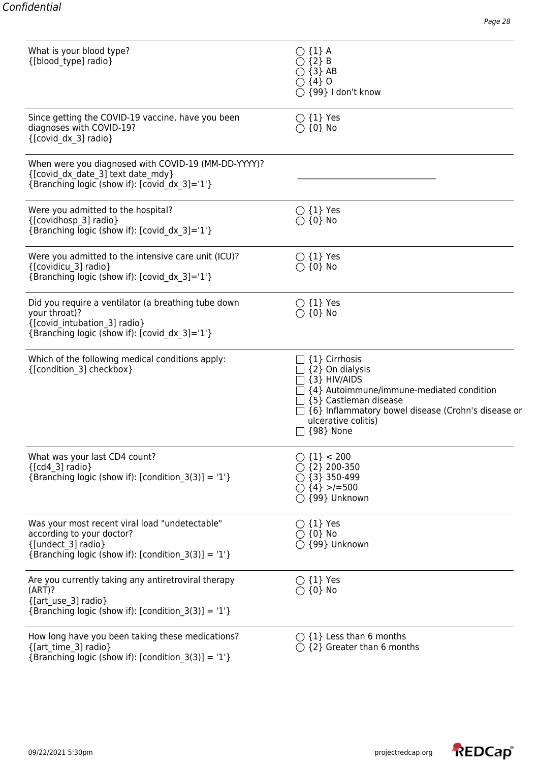| Question | Response |
| --- | --- |
| What is your blood type?<br>{[blood_type] radio} | ◯ {1} A<br>◯ {2} B<br>◯ {3} AB<br>◯ {4} O<br>◯ {99} I don't know |
| Since getting the COVID-19 vaccine, have you been diagnoses with COVID-19?<br>{[covid_dx_3] radio} | ◯ {1} Yes<br>◯ {0} No |
| When were you diagnosed with COVID-19 (MM-DD-YYYY)?<br>{[covid_dx_date_3] text date_mdy}<br>{Branching logic (show if): [covid_dx_3]='1'} | ______________________________ |
| Were you admitted to the hospital?<br>{[covidhosp_3] radio}<br>{Branching logic (show if): [covid_dx_3]='1'} | ◯ {1} Yes<br>◯ {0} No |
| Were you admitted to the intensive care unit (ICU)?<br>{[covidicu_3] radio}<br>{Branching logic (show if): [covid_dx_3]='1'} | ◯ {1} Yes<br>◯ {0} No |
| Did you require a ventilator (a breathing tube down your throat)?<br>{[covid_intubation_3] radio}<br>{Branching logic (show if): [covid_dx_3]='1'} | ◯ {1} Yes<br>◯ {0} No |
| Which of the following medical conditions apply:<br>{[condition_3] checkbox} | ☐ {1} Cirrhosis<br>☐ {2} On dialysis<br>☐ {3} HIV/AIDS<br>☐ {4} Autoimmune/immune-mediated condition<br>☐ {5} Castleman disease<br>☐ {6} Inflammatory bowel disease (Crohn's disease or ulcerative colitis)<br>☐ {98} None |
| What was your last CD4 count?<br>{[cd4_3] radio}<br>{Branching logic (show if): [condition_3(3)] = '1'} | ◯ {1} < 200<br>◯ {2} 200-350<br>◯ {3} 350-499<br>◯ {4} >/=500<br>◯ {99} Unknown |
| Was your most recent viral load "undetectable" according to your doctor?<br>{[undect_3] radio}<br>{Branching logic (show if): [condition_3(3)] = '1'} | ◯ {1} Yes<br>◯ {0} No<br>◯ {99} Unknown |
| Are you currently taking any antiretroviral therapy (ART)?<br>{[art_use_3] radio}<br>{Branching logic (show if): [condition_3(3)] = '1'} | ◯ {1} Yes<br>◯ {0} No |
| How long have you been taking these medications?<br>{[art_time_3] radio}<br>{Branching logic (show if): [condition_3(3)] = '1'} | ◯ {1} Less than 6 months<br>◯ {2} Greater than 6 months |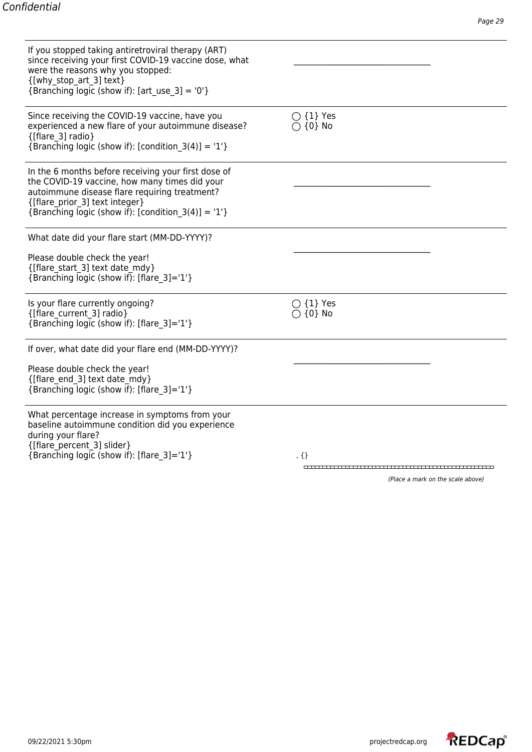| | |
|---|---|
| If you stopped taking antiretroviral therapy (ART) since receiving your first COVID-19 vaccine dose, what were the reasons why you stopped:<br>{[why_stop_art_3] text}<br>{Branching logic (show if): [art_use_3] = '0'} | __________________________________ |
| Since receiving the COVID-19 vaccine, have you experienced a new flare of your autoimmune disease?<br>{[flare_3] radio}<br>{Branching logic (show if): [condition_3(4)] = '1'} | ◯ {1} Yes<br>◯ {0} No |
| In the 6 months before receiving your first dose of the COVID-19 vaccine, how many times did your autoimmune disease flare requiring treatment?<br>{[flare_prior_3] text integer}<br>{Branching logic (show if): [condition_3(4)] = '1'} | __________________________________ |
| What date did your flare start (MM-DD-YYYY)?<br><br>Please double check the year!<br>{[flare_start_3] text date_mdy}<br>{Branching logic (show if): [flare_3]='1'} | __________________________________ |
| Is your flare currently ongoing?<br>{[flare_current_3] radio}<br>{Branching logic (show if): [flare_3]='1'} | ◯ {1} Yes<br>◯ {0} No |
| If over, what date did your flare end (MM-DD-YYYY)?<br><br>Please double check the year!<br>{[flare_end_3] text date_mdy}<br>{Branching logic (show if): [flare_3]='1'} | __________________________________ |
| What percentage increase in symptoms from your baseline autoimmune condition did you experience during your flare?<br>{[flare_percent_3] slider}<br>{Branching logic (show if): [flare_3]='1'} | , {}<br><br>*(Place a mark on the scale above)* |

09/22/2021 5:30pm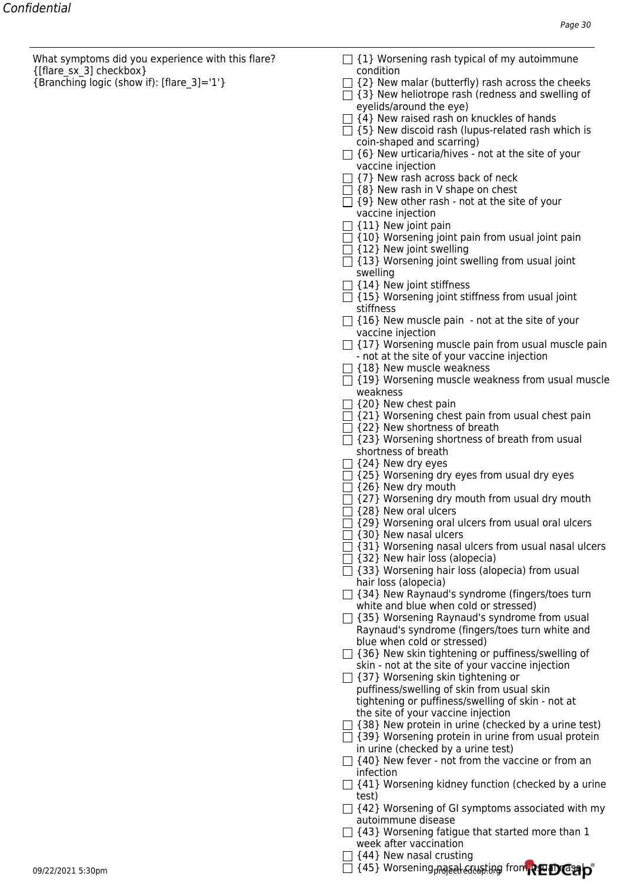What symptoms did you experience with this flare?
{[flare_sx_3] checkbox}
{Branching logic (show if): [flare_3]='1'}

- ☐ {1} Worsening rash typical of my autoimmune condition
- ☐ {2} New malar (butterfly) rash across the cheeks
- ☐ {3} New heliotrope rash (redness and swelling of eyelids/around the eye)
- ☐ {4} New raised rash on knuckles of hands
- ☐ {5} New discoid rash (lupus-related rash which is coin-shaped and scarring)
- ☐ {6} New urticaria/hives - not at the site of your vaccine injection
- ☐ {7} New rash across back of neck
- ☐ {8} New rash in V shape on chest
- ☐ {9} New other rash - not at the site of your vaccine injection
- ☐ {11} New joint pain
- ☐ {10} Worsening joint pain from usual joint pain
- ☐ {12} New joint swelling
- ☐ {13} Worsening joint swelling from usual joint swelling
- ☐ {14} New joint stiffness
- ☐ {15} Worsening joint stiffness from usual joint stiffness
- ☐ {16} New muscle pain - not at the site of your vaccine injection
- ☐ {17} Worsening muscle pain from usual muscle pain - not at the site of your vaccine injection
- ☐ {18} New muscle weakness
- ☐ {19} Worsening muscle weakness from usual muscle weakness
- ☐ {20} New chest pain
- ☐ {21} Worsening chest pain from usual chest pain
- ☐ {22} New shortness of breath
- ☐ {23} Worsening shortness of breath from usual shortness of breath
- ☐ {24} New dry eyes
- ☐ {25} Worsening dry eyes from usual dry eyes
- ☐ {26} New dry mouth
- ☐ {27} Worsening dry mouth from usual dry mouth
- ☐ {28} New oral ulcers
- ☐ {29} Worsening oral ulcers from usual oral ulcers
- ☐ {30} New nasal ulcers
- ☐ {31} Worsening nasal ulcers from usual nasal ulcers
- ☐ {32} New hair loss (alopecia)
- ☐ {33} Worsening hair loss (alopecia) from usual hair loss (alopecia)
- ☐ {34} New Raynaud's syndrome (fingers/toes turn white and blue when cold or stressed)
- ☐ {35} Worsening Raynaud's syndrome from usual Raynaud's syndrome (fingers/toes turn white and blue when cold or stressed)
- ☐ {36} New skin tightening or puffiness/swelling of skin - not at the site of your vaccine injection
- ☐ {37} Worsening skin tightening or puffiness/swelling of skin from usual skin tightening or puffiness/swelling of skin - not at the site of your vaccine injection
- ☐ {38} New protein in urine (checked by a urine test)
- ☐ {39} Worsening protein in urine from usual protein in urine (checked by a urine test)
- ☐ {40} New fever - not from the vaccine or from an infection
- ☐ {41} Worsening kidney function (checked by a urine test)
- ☐ {42} Worsening of GI symptoms associated with my autoimmune disease
- ☐ {43} Worsening fatigue that started more than 1 week after vaccination
- ☐ {44} New nasal crusting
- ☐ {45} Worsening nasal crusting from usual nasal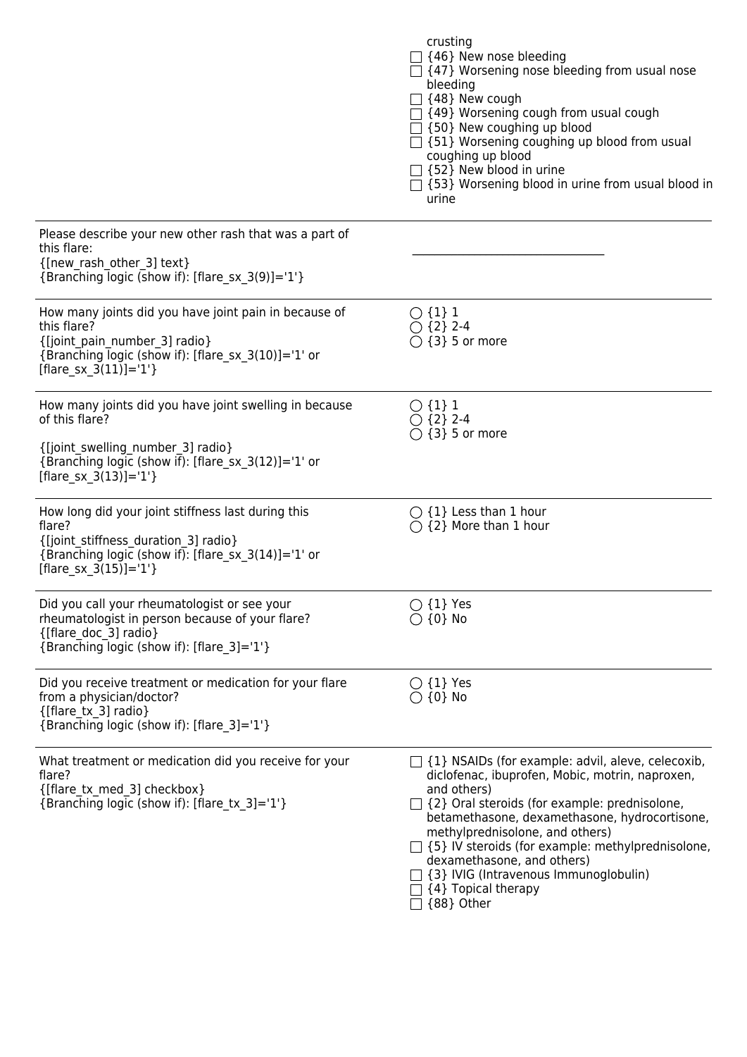| | |
|---|---|
| | crusting<br>☐ {46} New nose bleeding<br>☐ {47} Worsening nose bleeding from usual nose bleeding<br>☐ {48} New cough<br>☐ {49} Worsening cough from usual cough<br>☐ {50} New coughing up blood<br>☐ {51} Worsening coughing up blood from usual coughing up blood<br>☐ {52} New blood in urine<br>☐ {53} Worsening blood in urine from usual blood in urine |
| Please describe your new other rash that was a part of this flare:<br>{[new_rash_other_3] text}<br>{Branching logic (show if): [flare_sx_3(9)]='1'} | ________________________________ |
| How many joints did you have joint pain in because of this flare?<br>{[joint_pain_number_3] radio}<br>{Branching logic (show if): [flare_sx_3(10)]='1' or [flare_sx_3(11)]='1'} | ◯ {1} 1<br>◯ {2} 2-4<br>◯ {3} 5 or more |
| How many joints did you have joint swelling in because of this flare?<br><br>{[joint_swelling_number_3] radio}<br>{Branching logic (show if): [flare_sx_3(12)]='1' or [flare_sx_3(13)]='1'} | ◯ {1} 1<br>◯ {2} 2-4<br>◯ {3} 5 or more |
| How long did your joint stiffness last during this flare?<br>{[joint_stiffness_duration_3] radio}<br>{Branching logic (show if): [flare_sx_3(14)]='1' or [flare_sx_3(15)]='1'} | ◯ {1} Less than 1 hour<br>◯ {2} More than 1 hour |
| Did you call your rheumatologist or see your rheumatologist in person because of your flare?<br>{[flare_doc_3] radio}<br>{Branching logic (show if): [flare_3]='1'} | ◯ {1} Yes<br>◯ {0} No |
| Did you receive treatment or medication for your flare from a physician/doctor?<br>{[flare_tx_3] radio}<br>{Branching logic (show if): [flare_3]='1'} | ◯ {1} Yes<br>◯ {0} No |
| What treatment or medication did you receive for your flare?<br>{[flare_tx_med_3] checkbox}<br>{Branching logic (show if): [flare_tx_3]='1'} | ☐ {1} NSAIDs (for example: advil, aleve, celecoxib, diclofenac, ibuprofen, Mobic, motrin, naproxen, and others)<br>☐ {2} Oral steroids (for example: prednisolone, betamethasone, dexamethasone, hydrocortisone, methylprednisolone, and others)<br>☐ {5} IV steroids (for example: methylprednisolone, dexamethasone, and others)<br>☐ {3} IVIG (Intravenous Immunoglobulin)<br>☐ {4} Topical therapy<br>☐ {88} Other |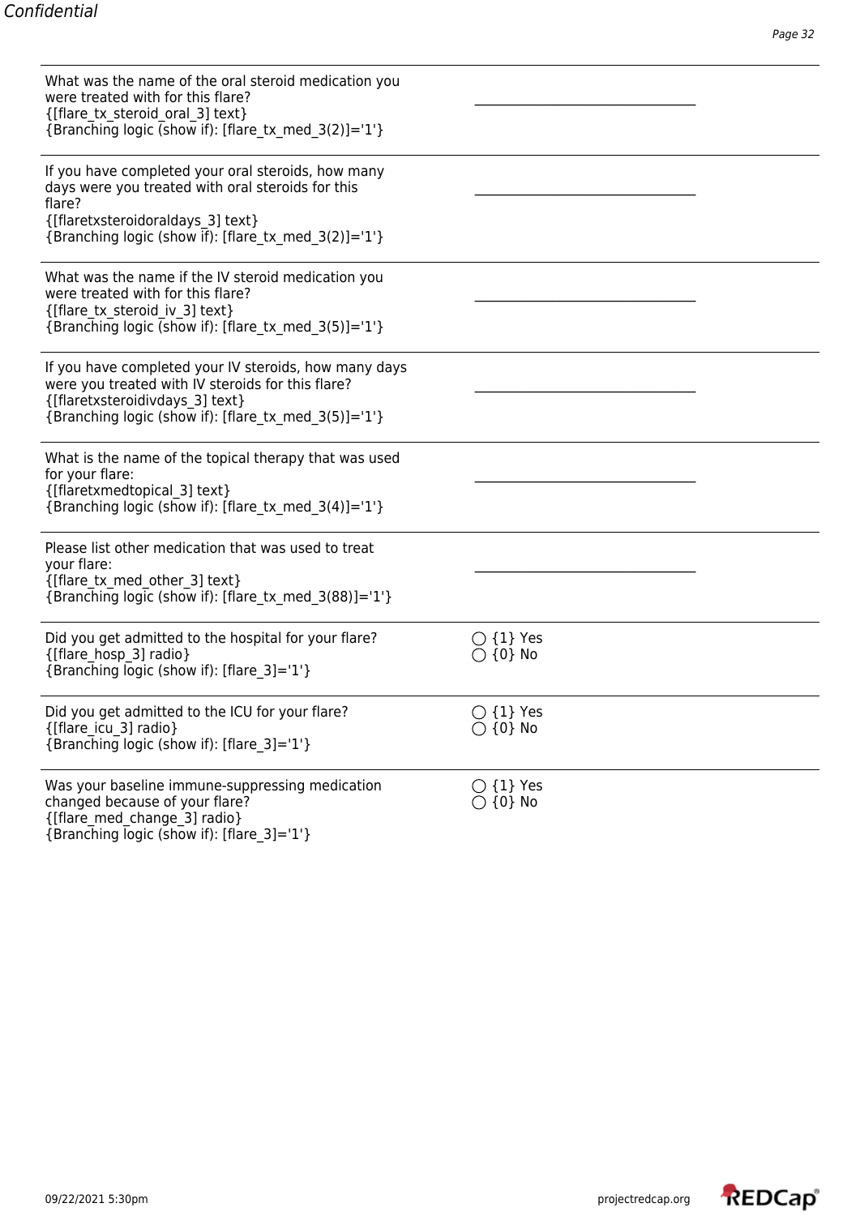What was the name of the oral steroid medication you were treated with for this flare?
{[flare_tx_steroid_oral_3] text}
{Branching logic (show if): [flare_tx_med_3(2)]='1'}

\_\_\_\_\_\_\_\_\_\_\_\_\_\_\_\_\_\_\_\_\_\_\_\_\_\_\_\_\_\_\_\_\_\_

If you have completed your oral steroids, how many days were you treated with oral steroids for this flare?
{[flaretxsteroidoraldays_3] text}
{Branching logic (show if): [flare_tx_med_3(2)]='1'}

\_\_\_\_\_\_\_\_\_\_\_\_\_\_\_\_\_\_\_\_\_\_\_\_\_\_\_\_\_\_\_\_\_\_

What was the name if the IV steroid medication you were treated with for this flare?
{[flare_tx_steroid_iv_3] text}
{Branching logic (show if): [flare_tx_med_3(5)]='1'}

\_\_\_\_\_\_\_\_\_\_\_\_\_\_\_\_\_\_\_\_\_\_\_\_\_\_\_\_\_\_\_\_\_\_

If you have completed your IV steroids, how many days were you treated with IV steroids for this flare?
{[flaretxsteroidivdays_3] text}
{Branching logic (show if): [flare_tx_med_3(5)]='1'}

\_\_\_\_\_\_\_\_\_\_\_\_\_\_\_\_\_\_\_\_\_\_\_\_\_\_\_\_\_\_\_\_\_\_

What is the name of the topical therapy that was used for your flare:
{[flaretxmedtopical_3] text}
{Branching logic (show if): [flare_tx_med_3(4)]='1'}

\_\_\_\_\_\_\_\_\_\_\_\_\_\_\_\_\_\_\_\_\_\_\_\_\_\_\_\_\_\_\_\_\_\_

Please list other medication that was used to treat your flare:
{[flare_tx_med_other_3] text}
{Branching logic (show if): [flare_tx_med_3(88)]='1'}

\_\_\_\_\_\_\_\_\_\_\_\_\_\_\_\_\_\_\_\_\_\_\_\_\_\_\_\_\_\_\_\_\_\_

Did you get admitted to the hospital for your flare?
{[flare_hosp_3] radio}
{Branching logic (show if): [flare_3]='1'}

- ◯ {1} Yes
- ◯ {0} No

Did you get admitted to the ICU for your flare?
{[flare_icu_3] radio}
{Branching logic (show if): [flare_3]='1'}

- ◯ {1} Yes
- ◯ {0} No

Was your baseline immune-suppressing medication changed because of your flare?
{[flare_med_change_3] radio}
{Branching logic (show if): [flare_3]='1'}

- ◯ {1} Yes
- ◯ {0} No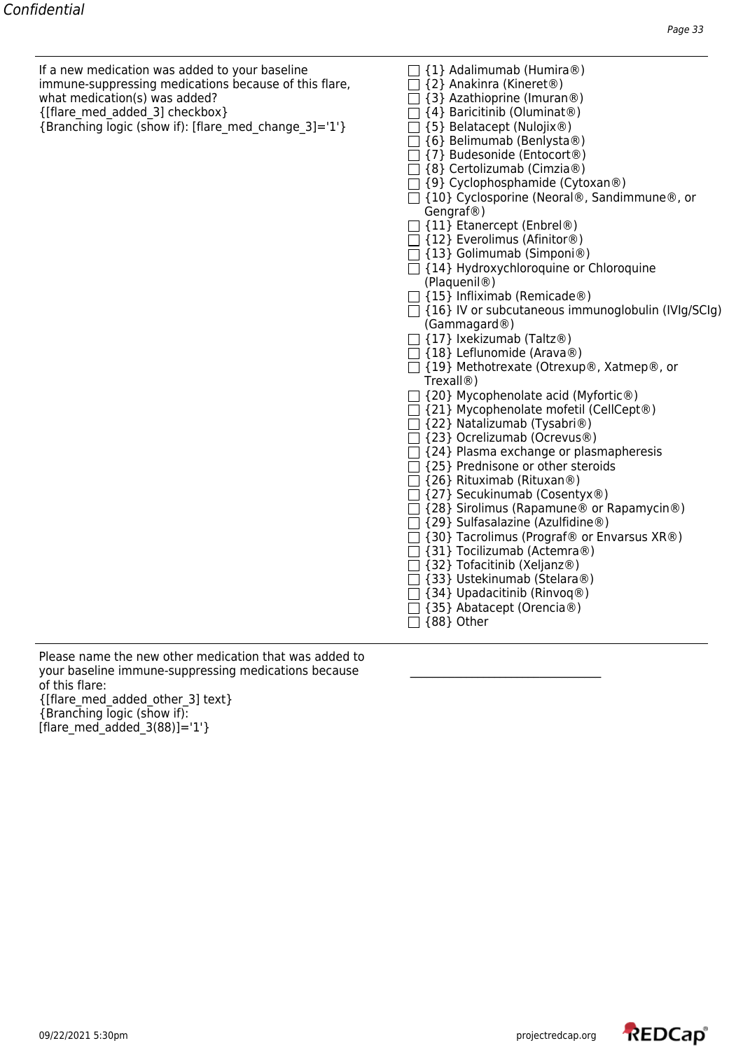If a new medication was added to your baseline immune-suppressing medications because of this flare, what medication(s) was added?
{[flare_med_added_3] checkbox}
{Branching logic (show if): [flare_med_change_3]='1'}

- ☐ {1} Adalimumab (Humira®)
- ☐ {2} Anakinra (Kineret®)
- ☐ {3} Azathioprine (Imuran®)
- ☐ {4} Baricitinib (Oluminat®)
- ☐ {5} Belatacept (Nulojix®)
- ☐ {6} Belimumab (Benlysta®)
- ☐ {7} Budesonide (Entocort®)
- ☐ {8} Certolizumab (Cimzia®)
- ☐ {9} Cyclophosphamide (Cytoxan®)
- ☐ {10} Cyclosporine (Neoral®, Sandimmune®, or Gengraf®)
- ☐ {11} Etanercept (Enbrel®)
- ☐ {12} Everolimus (Afinitor®)
- ☐ {13} Golimumab (Simponi®)
- ☐ {14} Hydroxychloroquine or Chloroquine (Plaquenil®)
- ☐ {15} Infliximab (Remicade®)
- ☐ {16} IV or subcutaneous immunoglobulin (IVIg/SCIg) (Gammagard®)
- ☐ {17} Ixekizumab (Taltz®)
- ☐ {18} Leflunomide (Arava®)
- ☐ {19} Methotrexate (Otrexup®, Xatmep®, or Trexall®)
- ☐ {20} Mycophenolate acid (Myfortic®)
- ☐ {21} Mycophenolate mofetil (CellCept®)
- ☐ {22} Natalizumab (Tysabri®)
- ☐ {23} Ocrelizumab (Ocrevus®)
- ☐ {24} Plasma exchange or plasmapheresis
- ☐ {25} Prednisone or other steroids
- ☐ {26} Rituximab (Rituxan®)
- ☐ {27} Secukinumab (Cosentyx®)
- ☐ {28} Sirolimus (Rapamune® or Rapamycin®)
- ☐ {29} Sulfasalazine (Azulfidine®)
- ☐ {30} Tacrolimus (Prograf® or Envarsus XR®)
- ☐ {31} Tocilizumab (Actemra®)
- ☐ {32} Tofacitinib (Xeljanz®)
- ☐ {33} Ustekinumab (Stelara®)
- ☐ {34} Upadacitinib (Rinvoq®)
- ☐ {35} Abatacept (Orencia®)
- ☐ {88} Other

---

Please name the new other medication that was added to your baseline immune-suppressing medications because of this flare:
{[flare_med_added_other_3] text}
{Branching logic (show if): [flare_med_added_3(88)]='1'}

__________________________________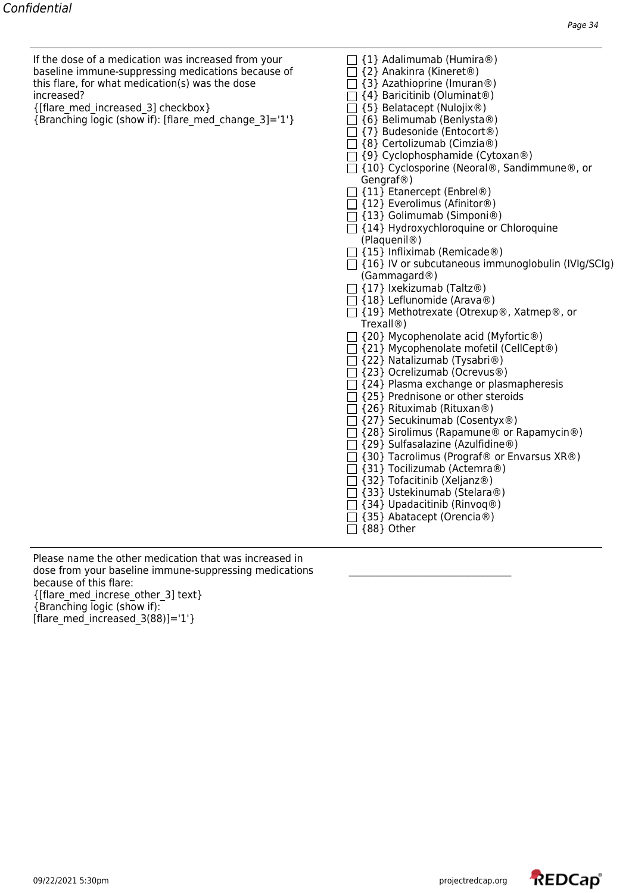If the dose of a medication was increased from your baseline immune-suppressing medications because of this flare, for what medication(s) was the dose increased?
{[flare_med_increased_3] checkbox}
{Branching logic (show if): [flare_med_change_3]='1'}

- ☐ {1} Adalimumab (Humira®)
- ☐ {2} Anakinra (Kineret®)
- ☐ {3} Azathioprine (Imuran®)
- ☐ {4} Baricitinib (Oluminat®)
- ☐ {5} Belatacept (Nulojix®)
- ☐ {6} Belimumab (Benlysta®)
- ☐ {7} Budesonide (Entocort®)
- ☐ {8} Certolizumab (Cimzia®)
- ☐ {9} Cyclophosphamide (Cytoxan®)
- ☐ {10} Cyclosporine (Neoral®, Sandimmune®, or Gengraf®)
- ☐ {11} Etanercept (Enbrel®)
- ☐ {12} Everolimus (Afinitor®)
- ☐ {13} Golimumab (Simponi®)
- ☐ {14} Hydroxychloroquine or Chloroquine (Plaquenil®)
- ☐ {15} Infliximab (Remicade®)
- ☐ {16} IV or subcutaneous immunoglobulin (IVIg/SCIg) (Gammagard®)
- ☐ {17} Ixekizumab (Taltz®)
- ☐ {18} Leflunomide (Arava®)
- ☐ {19} Methotrexate (Otrexup®, Xatmep®, or Trexall®)
- ☐ {20} Mycophenolate acid (Myfortic®)
- ☐ {21} Mycophenolate mofetil (CellCept®)
- ☐ {22} Natalizumab (Tysabri®)
- ☐ {23} Ocrelizumab (Ocrevus®)
- ☐ {24} Plasma exchange or plasmapheresis
- ☐ {25} Prednisone or other steroids
- ☐ {26} Rituximab (Rituxan®)
- ☐ {27} Secukinumab (Cosentyx®)
- ☐ {28} Sirolimus (Rapamune® or Rapamycin®)
- ☐ {29} Sulfasalazine (Azulfidine®)
- ☐ {30} Tacrolimus (Prograf® or Envarsus XR®)
- ☐ {31} Tocilizumab (Actemra®)
- ☐ {32} Tofacitinib (Xeljanz®)
- ☐ {33} Ustekinumab (Stelara®)
- ☐ {34} Upadacitinib (Rinvoq®)
- ☐ {35} Abatacept (Orencia®)
- ☐ {88} Other

---

Please name the other medication that was increased in dose from your baseline immune-suppressing medications because of this flare:
{[flare_med_increse_other_3] text}
{Branching logic (show if): [flare_med_increased_3(88)]='1'}

________________________________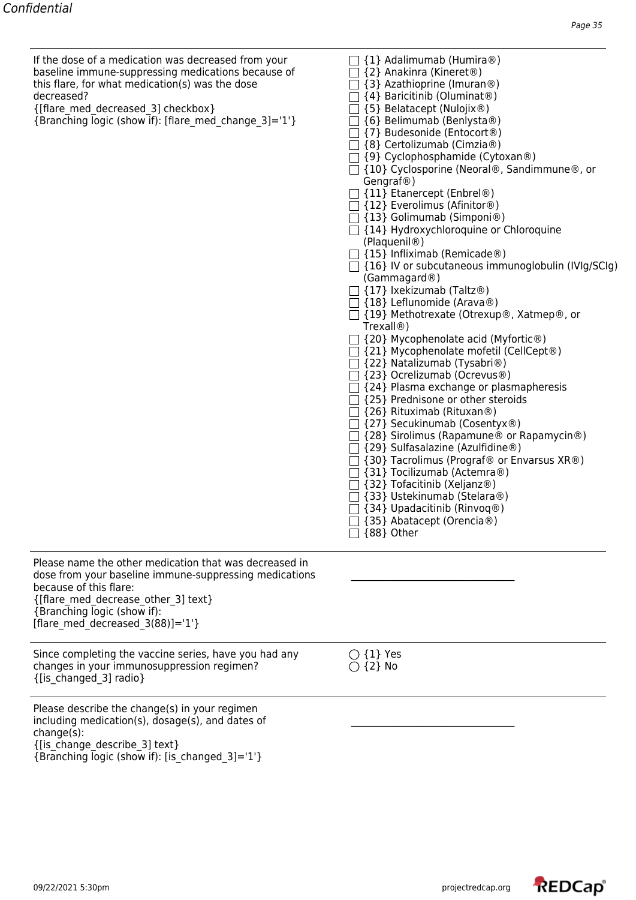| | |
|---|---|
| If the dose of a medication was decreased from your baseline immune-suppressing medications because of this flare, for what medication(s) was the dose decreased?<br>{[flare_med_decreased_3] checkbox}<br>{Branching logic (show if): [flare_med_change_3]='1'} | ☐ {1} Adalimumab (Humira®)<br>☐ {2} Anakinra (Kineret®)<br>☐ {3} Azathioprine (Imuran®)<br>☐ {4} Baricitinib (Oluminat®)<br>☐ {5} Belatacept (Nulojix®)<br>☐ {6} Belimumab (Benlysta®)<br>☐ {7} Budesonide (Entocort®)<br>☐ {8} Certolizumab (Cimzia®)<br>☐ {9} Cyclophosphamide (Cytoxan®)<br>☐ {10} Cyclosporine (Neoral®, Sandimmune®, or Gengraf®)<br>☐ {11} Etanercept (Enbrel®)<br>☐ {12} Everolimus (Afinitor®)<br>☐ {13} Golimumab (Simponi®)<br>☐ {14} Hydroxychloroquine or Chloroquine (Plaquenil®)<br>☐ {15} Infliximab (Remicade®)<br>☐ {16} IV or subcutaneous immunoglobulin (IVIg/SCIg) (Gammagard®)<br>☐ {17} Ixekizumab (Taltz®)<br>☐ {18} Leflunomide (Arava®)<br>☐ {19} Methotrexate (Otrexup®, Xatmep®, or Trexall®)<br>☐ {20} Mycophenolate acid (Myfortic®)<br>☐ {21} Mycophenolate mofetil (CellCept®)<br>☐ {22} Natalizumab (Tysabri®)<br>☐ {23} Ocrelizumab (Ocrevus®)<br>☐ {24} Plasma exchange or plasmapheresis<br>☐ {25} Prednisone or other steroids<br>☐ {26} Rituximab (Rituxan®)<br>☐ {27} Secukinumab (Cosentyx®)<br>☐ {28} Sirolimus (Rapamune® or Rapamycin®)<br>☐ {29} Sulfasalazine (Azulfidine®)<br>☐ {30} Tacrolimus (Prograf® or Envarsus XR®)<br>☐ {31} Tocilizumab (Actemra®)<br>☐ {32} Tofacitinib (Xeljanz®)<br>☐ {33} Ustekinumab (Stelara®)<br>☐ {34} Upadacitinib (Rinvoq®)<br>☐ {35} Abatacept (Orencia®)<br>☐ {88} Other |
| Please name the other medication that was decreased in dose from your baseline immune-suppressing medications because of this flare:<br>{[flare_med_decrease_other_3] text}<br>{Branching logic (show if): [flare_med_decreased_3(88)]='1'} | __________________________________ |
| Since completing the vaccine series, have you had any changes in your immunosuppression regimen?<br>{[is_changed_3] radio} | ◯ {1} Yes<br>◯ {2} No |
| Please describe the change(s) in your regimen including medication(s), dosage(s), and dates of change(s):<br>{[is_change_describe_3] text}<br>{Branching logic (show if): [is_changed_3]='1'} | __________________________________ |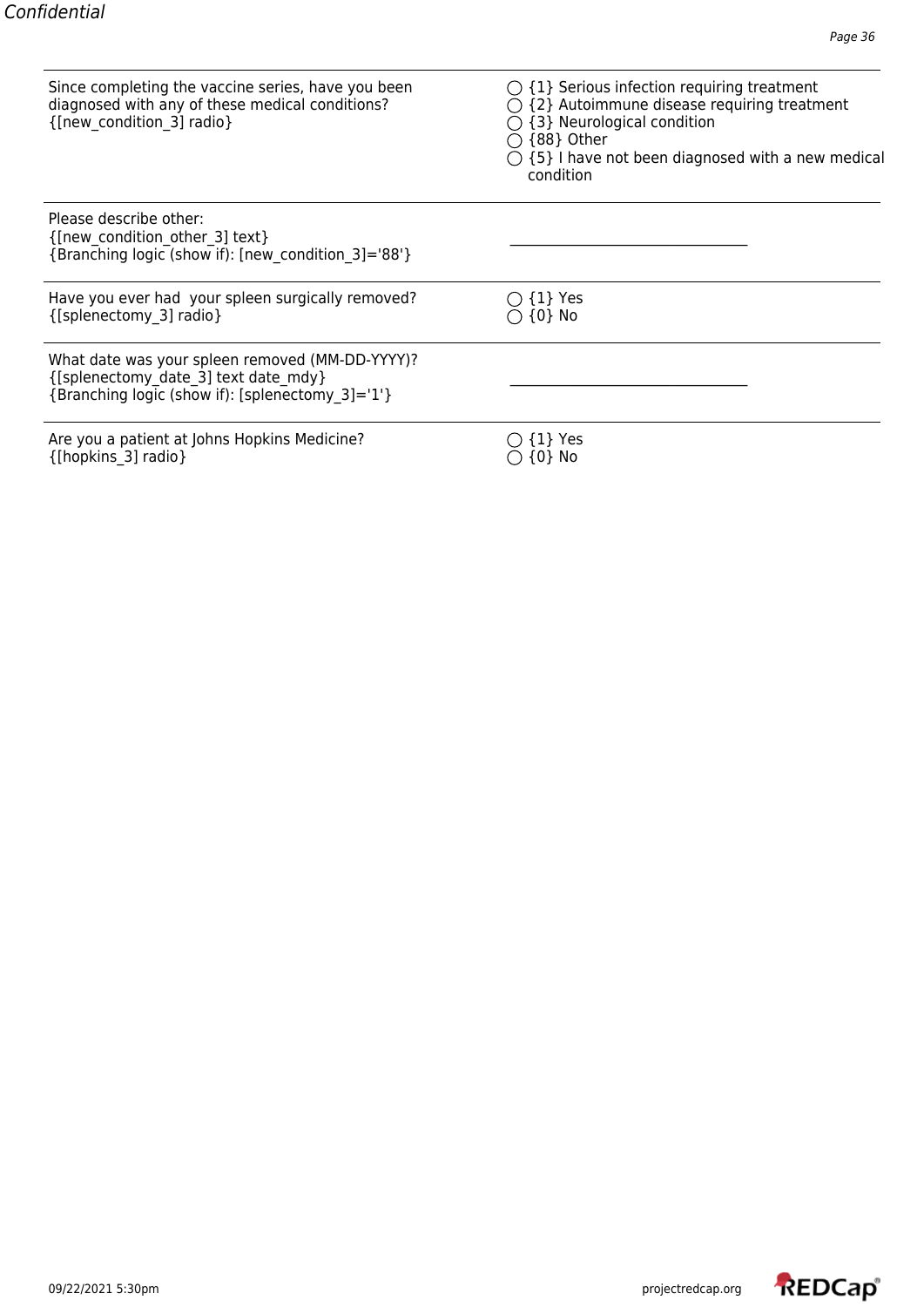| | |
|---|---|
| Since completing the vaccine series, have you been diagnosed with any of these medical conditions?<br>{[new_condition_3] radio} | ◯ {1} Serious infection requiring treatment<br>◯ {2} Autoimmune disease requiring treatment<br>◯ {3} Neurological condition<br>◯ {88} Other<br>◯ {5} I have not been diagnosed with a new medical condition |
| Please describe other:<br>{[new_condition_other_3] text}<br>{Branching logic (show if): [new_condition_3]='88'} | ______________________________ |
| Have you ever had  your spleen surgically removed?<br>{[splenectomy_3] radio} | ◯ {1} Yes<br>◯ {0} No |
| What date was your spleen removed (MM-DD-YYYY)?<br>{[splenectomy_date_3] text date_mdy}<br>{Branching logic (show if): [splenectomy_3]='1'} | ______________________________ |
| Are you a patient at Johns Hopkins Medicine?<br>{[hopkins_3] radio} | ◯ {1} Yes<br>◯ {0} No |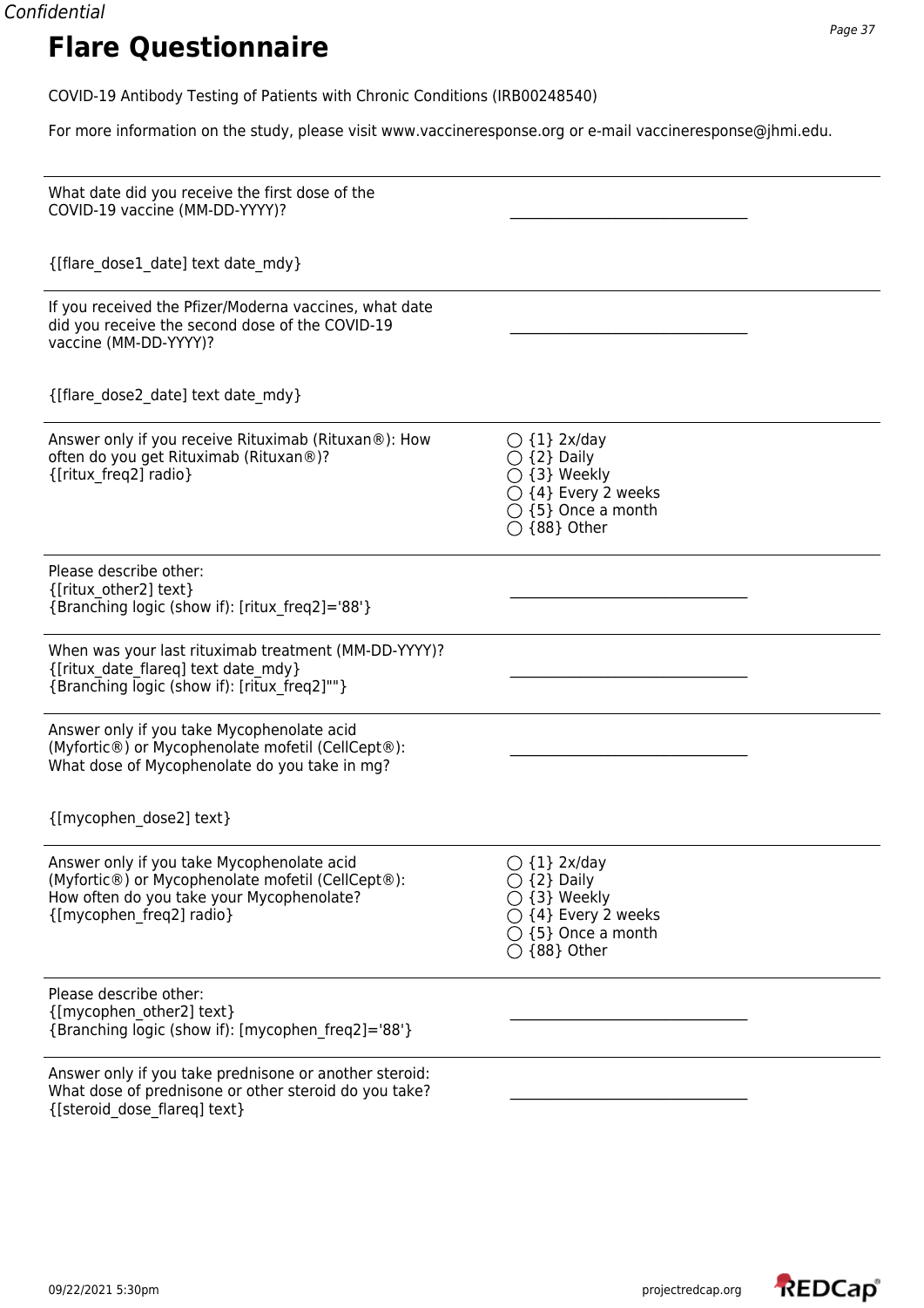# Flare Questionnaire

COVID-19 Antibody Testing of Patients with Chronic Conditions (IRB00248540)

For more information on the study, please visit www.vaccineresponse.org or e-mail vaccineresponse@jhmi.edu.

---

What date did you receive the first dose of the COVID-19 vaccine (MM-DD-YYYY)? ________________________________

{[flare_dose1_date] text date_mdy}

---

If you received the Pfizer/Moderna vaccines, what date did you receive the second dose of the COVID-19 vaccine (MM-DD-YYYY)? ________________________________

{[flare_dose2_date] text date_mdy}

---

Answer only if you receive Rituximab (Rituxan®): How often do you get Rituximab (Rituxan®)?
{[ritux_freq2] radio}

- ○ {1} 2x/day
- ○ {2} Daily
- ○ {3} Weekly
- ○ {4} Every 2 weeks
- ○ {5} Once a month
- ○ {88} Other

---

Please describe other:
{[ritux_other2] text}
{Branching logic (show if): [ritux_freq2]='88'}
________________________________

---

When was your last rituximab treatment (MM-DD-YYYY)?
{[ritux_date_flareq] text date_mdy}
{Branching logic (show if): [ritux_freq2]""}
________________________________

---

Answer only if you take Mycophenolate acid (Myfortic®) or Mycophenolate mofetil (CellCept®): What dose of Mycophenolate do you take in mg? ________________________________

{[mycophen_dose2] text}

---

Answer only if you take Mycophenolate acid (Myfortic®) or Mycophenolate mofetil (CellCept®): How often do you take your Mycophenolate?
{[mycophen_freq2] radio}

- ○ {1} 2x/day
- ○ {2} Daily
- ○ {3} Weekly
- ○ {4} Every 2 weeks
- ○ {5} Once a month
- ○ {88} Other

---

Please describe other:
{[mycophen_other2] text}
{Branching logic (show if): [mycophen_freq2]='88'}
________________________________

---

Answer only if you take prednisone or another steroid: What dose of prednisone or other steroid do you take?
{[steroid_dose_flareq] text}
________________________________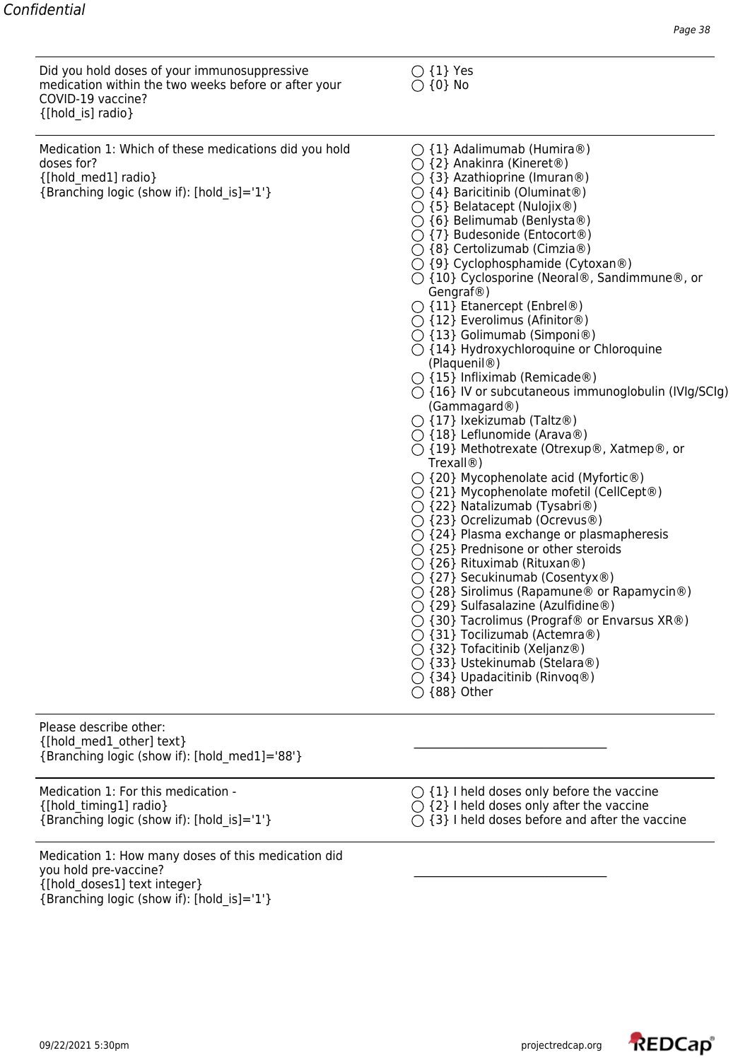Confidential

| | |
|---|---|
| Did you hold doses of your immunosuppressive medication within the two weeks before or after your COVID-19 vaccine?<br>{[hold_is] radio} | ◯ {1} Yes<br>◯ {0} No |
| Medication 1: Which of these medications did you hold doses for?<br>{[hold_med1] radio}<br>{Branching logic (show if): [hold_is]='1'} | ◯ {1} Adalimumab (Humira®)<br>◯ {2} Anakinra (Kineret®)<br>◯ {3} Azathioprine (Imuran®)<br>◯ {4} Baricitinib (Oluminat®)<br>◯ {5} Belatacept (Nulojix®)<br>◯ {6} Belimumab (Benlysta®)<br>◯ {7} Budesonide (Entocort®)<br>◯ {8} Certolizumab (Cimzia®)<br>◯ {9} Cyclophosphamide (Cytoxan®)<br>◯ {10} Cyclosporine (Neoral®, Sandimmune®, or Gengraf®)<br>◯ {11} Etanercept (Enbrel®)<br>◯ {12} Everolimus (Afinitor®)<br>◯ {13} Golimumab (Simponi®)<br>◯ {14} Hydroxychloroquine or Chloroquine (Plaquenil®)<br>◯ {15} Infliximab (Remicade®)<br>◯ {16} IV or subcutaneous immunoglobulin (IVIg/SCIg) (Gammagard®)<br>◯ {17} Ixekizumab (Taltz®)<br>◯ {18} Leflunomide (Arava®)<br>◯ {19} Methotrexate (Otrexup®, Xatmep®, or Trexall®)<br>◯ {20} Mycophenolate acid (Myfortic®)<br>◯ {21} Mycophenolate mofetil (CellCept®)<br>◯ {22} Natalizumab (Tysabri®)<br>◯ {23} Ocrelizumab (Ocrevus®)<br>◯ {24} Plasma exchange or plasmapheresis<br>◯ {25} Prednisone or other steroids<br>◯ {26} Rituximab (Rituxan®)<br>◯ {27} Secukinumab (Cosentyx®)<br>◯ {28} Sirolimus (Rapamune® or Rapamycin®)<br>◯ {29} Sulfasalazine (Azulfidine®)<br>◯ {30} Tacrolimus (Prograf® or Envarsus XR®)<br>◯ {31} Tocilizumab (Actemra®)<br>◯ {32} Tofacitinib (Xeljanz®)<br>◯ {33} Ustekinumab (Stelara®)<br>◯ {34} Upadacitinib (Rinvoq®)<br>◯ {88} Other |
| Please describe other:<br>{[hold_med1_other] text}<br>{Branching logic (show if): [hold_med1]='88'} | ________________________________ |
| Medication 1: For this medication -<br>{[hold_timing1] radio}<br>{Branching logic (show if): [hold_is]='1'} | ◯ {1} I held doses only before the vaccine<br>◯ {2} I held doses only after the vaccine<br>◯ {3} I held doses before and after the vaccine |
| Medication 1: How many doses of this medication did you hold pre-vaccine?<br>{[hold_doses1] text integer}<br>{Branching logic (show if): [hold_is]='1'} | ________________________________ |

09/22/2021 5:30pm projectredcap.org REDCap®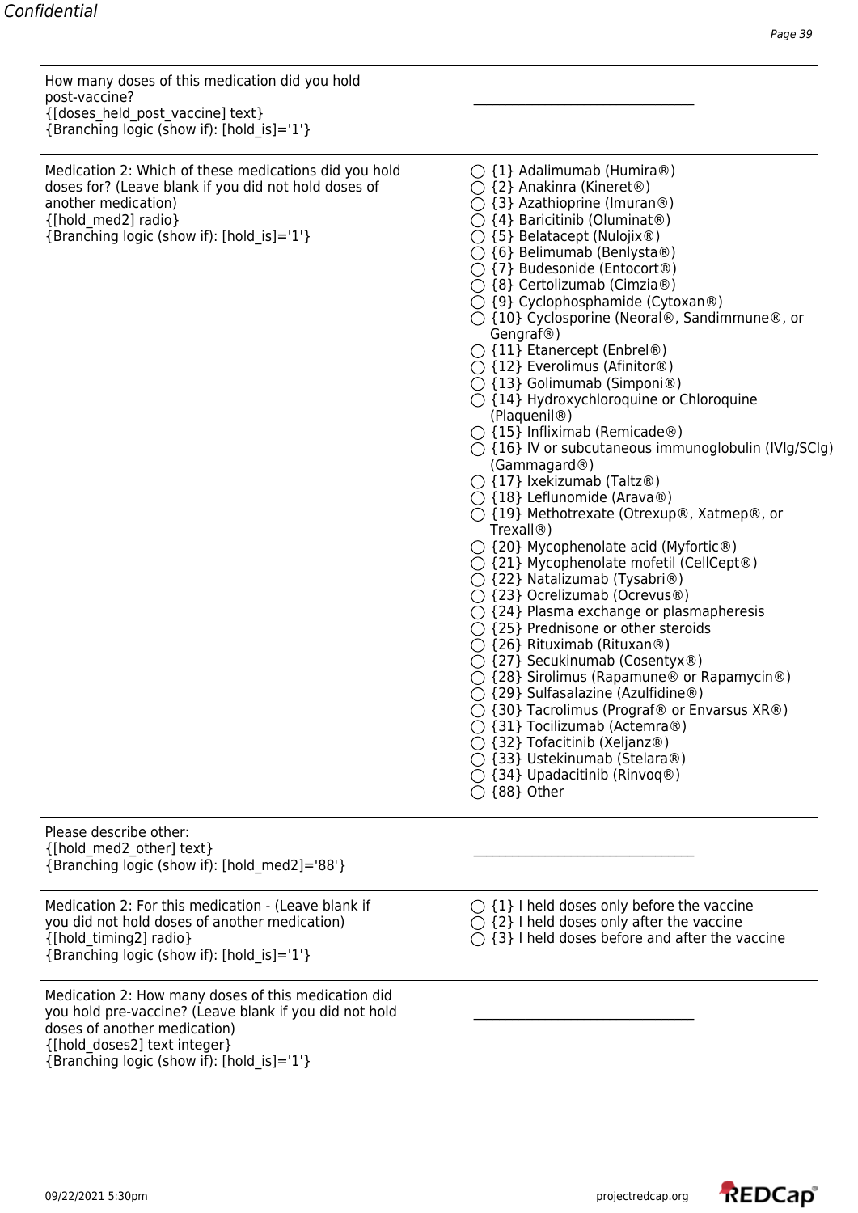How many doses of this medication did you hold post-vaccine?
{[doses_held_post_vaccine] text}
{Branching logic (show if): [hold_is]='1'}

________________________________

Medication 2: Which of these medications did you hold doses for? (Leave blank if you did not hold doses of another medication)
{[hold_med2] radio}
{Branching logic (show if): [hold_is]='1'}

- ◯ {1} Adalimumab (Humira®)
- ◯ {2} Anakinra (Kineret®)
- ◯ {3} Azathioprine (Imuran®)
- ◯ {4} Baricitinib (Oluminat®)
- ◯ {5} Belatacept (Nulojix®)
- ◯ {6} Belimumab (Benlysta®)
- ◯ {7} Budesonide (Entocort®)
- ◯ {8} Certolizumab (Cimzia®)
- ◯ {9} Cyclophosphamide (Cytoxan®)
- ◯ {10} Cyclosporine (Neoral®, Sandimmune®, or Gengraf®)
- ◯ {11} Etanercept (Enbrel®)
- ◯ {12} Everolimus (Afinitor®)
- ◯ {13} Golimumab (Simponi®)
- ◯ {14} Hydroxychloroquine or Chloroquine (Plaquenil®)
- ◯ {15} Infliximab (Remicade®)
- ◯ {16} IV or subcutaneous immunoglobulin (IVIg/SCIg) (Gammagard®)
- ◯ {17} Ixekizumab (Taltz®)
- ◯ {18} Leflunomide (Arava®)
- ◯ {19} Methotrexate (Otrexup®, Xatmep®, or Trexall®)
- ◯ {20} Mycophenolate acid (Myfortic®)
- ◯ {21} Mycophenolate mofetil (CellCept®)
- ◯ {22} Natalizumab (Tysabri®)
- ◯ {23} Ocrelizumab (Ocrevus®)
- ◯ {24} Plasma exchange or plasmapheresis
- ◯ {25} Prednisone or other steroids
- ◯ {26} Rituximab (Rituxan®)
- ◯ {27} Secukinumab (Cosentyx®)
- ◯ {28} Sirolimus (Rapamune® or Rapamycin®)
- ◯ {29} Sulfasalazine (Azulfidine®)
- ◯ {30} Tacrolimus (Prograf® or Envarsus XR®)
- ◯ {31} Tocilizumab (Actemra®)
- ◯ {32} Tofacitinib (Xeljanz®)
- ◯ {33} Ustekinumab (Stelara®)
- ◯ {34} Upadacitinib (Rinvoq®)
- ◯ {88} Other

Please describe other:
{[hold_med2_other] text}
{Branching logic (show if): [hold_med2]='88'}

________________________________

Medication 2: For this medication - (Leave blank if you did not hold doses of another medication)
{[hold_timing2] radio}
{Branching logic (show if): [hold_is]='1'}

- ◯ {1} I held doses only before the vaccine
- ◯ {2} I held doses only after the vaccine
- ◯ {3} I held doses before and after the vaccine

Medication 2: How many doses of this medication did you hold pre-vaccine? (Leave blank if you did not hold doses of another medication)
{[hold_doses2] text integer}
{Branching logic (show if): [hold_is]='1'}

________________________________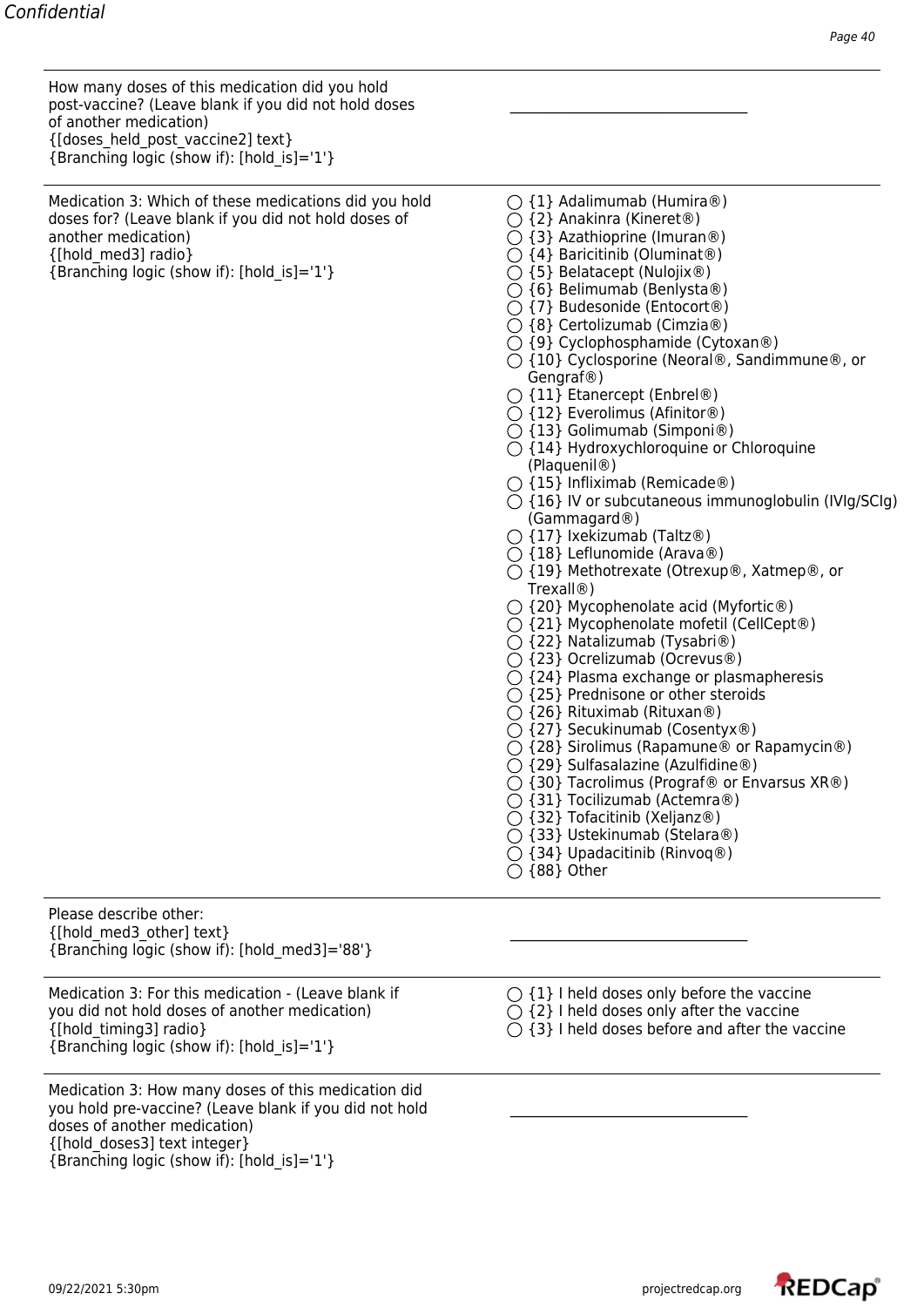How many doses of this medication did you hold post-vaccine? (Leave blank if you did not hold doses of another medication)
{[doses_held_post_vaccine2] text}
{Branching logic (show if): [hold_is]='1'}

\_\_\_\_\_\_\_\_\_\_\_\_\_\_\_\_\_\_\_\_\_\_\_\_\_\_\_\_\_\_\_\_\_\_

---

Medication 3: Which of these medications did you hold doses for? (Leave blank if you did not hold doses of another medication)
{[hold_med3] radio}
{Branching logic (show if): [hold_is]='1'}

- ◯ {1} Adalimumab (Humira®)
- ◯ {2} Anakinra (Kineret®)
- ◯ {3} Azathioprine (Imuran®)
- ◯ {4} Baricitinib (Oluminat®)
- ◯ {5} Belatacept (Nulojix®)
- ◯ {6} Belimumab (Benlysta®)
- ◯ {7} Budesonide (Entocort®)
- ◯ {8} Certolizumab (Cimzia®)
- ◯ {9} Cyclophosphamide (Cytoxan®)
- ◯ {10} Cyclosporine (Neoral®, Sandimmune®, or Gengraf®)
- ◯ {11} Etanercept (Enbrel®)
- ◯ {12} Everolimus (Afinitor®)
- ◯ {13} Golimumab (Simponi®)
- ◯ {14} Hydroxychloroquine or Chloroquine (Plaquenil®)
- ◯ {15} Infliximab (Remicade®)
- ◯ {16} IV or subcutaneous immunoglobulin (IVIg/SCIg) (Gammagard®)
- ◯ {17} Ixekizumab (Taltz®)
- ◯ {18} Leflunomide (Arava®)
- ◯ {19} Methotrexate (Otrexup®, Xatmep®, or Trexall®)
- ◯ {20} Mycophenolate acid (Myfortic®)
- ◯ {21} Mycophenolate mofetil (CellCept®)
- ◯ {22} Natalizumab (Tysabri®)
- ◯ {23} Ocrelizumab (Ocrevus®)
- ◯ {24} Plasma exchange or plasmapheresis
- ◯ {25} Prednisone or other steroids
- ◯ {26} Rituximab (Rituxan®)
- ◯ {27} Secukinumab (Cosentyx®)
- ◯ {28} Sirolimus (Rapamune® or Rapamycin®)
- ◯ {29} Sulfasalazine (Azulfidine®)
- ◯ {30} Tacrolimus (Prograf® or Envarsus XR®)
- ◯ {31} Tocilizumab (Actemra®)
- ◯ {32} Tofacitinib (Xeljanz®)
- ◯ {33} Ustekinumab (Stelara®)
- ◯ {34} Upadacitinib (Rinvoq®)
- ◯ {88} Other

---

Please describe other:
{[hold_med3_other] text}
{Branching logic (show if): [hold_med3]='88'}

\_\_\_\_\_\_\_\_\_\_\_\_\_\_\_\_\_\_\_\_\_\_\_\_\_\_\_\_\_\_\_\_\_\_

---

Medication 3: For this medication - (Leave blank if you did not hold doses of another medication)
{[hold_timing3] radio}
{Branching logic (show if): [hold_is]='1'}

- ◯ {1} I held doses only before the vaccine
- ◯ {2} I held doses only after the vaccine
- ◯ {3} I held doses before and after the vaccine

---

Medication 3: How many doses of this medication did you hold pre-vaccine? (Leave blank if you did not hold doses of another medication)
{[hold_doses3] text integer}
{Branching logic (show if): [hold_is]='1'}

\_\_\_\_\_\_\_\_\_\_\_\_\_\_\_\_\_\_\_\_\_\_\_\_\_\_\_\_\_\_\_\_\_\_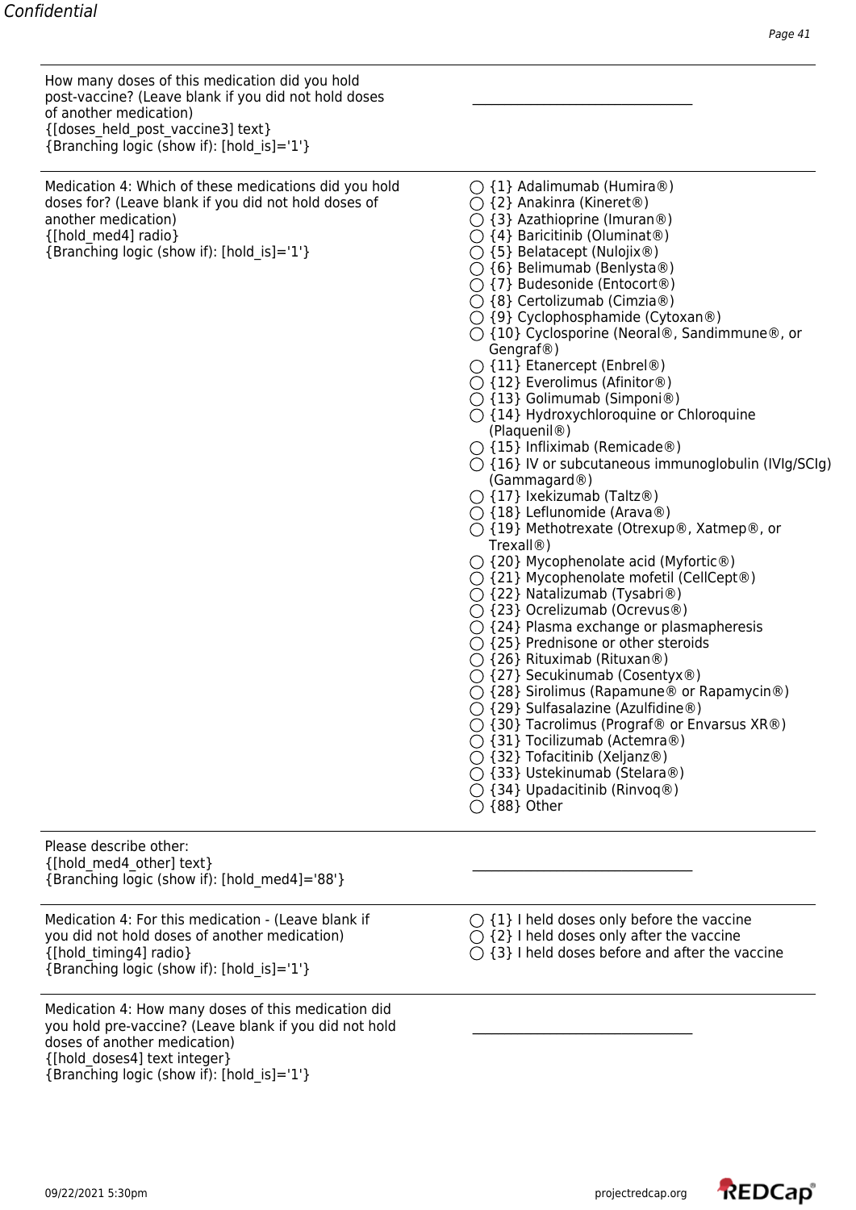How many doses of this medication did you hold post-vaccine? (Leave blank if you did not hold doses of another medication)
{[doses_held_post_vaccine3] text}
{Branching logic (show if): [hold_is]='1'}

________________________________

---

Medication 4: Which of these medications did you hold doses for? (Leave blank if you did not hold doses of another medication)
{[hold_med4] radio}
{Branching logic (show if): [hold_is]='1'}

- ◯ {1} Adalimumab (Humira®)
- ◯ {2} Anakinra (Kineret®)
- ◯ {3} Azathioprine (Imuran®)
- ◯ {4} Baricitinib (Oluminat®)
- ◯ {5} Belatacept (Nulojix®)
- ◯ {6} Belimumab (Benlysta®)
- ◯ {7} Budesonide (Entocort®)
- ◯ {8} Certolizumab (Cimzia®)
- ◯ {9} Cyclophosphamide (Cytoxan®)
- ◯ {10} Cyclosporine (Neoral®, Sandimmune®, or Gengraf®)
- ◯ {11} Etanercept (Enbrel®)
- ◯ {12} Everolimus (Afinitor®)
- ◯ {13} Golimumab (Simponi®)
- ◯ {14} Hydroxychloroquine or Chloroquine (Plaquenil®)
- ◯ {15} Infliximab (Remicade®)
- ◯ {16} IV or subcutaneous immunoglobulin (IVIg/SCIg) (Gammagard®)
- ◯ {17} Ixekizumab (Taltz®)
- ◯ {18} Leflunomide (Arava®)
- ◯ {19} Methotrexate (Otrexup®, Xatmep®, or Trexall®)
- ◯ {20} Mycophenolate acid (Myfortic®)
- ◯ {21} Mycophenolate mofetil (CellCept®)
- ◯ {22} Natalizumab (Tysabri®)
- ◯ {23} Ocrelizumab (Ocrevus®)
- ◯ {24} Plasma exchange or plasmapheresis
- ◯ {25} Prednisone or other steroids
- ◯ {26} Rituximab (Rituxan®)
- ◯ {27} Secukinumab (Cosentyx®)
- ◯ {28} Sirolimus (Rapamune® or Rapamycin®)
- ◯ {29} Sulfasalazine (Azulfidine®)
- ◯ {30} Tacrolimus (Prograf® or Envarsus XR®)
- ◯ {31} Tocilizumab (Actemra®)
- ◯ {32} Tofacitinib (Xeljanz®)
- ◯ {33} Ustekinumab (Stelara®)
- ◯ {34} Upadacitinib (Rinvoq®)
- ◯ {88} Other

---

Please describe other:
{[hold_med4_other] text}
{Branching logic (show if): [hold_med4]='88'}

________________________________

---

Medication 4: For this medication - (Leave blank if you did not hold doses of another medication)
{[hold_timing4] radio}
{Branching logic (show if): [hold_is]='1'}

- ◯ {1} I held doses only before the vaccine
- ◯ {2} I held doses only after the vaccine
- ◯ {3} I held doses before and after the vaccine

---

Medication 4: How many doses of this medication did you hold pre-vaccine? (Leave blank if you did not hold doses of another medication)
{[hold_doses4] text integer}
{Branching logic (show if): [hold_is]='1'}

________________________________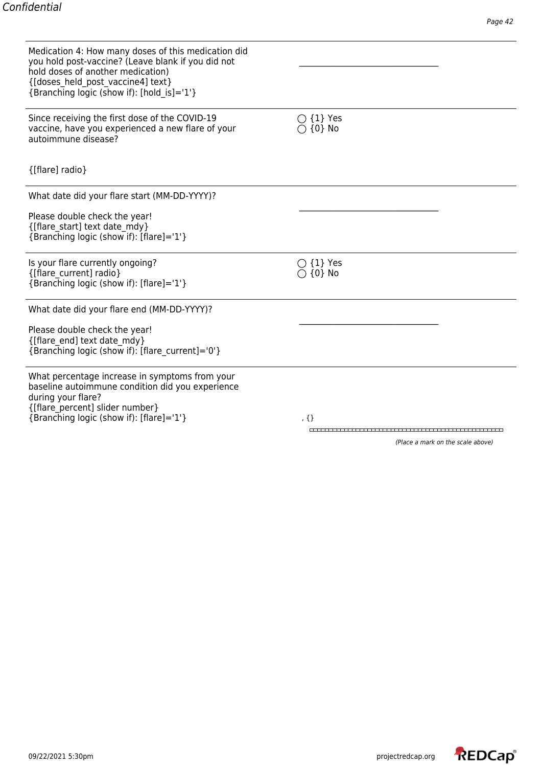| | |
|---|---|
| Medication 4: How many doses of this medication did you hold post-vaccine? (Leave blank if you did not hold doses of another medication)<br>{[doses_held_post_vaccine4] text}<br>{Branching logic (show if): [hold_is]='1'} | \_\_\_\_\_\_\_\_\_\_\_\_\_\_\_\_\_\_\_\_\_\_\_\_\_\_\_\_\_\_\_\_\_\_ |
| Since receiving the first dose of the COVID-19 vaccine, have you experienced a new flare of your autoimmune disease?<br><br>{[flare] radio} | ◯ {1} Yes<br>◯ {0} No |
| What date did your flare start (MM-DD-YYYY)?<br><br>Please double check the year!<br>{[flare_start] text date_mdy}<br>{Branching logic (show if): [flare]='1'} | \_\_\_\_\_\_\_\_\_\_\_\_\_\_\_\_\_\_\_\_\_\_\_\_\_\_\_\_\_\_\_\_\_\_ |
| Is your flare currently ongoing?<br>{[flare_current] radio}<br>{Branching logic (show if): [flare]='1'} | ◯ {1} Yes<br>◯ {0} No |
| What date did your flare end (MM-DD-YYYY)?<br><br>Please double check the year!<br>{[flare_end] text date_mdy}<br>{Branching logic (show if): [flare_current]='0'} | \_\_\_\_\_\_\_\_\_\_\_\_\_\_\_\_\_\_\_\_\_\_\_\_\_\_\_\_\_\_\_\_\_\_ |
| What percentage increase in symptoms from your baseline autoimmune condition did you experience during your flare?<br>{[flare_percent] slider number}<br>{Branching logic (show if): [flare]='1'} | , {}<br><br>*(Place a mark on the scale above)* |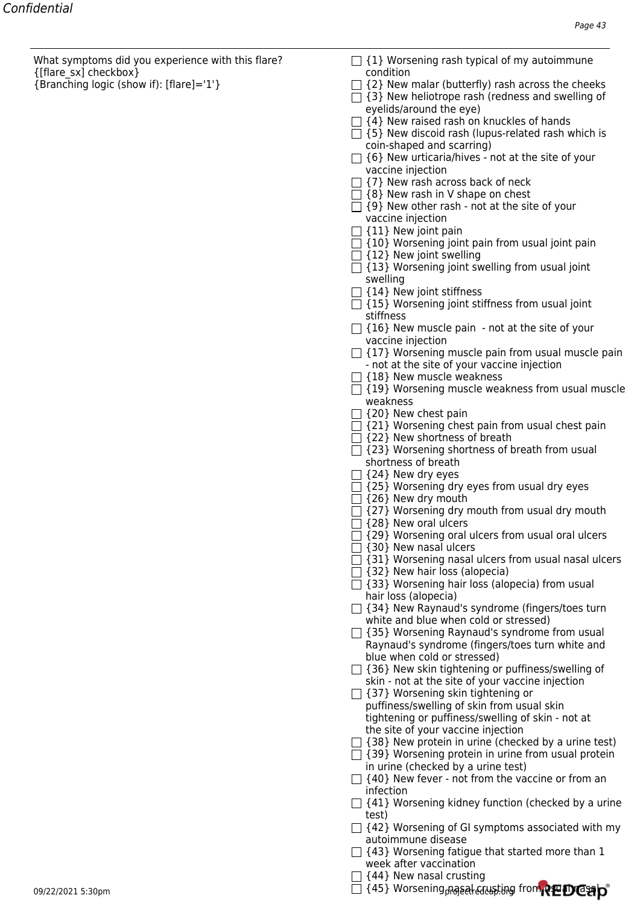Confidential

What symptoms did you experience with this flare?
{[flare_sx] checkbox}
{Branching logic (show if): [flare]='1'}

- ☐ {1} Worsening rash typical of my autoimmune condition
- ☐ {2} New malar (butterfly) rash across the cheeks
- ☐ {3} New heliotrope rash (redness and swelling of eyelids/around the eye)
- ☐ {4} New raised rash on knuckles of hands
- ☐ {5} New discoid rash (lupus-related rash which is coin-shaped and scarring)
- ☐ {6} New urticaria/hives - not at the site of your vaccine injection
- ☐ {7} New rash across back of neck
- ☐ {8} New rash in V shape on chest
- ☐ {9} New other rash - not at the site of your vaccine injection
- ☐ {11} New joint pain
- ☐ {10} Worsening joint pain from usual joint pain
- ☐ {12} New joint swelling
- ☐ {13} Worsening joint swelling from usual joint swelling
- ☐ {14} New joint stiffness
- ☐ {15} Worsening joint stiffness from usual joint stiffness
- ☐ {16} New muscle pain - not at the site of your vaccine injection
- ☐ {17} Worsening muscle pain from usual muscle pain - not at the site of your vaccine injection
- ☐ {18} New muscle weakness
- ☐ {19} Worsening muscle weakness from usual muscle weakness
- ☐ {20} New chest pain
- ☐ {21} Worsening chest pain from usual chest pain
- ☐ {22} New shortness of breath
- ☐ {23} Worsening shortness of breath from usual shortness of breath
- ☐ {24} New dry eyes
- ☐ {25} Worsening dry eyes from usual dry eyes
- ☐ {26} New dry mouth
- ☐ {27} Worsening dry mouth from usual dry mouth
- ☐ {28} New oral ulcers
- ☐ {29} Worsening oral ulcers from usual oral ulcers
- ☐ {30} New nasal ulcers
- ☐ {31} Worsening nasal ulcers from usual nasal ulcers
- ☐ {32} New hair loss (alopecia)
- ☐ {33} Worsening hair loss (alopecia) from usual hair loss (alopecia)
- ☐ {34} New Raynaud's syndrome (fingers/toes turn white and blue when cold or stressed)
- ☐ {35} Worsening Raynaud's syndrome from usual Raynaud's syndrome (fingers/toes turn white and blue when cold or stressed)
- ☐ {36} New skin tightening or puffiness/swelling of skin - not at the site of your vaccine injection
- ☐ {37} Worsening skin tightening or puffiness/swelling of skin from usual skin tightening or puffiness/swelling of skin - not at the site of your vaccine injection
- ☐ {38} New protein in urine (checked by a urine test)
- ☐ {39} Worsening protein in urine from usual protein in urine (checked by a urine test)
- ☐ {40} New fever - not from the vaccine or from an infection
- ☐ {41} Worsening kidney function (checked by a urine test)
- ☐ {42} Worsening of GI symptoms associated with my autoimmune disease
- ☐ {43} Worsening fatigue that started more than 1 week after vaccination
- ☐ {44} New nasal crusting
- ☐ {45} Worsening nasal crusting from usual nasal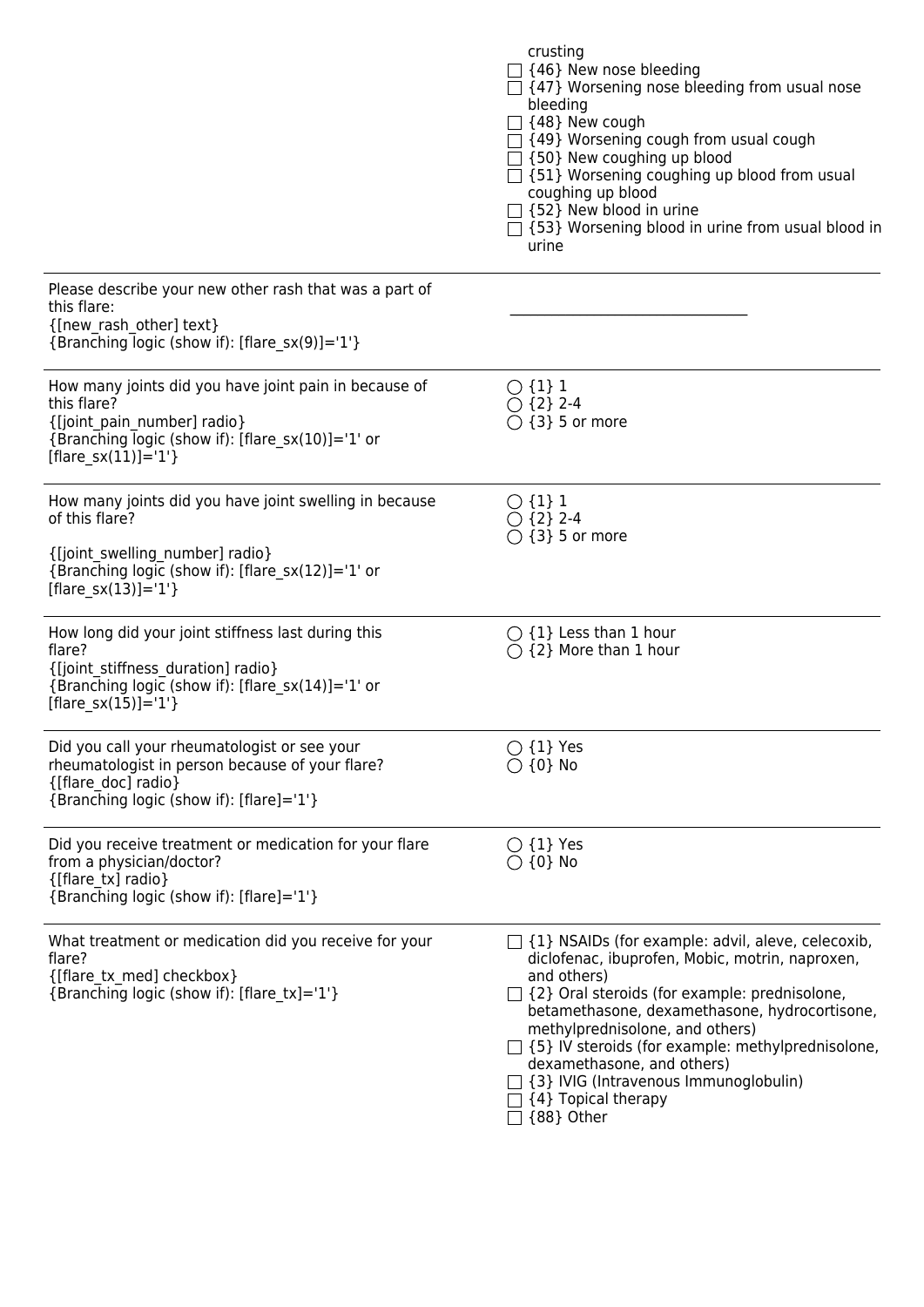| | |
|---|---|
| | crusting<br>☐ {46} New nose bleeding<br>☐ {47} Worsening nose bleeding from usual nose bleeding<br>☐ {48} New cough<br>☐ {49} Worsening cough from usual cough<br>☐ {50} New coughing up blood<br>☐ {51} Worsening coughing up blood from usual coughing up blood<br>☐ {52} New blood in urine<br>☐ {53} Worsening blood in urine from usual blood in urine |
| Please describe your new other rash that was a part of this flare:<br>{[new_rash_other] text}<br>{Branching logic (show if): [flare_sx(9)]='1'} | ________________________________ |
| How many joints did you have joint pain in because of this flare?<br>{[joint_pain_number] radio}<br>{Branching logic (show if): [flare_sx(10)]='1' or [flare_sx(11)]='1'} | ◯ {1} 1<br>◯ {2} 2-4<br>◯ {3} 5 or more |
| How many joints did you have joint swelling in because of this flare?<br><br>{[joint_swelling_number] radio}<br>{Branching logic (show if): [flare_sx(12)]='1' or [flare_sx(13)]='1'} | ◯ {1} 1<br>◯ {2} 2-4<br>◯ {3} 5 or more |
| How long did your joint stiffness last during this flare?<br>{[joint_stiffness_duration] radio}<br>{Branching logic (show if): [flare_sx(14)]='1' or [flare_sx(15)]='1'} | ◯ {1} Less than 1 hour<br>◯ {2} More than 1 hour |
| Did you call your rheumatologist or see your rheumatologist in person because of your flare?<br>{[flare_doc] radio}<br>{Branching logic (show if): [flare]='1'} | ◯ {1} Yes<br>◯ {0} No |
| Did you receive treatment or medication for your flare from a physician/doctor?<br>{[flare_tx] radio}<br>{Branching logic (show if): [flare]='1'} | ◯ {1} Yes<br>◯ {0} No |
| What treatment or medication did you receive for your flare?<br>{[flare_tx_med] checkbox}<br>{Branching logic (show if): [flare_tx]='1'} | ☐ {1} NSAIDs (for example: advil, aleve, celecoxib, diclofenac, ibuprofen, Mobic, motrin, naproxen, and others)<br>☐ {2} Oral steroids (for example: prednisolone, betamethasone, dexamethasone, hydrocortisone, methylprednisolone, and others)<br>☐ {5} IV steroids (for example: methylprednisolone, dexamethasone, and others)<br>☐ {3} IVIG (Intravenous Immunoglobulin)<br>☐ {4} Topical therapy<br>☐ {88} Other |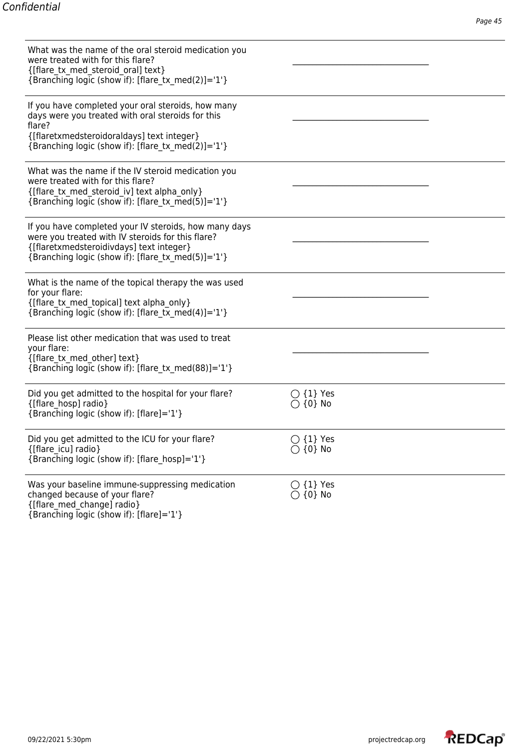| | |
|---|---|
| What was the name of the oral steroid medication you were treated with for this flare? {[flare_tx_med_steroid_oral] text} {Branching logic (show if): [flare_tx_med(2)]='1'} | ________________________ |
| If you have completed your oral steroids, how many days were you treated with oral steroids for this flare? {[flaretxmedsteroidoraldays] text integer} {Branching logic (show if): [flare_tx_med(2)]='1'} | ________________________ |
| What was the name if the IV steroid medication you were treated with for this flare? {[flare_tx_med_steroid_iv] text alpha_only} {Branching logic (show if): [flare_tx_med(5)]='1'} | ________________________ |
| If you have completed your IV steroids, how many days were you treated with IV steroids for this flare? {[flaretxmedsteroidivdays] text integer} {Branching logic (show if): [flare_tx_med(5)]='1'} | ________________________ |
| What is the name of the topical therapy the was used for your flare: {[flare_tx_med_topical] text alpha_only} {Branching logic (show if): [flare_tx_med(4)]='1'} | ________________________ |
| Please list other medication that was used to treat your flare: {[flare_tx_med_other] text} {Branching logic (show if): [flare_tx_med(88)]='1'} | ________________________ |
| Did you get admitted to the hospital for your flare? {[flare_hosp] radio} {Branching logic (show if): [flare]='1'} | ○ {1} Yes ○ {0} No |
| Did you get admitted to the ICU for your flare? {[flare_icu] radio} {Branching logic (show if): [flare_hosp]='1'} | ○ {1} Yes ○ {0} No |
| Was your baseline immune-suppressing medication changed because of your flare? {[flare_med_change] radio} {Branching logic (show if): [flare]='1'} | ○ {1} Yes ○ {0} No |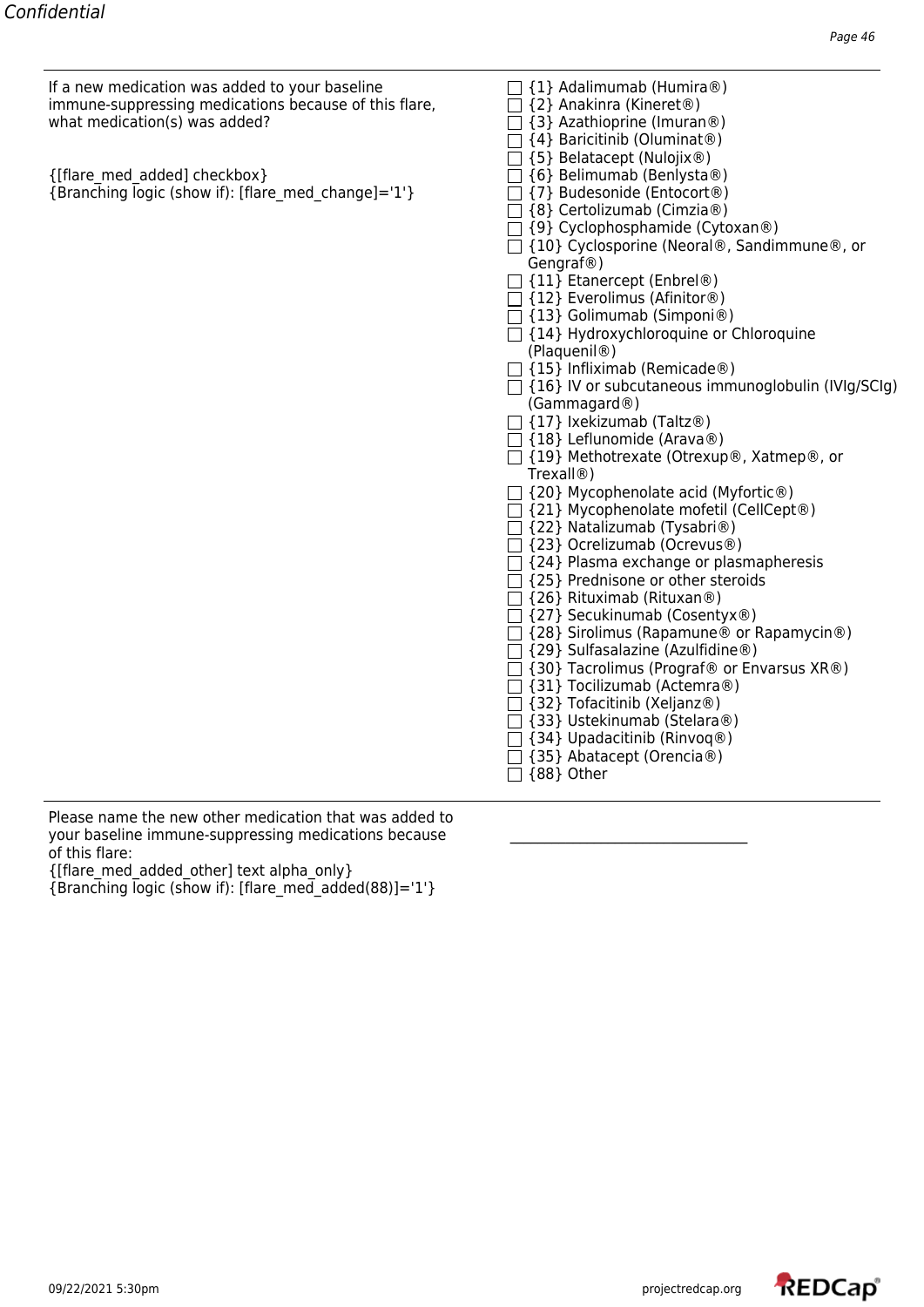If a new medication was added to your baseline immune-suppressing medications because of this flare, what medication(s) was added?

{[flare_med_added] checkbox}
{Branching logic (show if): [flare_med_change]='1'}

- ☐ {1} Adalimumab (Humira®)
- ☐ {2} Anakinra (Kineret®)
- ☐ {3} Azathioprine (Imuran®)
- ☐ {4} Baricitinib (Oluminat®)
- ☐ {5} Belatacept (Nulojix®)
- ☐ {6} Belimumab (Benlysta®)
- ☐ {7} Budesonide (Entocort®)
- ☐ {8} Certolizumab (Cimzia®)
- ☐ {9} Cyclophosphamide (Cytoxan®)
- ☐ {10} Cyclosporine (Neoral®, Sandimmune®, or Gengraf®)
- ☐ {11} Etanercept (Enbrel®)
- ☐ {12} Everolimus (Afinitor®)
- ☐ {13} Golimumab (Simponi®)
- ☐ {14} Hydroxychloroquine or Chloroquine (Plaquenil®)
- ☐ {15} Infliximab (Remicade®)
- ☐ {16} IV or subcutaneous immunoglobulin (IVIg/SCIg) (Gammagard®)
- ☐ {17} Ixekizumab (Taltz®)
- ☐ {18} Leflunomide (Arava®)
- ☐ {19} Methotrexate (Otrexup®, Xatmep®, or Trexall®)
- ☐ {20} Mycophenolate acid (Myfortic®)
- ☐ {21} Mycophenolate mofetil (CellCept®)
- ☐ {22} Natalizumab (Tysabri®)
- ☐ {23} Ocrelizumab (Ocrevus®)
- ☐ {24} Plasma exchange or plasmapheresis
- ☐ {25} Prednisone or other steroids
- ☐ {26} Rituximab (Rituxan®)
- ☐ {27} Secukinumab (Cosentyx®)
- ☐ {28} Sirolimus (Rapamune® or Rapamycin®)
- ☐ {29} Sulfasalazine (Azulfidine®)
- ☐ {30} Tacrolimus (Prograf® or Envarsus XR®)
- ☐ {31} Tocilizumab (Actemra®)
- ☐ {32} Tofacitinib (Xeljanz®)
- ☐ {33} Ustekinumab (Stelara®)
- ☐ {34} Upadacitinib (Rinvoq®)
- ☐ {35} Abatacept (Orencia®)
- ☐ {88} Other

---

Please name the new other medication that was added to your baseline immune-suppressing medications because of this flare:

{[flare_med_added_other] text alpha_only}
{Branching logic (show if): [flare_med_added(88)]='1'}

\_\_\_\_\_\_\_\_\_\_\_\_\_\_\_\_\_\_\_\_\_\_\_\_\_\_\_\_\_\_\_\_\_\_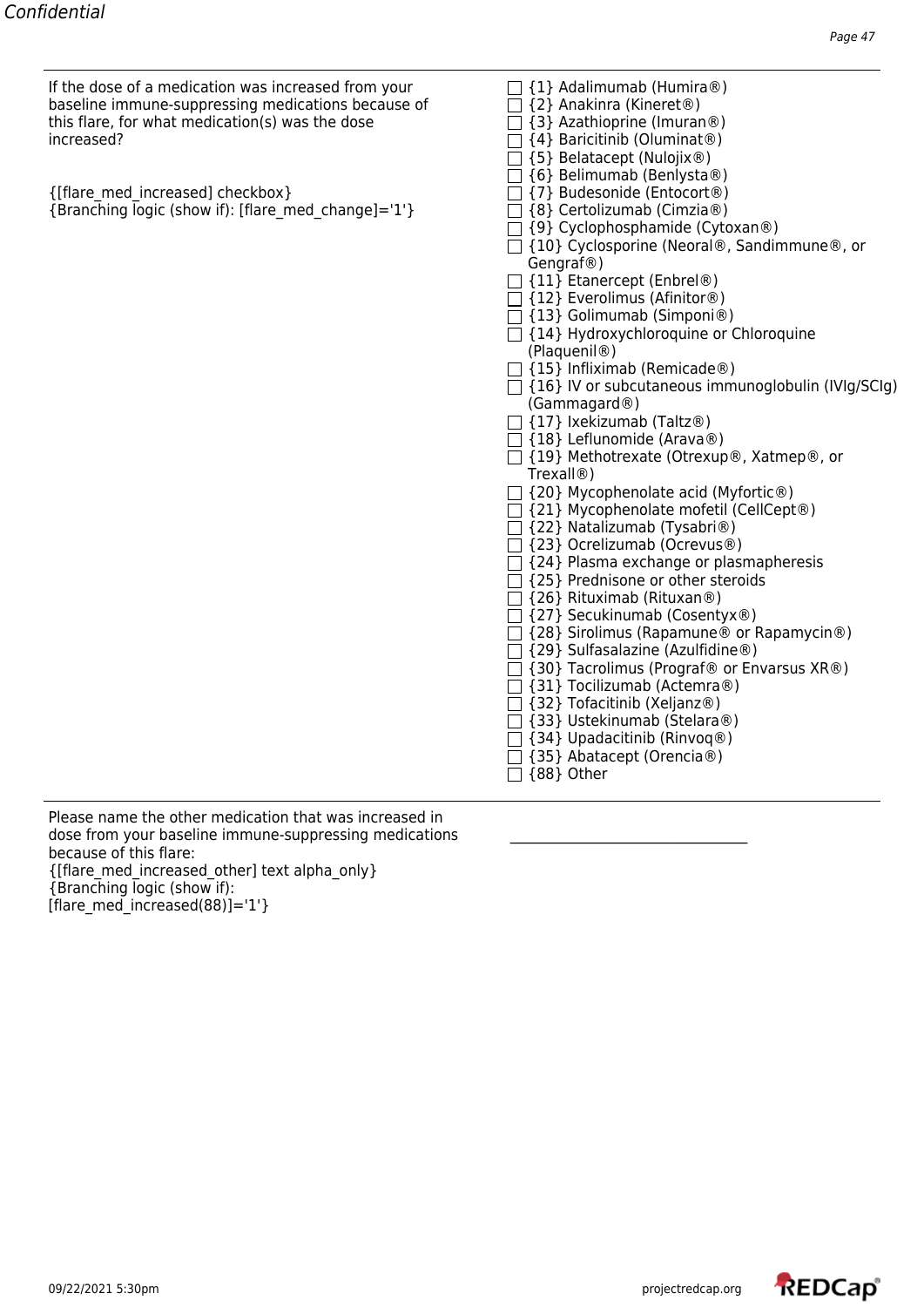If the dose of a medication was increased from your baseline immune-suppressing medications because of this flare, for what medication(s) was the dose increased?

{[flare_med_increased] checkbox}
{Branching logic (show if): [flare_med_change]='1'}

- ☐ {1} Adalimumab (Humira®)
- ☐ {2} Anakinra (Kineret®)
- ☐ {3} Azathioprine (Imuran®)
- ☐ {4} Baricitinib (Oluminat®)
- ☐ {5} Belatacept (Nulojix®)
- ☐ {6} Belimumab (Benlysta®)
- ☐ {7} Budesonide (Entocort®)
- ☐ {8} Certolizumab (Cimzia®)
- ☐ {9} Cyclophosphamide (Cytoxan®)
- ☐ {10} Cyclosporine (Neoral®, Sandimmune®, or Gengraf®)
- ☐ {11} Etanercept (Enbrel®)
- ☐ {12} Everolimus (Afinitor®)
- ☐ {13} Golimumab (Simponi®)
- ☐ {14} Hydroxychloroquine or Chloroquine (Plaquenil®)
- ☐ {15} Infliximab (Remicade®)
- ☐ {16} IV or subcutaneous immunoglobulin (IVIg/SCIg) (Gammagard®)
- ☐ {17} Ixekizumab (Taltz®)
- ☐ {18} Leflunomide (Arava®)
- ☐ {19} Methotrexate (Otrexup®, Xatmep®, or Trexall®)
- ☐ {20} Mycophenolate acid (Myfortic®)
- ☐ {21} Mycophenolate mofetil (CellCept®)
- ☐ {22} Natalizumab (Tysabri®)
- ☐ {23} Ocrelizumab (Ocrevus®)
- ☐ {24} Plasma exchange or plasmapheresis
- ☐ {25} Prednisone or other steroids
- ☐ {26} Rituximab (Rituxan®)
- ☐ {27} Secukinumab (Cosentyx®)
- ☐ {28} Sirolimus (Rapamune® or Rapamycin®)
- ☐ {29} Sulfasalazine (Azulfidine®)
- ☐ {30} Tacrolimus (Prograf® or Envarsus XR®)
- ☐ {31} Tocilizumab (Actemra®)
- ☐ {32} Tofacitinib (Xeljanz®)
- ☐ {33} Ustekinumab (Stelara®)
- ☐ {34} Upadacitinib (Rinvoq®)
- ☐ {35} Abatacept (Orencia®)
- ☐ {88} Other

---

Please name the other medication that was increased in dose from your baseline immune-suppressing medications because of this flare:
{[flare_med_increased_other] text alpha_only}
{Branching logic (show if):
[flare_med_increased(88)]='1'}

________________________________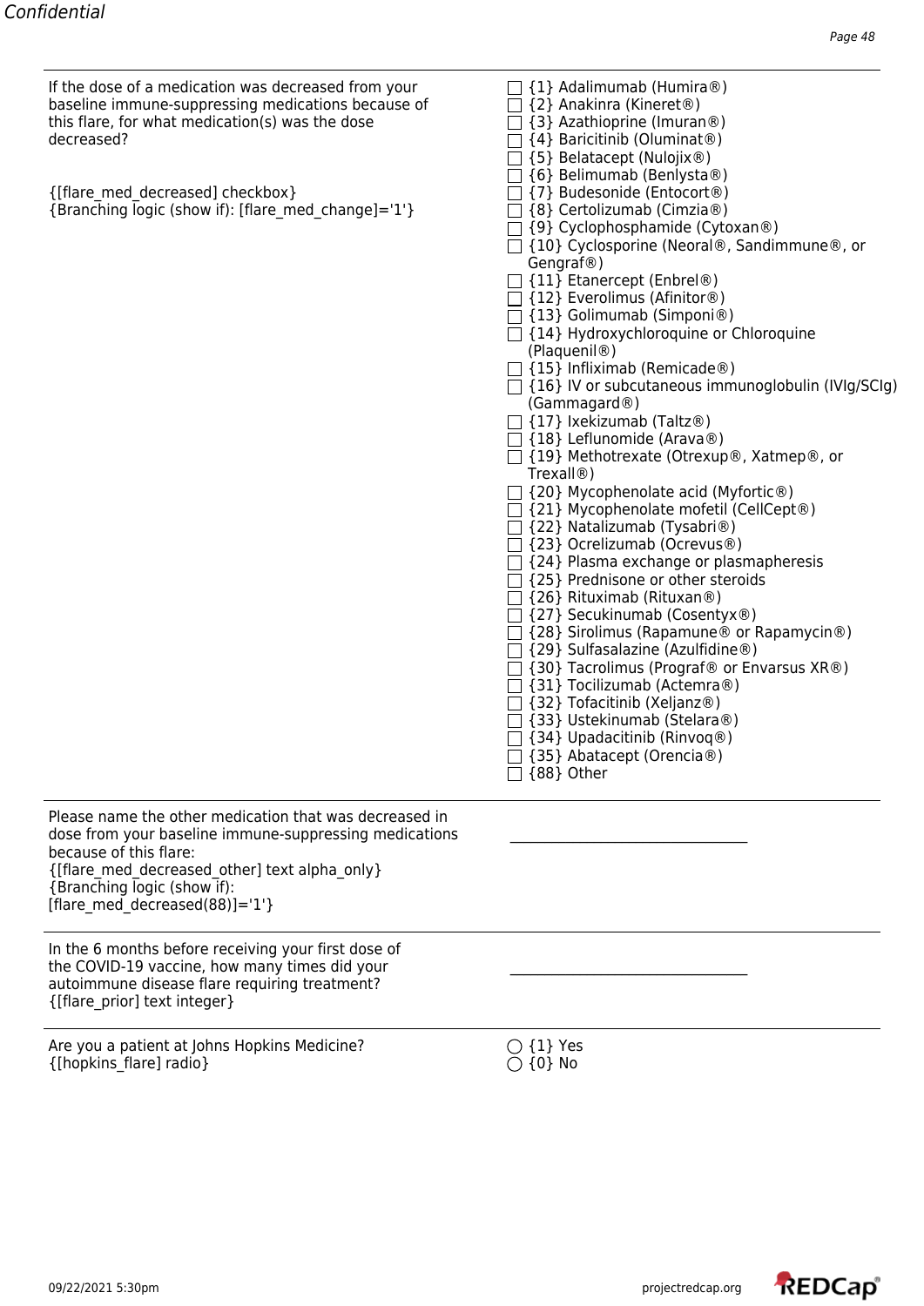If the dose of a medication was decreased from your baseline immune-suppressing medications because of this flare, for what medication(s) was the dose decreased?

{[flare_med_decreased] checkbox}
{Branching logic (show if): [flare_med_change]='1'}

- ☐ {1} Adalimumab (Humira®)
- ☐ {2} Anakinra (Kineret®)
- ☐ {3} Azathioprine (Imuran®)
- ☐ {4} Baricitinib (Oluminat®)
- ☐ {5} Belatacept (Nulojix®)
- ☐ {6} Belimumab (Benlysta®)
- ☐ {7} Budesonide (Entocort®)
- ☐ {8} Certolizumab (Cimzia®)
- ☐ {9} Cyclophosphamide (Cytoxan®)
- ☐ {10} Cyclosporine (Neoral®, Sandimmune®, or Gengraf®)
- ☐ {11} Etanercept (Enbrel®)
- ☐ {12} Everolimus (Afinitor®)
- ☐ {13} Golimumab (Simponi®)
- ☐ {14} Hydroxychloroquine or Chloroquine (Plaquenil®)
- ☐ {15} Infliximab (Remicade®)
- ☐ {16} IV or subcutaneous immunoglobulin (IVIg/SCIg) (Gammagard®)
- ☐ {17} Ixekizumab (Taltz®)
- ☐ {18} Leflunomide (Arava®)
- ☐ {19} Methotrexate (Otrexup®, Xatmep®, or Trexall®)
- ☐ {20} Mycophenolate acid (Myfortic®)
- ☐ {21} Mycophenolate mofetil (CellCept®)
- ☐ {22} Natalizumab (Tysabri®)
- ☐ {23} Ocrelizumab (Ocrevus®)
- ☐ {24} Plasma exchange or plasmapheresis
- ☐ {25} Prednisone or other steroids
- ☐ {26} Rituximab (Rituxan®)
- ☐ {27} Secukinumab (Cosentyx®)
- ☐ {28} Sirolimus (Rapamune® or Rapamycin®)
- ☐ {29} Sulfasalazine (Azulfidine®)
- ☐ {30} Tacrolimus (Prograf® or Envarsus XR®)
- ☐ {31} Tocilizumab (Actemra®)
- ☐ {32} Tofacitinib (Xeljanz®)
- ☐ {33} Ustekinumab (Stelara®)
- ☐ {34} Upadacitinib (Rinvoq®)
- ☐ {35} Abatacept (Orencia®)
- ☐ {88} Other

---

Please name the other medication that was decreased in dose from your baseline immune-suppressing medications because of this flare:
{[flare_med_decreased_other] text alpha_only}
{Branching logic (show if): [flare_med_decreased(88)]='1'}

______________________________

---

In the 6 months before receiving your first dose of the COVID-19 vaccine, how many times did your autoimmune disease flare requiring treatment?
{[flare_prior] text integer}

______________________________

---

Are you a patient at Johns Hopkins Medicine?
{[hopkins_flare] radio}

- ◯ {1} Yes
- ◯ {0} No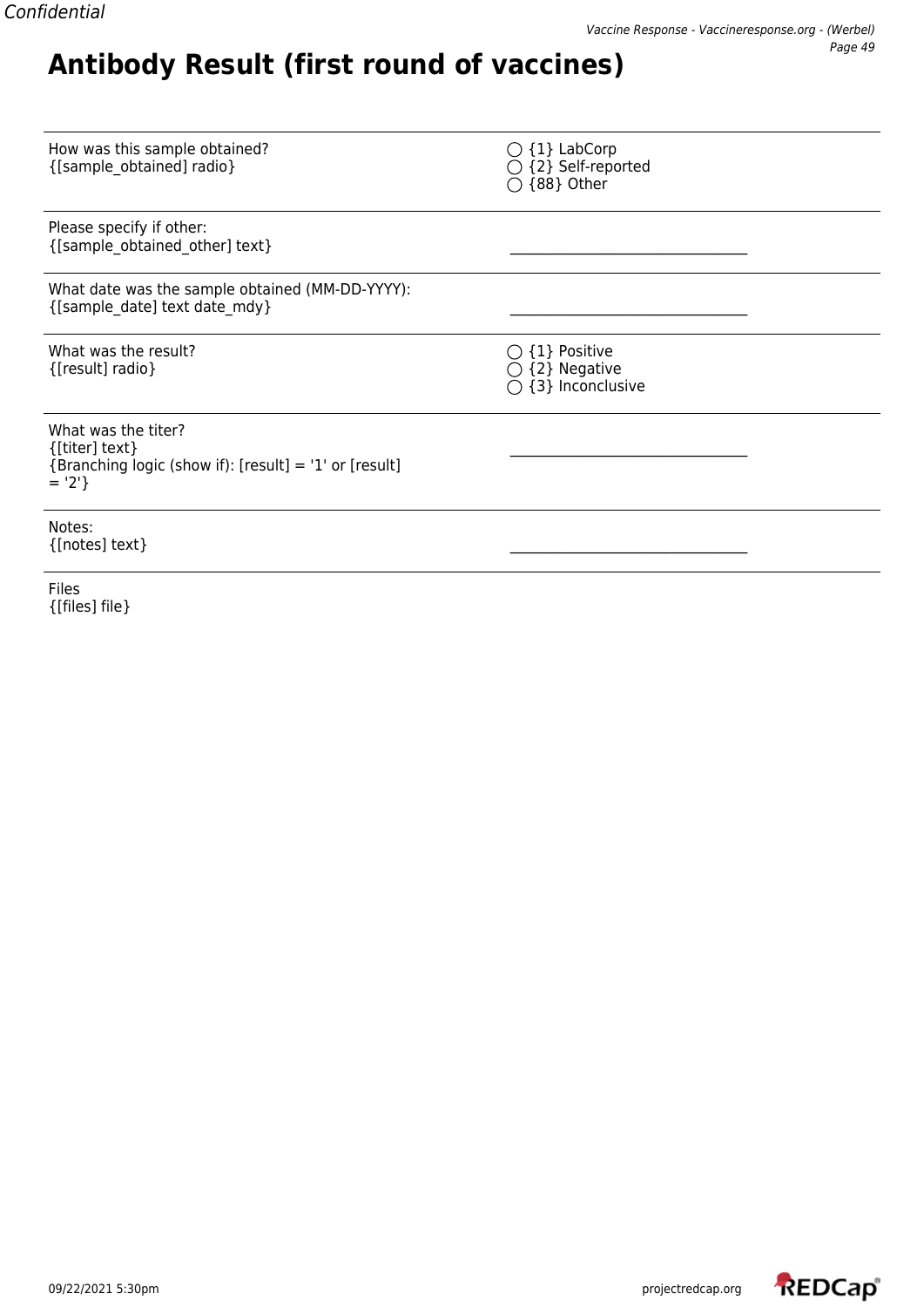# Antibody Result (first round of vaccines)

| | |
|---|---|
| How was this sample obtained?<br>{[sample_obtained] radio} | ◯ {1} LabCorp<br>◯ {2} Self-reported<br>◯ {88} Other |
| Please specify if other:<br>{[sample_obtained_other] text} | ________________________________ |
| What date was the sample obtained (MM-DD-YYYY):<br>{[sample_date] text date_mdy} | ________________________________ |
| What was the result?<br>{[result] radio} | ◯ {1} Positive<br>◯ {2} Negative<br>◯ {3} Inconclusive |
| What was the titer?<br>{[titer] text}<br>{Branching logic (show if): [result] = '1' or [result] = '2'} | ________________________________ |
| Notes:<br>{[notes] text} | ________________________________ |
| Files<br>{[files] file} | |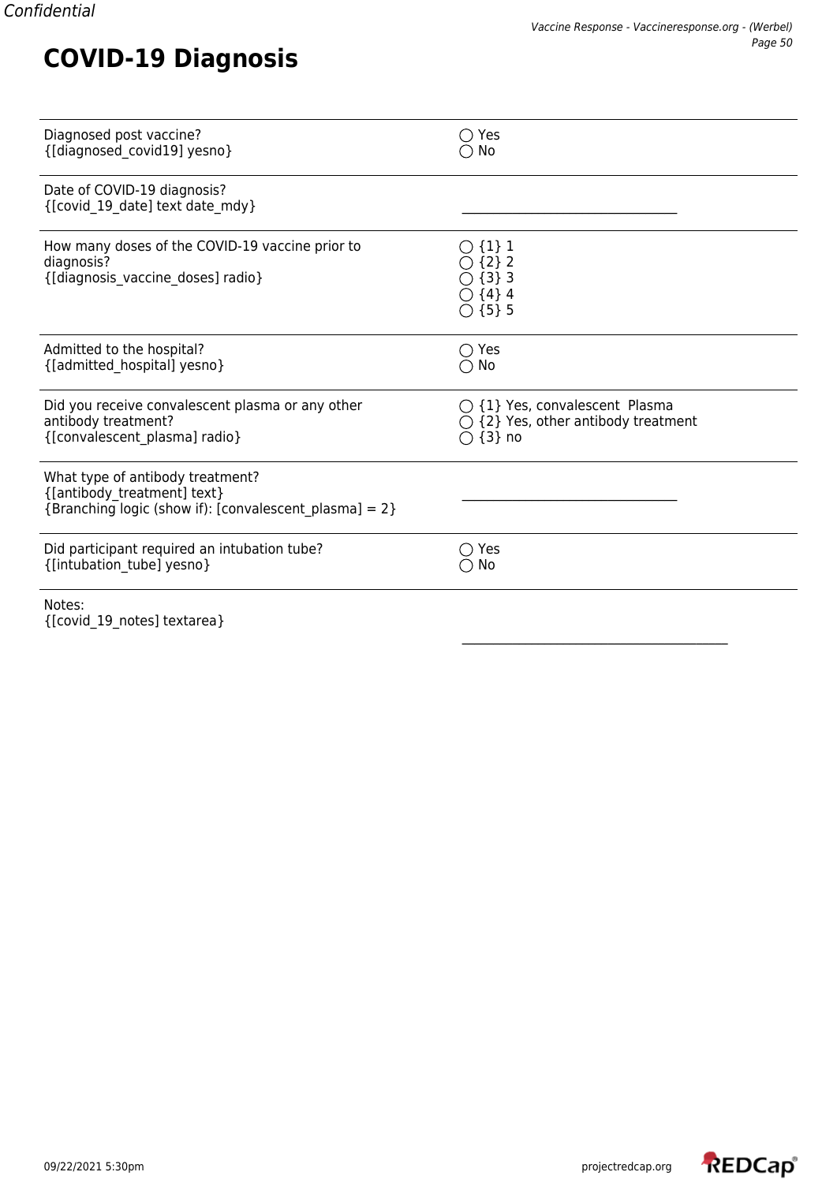# COVID-19 Diagnosis

| | |
|---|---|
| Diagnosed post vaccine?<br>{[diagnosed_covid19] yesno} | ◯ Yes<br>◯ No |
| Date of COVID-19 diagnosis?<br>{[covid_19_date] text date_mdy} | ________________________________ |
| How many doses of the COVID-19 vaccine prior to diagnosis?<br>{[diagnosis_vaccine_doses] radio} | ◯ {1} 1<br>◯ {2} 2<br>◯ {3} 3<br>◯ {4} 4<br>◯ {5} 5 |
| Admitted to the hospital?<br>{[admitted_hospital] yesno} | ◯ Yes<br>◯ No |
| Did you receive convalescent plasma or any other antibody treatment?<br>{[convalescent_plasma] radio} | ◯ {1} Yes, convalescent Plasma<br>◯ {2} Yes, other antibody treatment<br>◯ {3} no |
| What type of antibody treatment?<br>{[antibody_treatment] text}<br>{Branching logic (show if): [convalescent_plasma] = 2} | ________________________________ |
| Did participant required an intubation tube?<br>{[intubation_tube] yesno} | ◯ Yes<br>◯ No |
| Notes:<br>{[covid_19_notes] textarea} | ________________________________________ |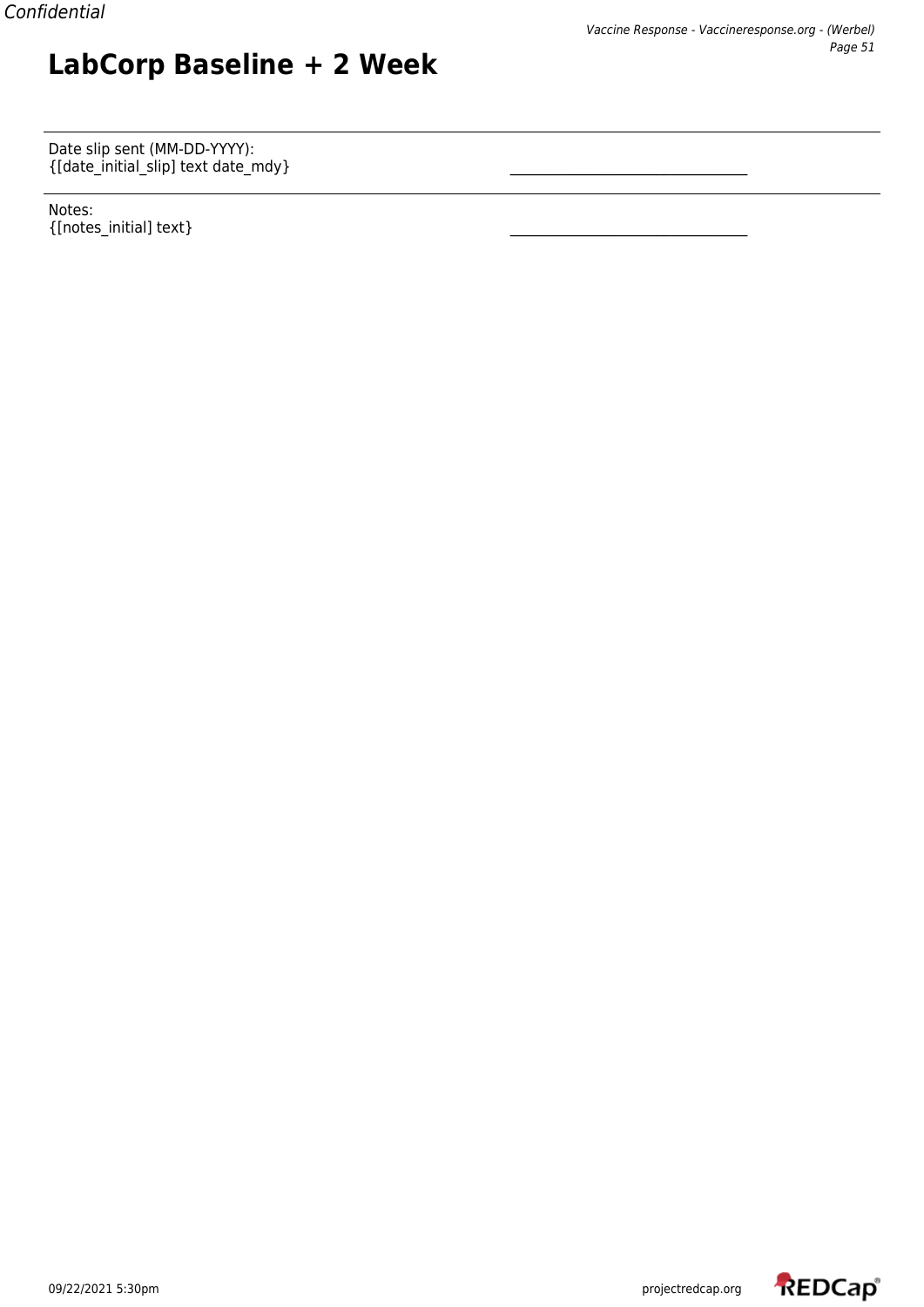# LabCorp Baseline + 2 Week

Date slip sent (MM-DD-YYYY):
{[date_initial_slip] text date_mdy} \_\_\_\_\_\_\_\_\_\_\_\_\_\_\_\_\_\_\_\_\_\_\_\_\_\_\_\_\_\_\_\_\_\_

Notes:
{[notes_initial] text} \_\_\_\_\_\_\_\_\_\_\_\_\_\_\_\_\_\_\_\_\_\_\_\_\_\_\_\_\_\_\_\_\_\_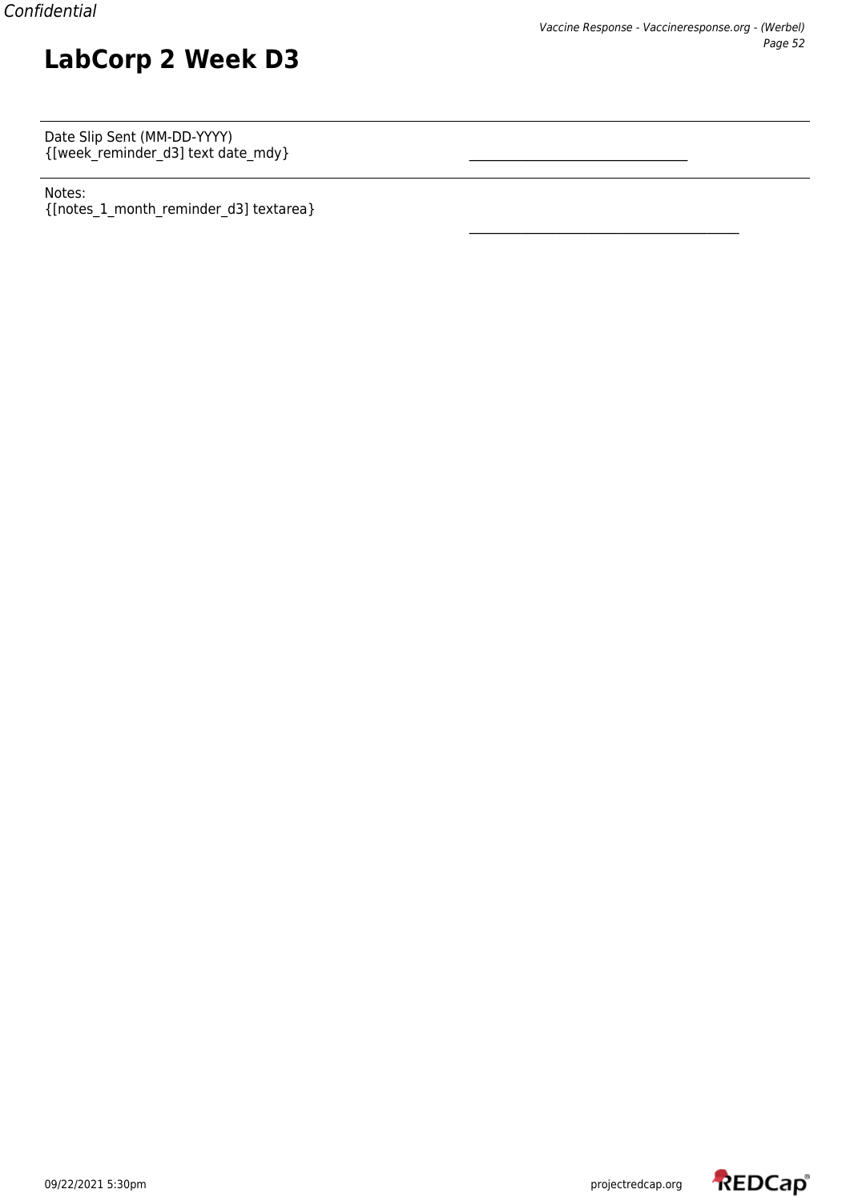# LabCorp 2 Week D3

Date Slip Sent (MM-DD-YYYY)
{[week_reminder_d3] text date_mdy} \_\_\_\_\_\_\_\_\_\_\_\_\_\_\_\_\_\_\_\_\_\_\_\_\_\_\_\_\_\_\_\_\_\_

Notes:
{[notes_1_month_reminder_d3] textarea} \_\_\_\_\_\_\_\_\_\_\_\_\_\_\_\_\_\_\_\_\_\_\_\_\_\_\_\_\_\_\_\_\_\_\_\_\_\_\_\_\_\_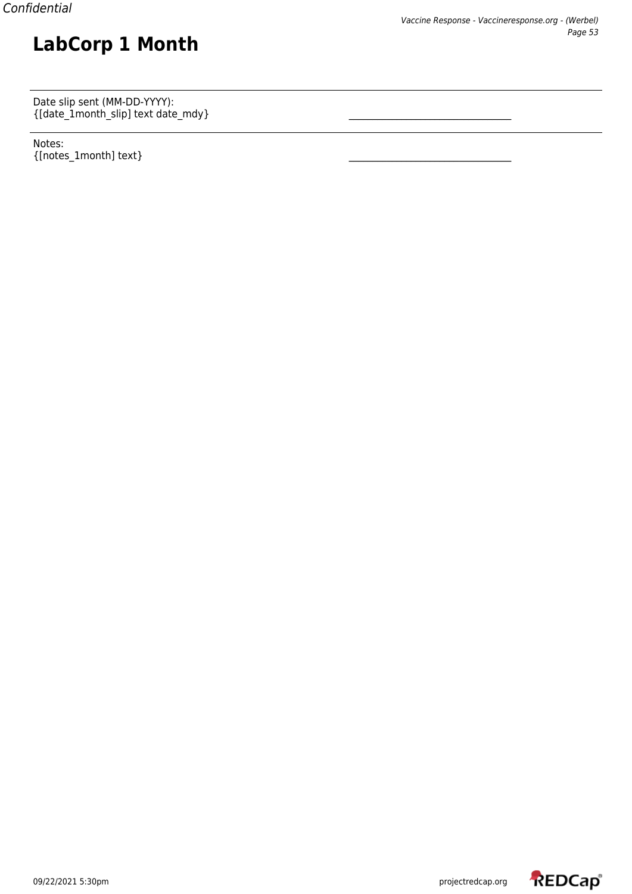# LabCorp 1 Month

Date slip sent (MM-DD-YYYY):
{[date_1month_slip] text date_mdy}

________________________________

Notes:
{[notes_1month] text}

________________________________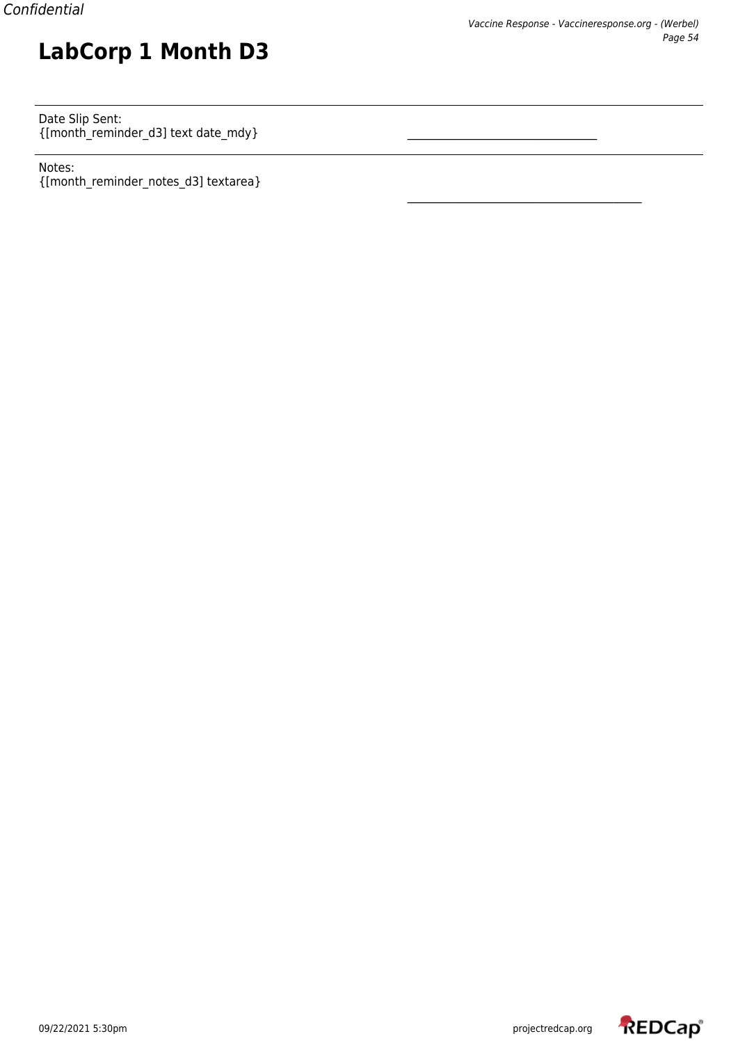# LabCorp 1 Month D3

Date Slip Sent:
{[month_reminder_d3] text date_mdy} \_\_\_\_\_\_\_\_\_\_\_\_\_\_\_\_\_\_\_\_\_\_\_\_\_\_\_\_\_\_\_\_\_\_

Notes:
{[month_reminder_notes_d3] textarea} \_\_\_\_\_\_\_\_\_\_\_\_\_\_\_\_\_\_\_\_\_\_\_\_\_\_\_\_\_\_\_\_\_\_\_\_\_\_\_\_\_\_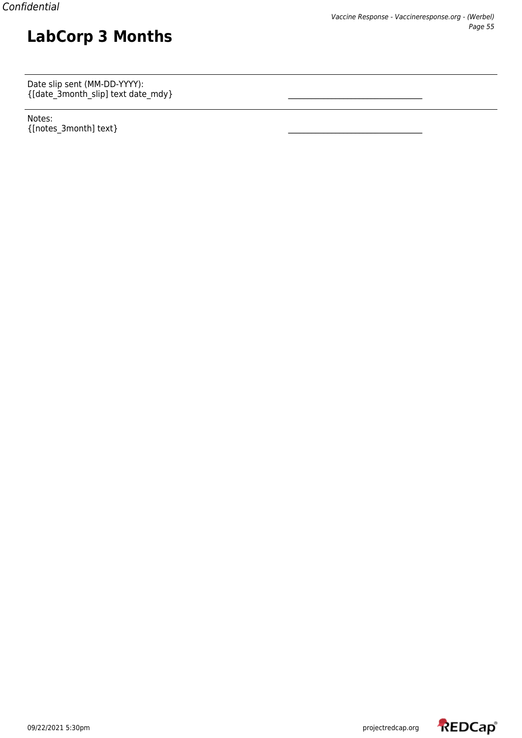# LabCorp 3 Months

Date slip sent (MM-DD-YYYY):
{[date_3month_slip] text date_mdy} \_\_\_\_\_\_\_\_\_\_\_\_\_\_\_\_\_\_\_\_\_\_\_\_\_\_\_\_\_\_\_\_

Notes:
{[notes_3month] text} \_\_\_\_\_\_\_\_\_\_\_\_\_\_\_\_\_\_\_\_\_\_\_\_\_\_\_\_\_\_\_\_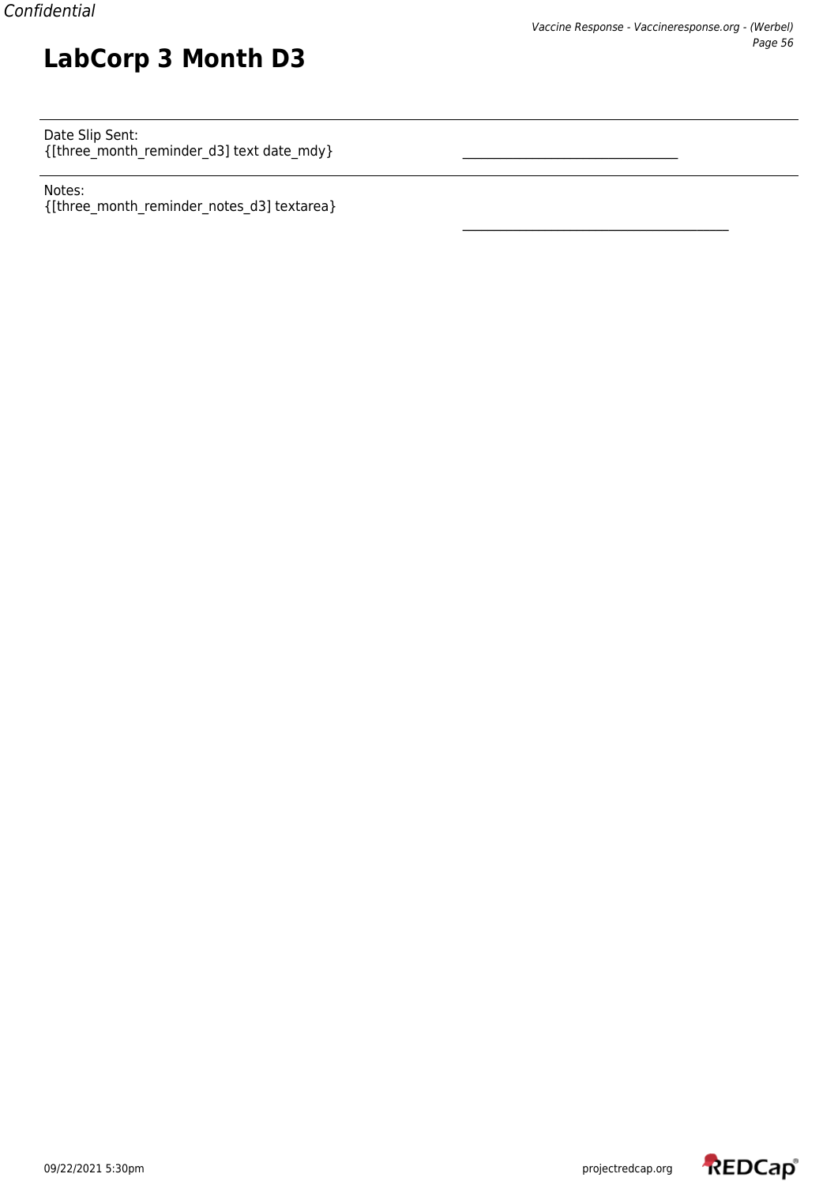# LabCorp 3 Month D3

Date Slip Sent:
{[three_month_reminder_d3] text date_mdy} \_\_\_\_\_\_\_\_\_\_\_\_\_\_\_\_\_\_\_\_\_\_\_\_\_\_\_\_\_\_\_\_\_\_

Notes:
{[three_month_reminder_notes_d3] textarea} \_\_\_\_\_\_\_\_\_\_\_\_\_\_\_\_\_\_\_\_\_\_\_\_\_\_\_\_\_\_\_\_\_\_\_\_\_\_\_\_\_\_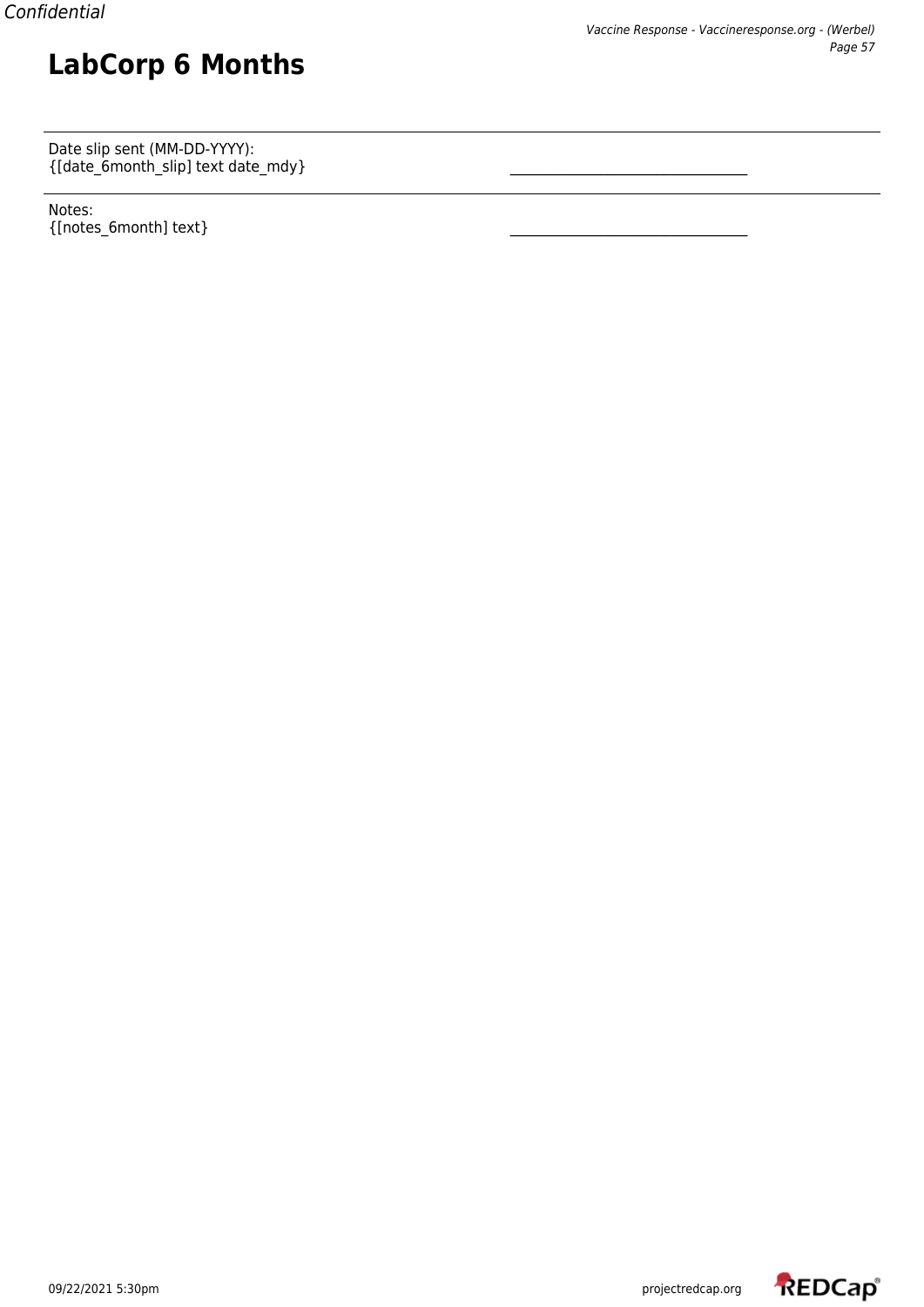# LabCorp 6 Months

Date slip sent (MM-DD-YYYY):
{[date_6month_slip] text date_mdy} \_\_\_\_\_\_\_\_\_\_\_\_\_\_\_\_\_\_\_\_\_\_\_\_\_\_\_\_\_\_\_\_\_\_

Notes:
{[notes_6month] text} \_\_\_\_\_\_\_\_\_\_\_\_\_\_\_\_\_\_\_\_\_\_\_\_\_\_\_\_\_\_\_\_\_\_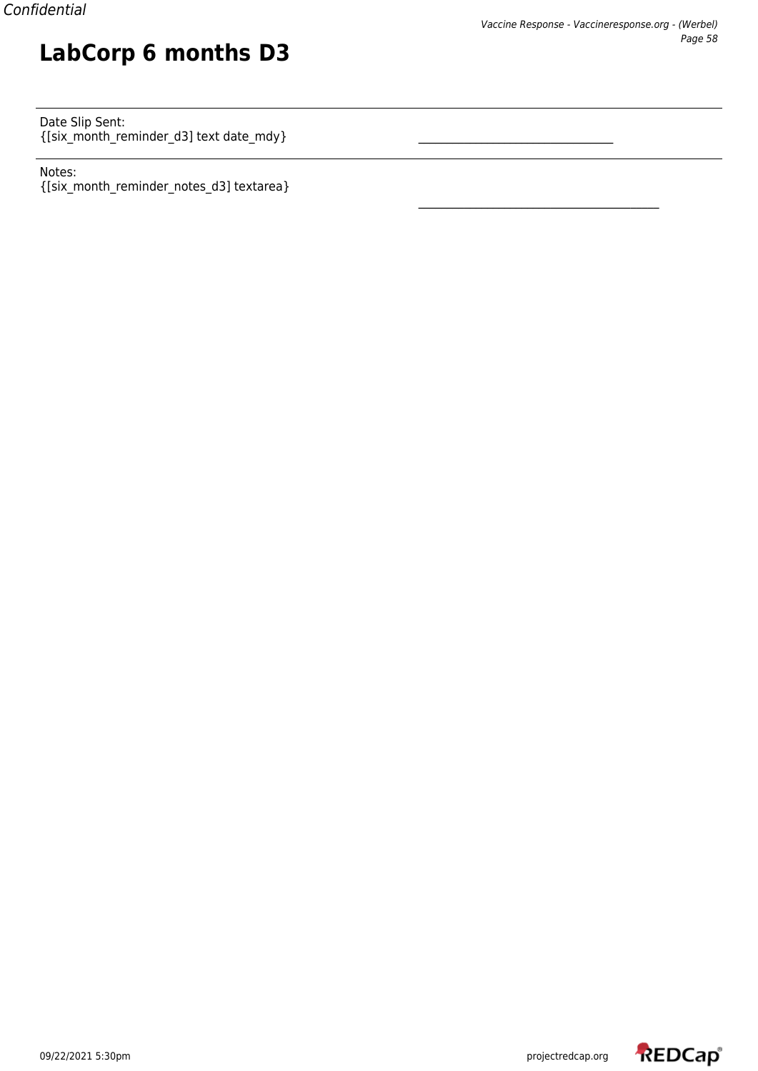# LabCorp 6 months D3

Date Slip Sent:
{[six_month_reminder_d3] text date_mdy}

Notes:
{[six_month_reminder_notes_d3] textarea}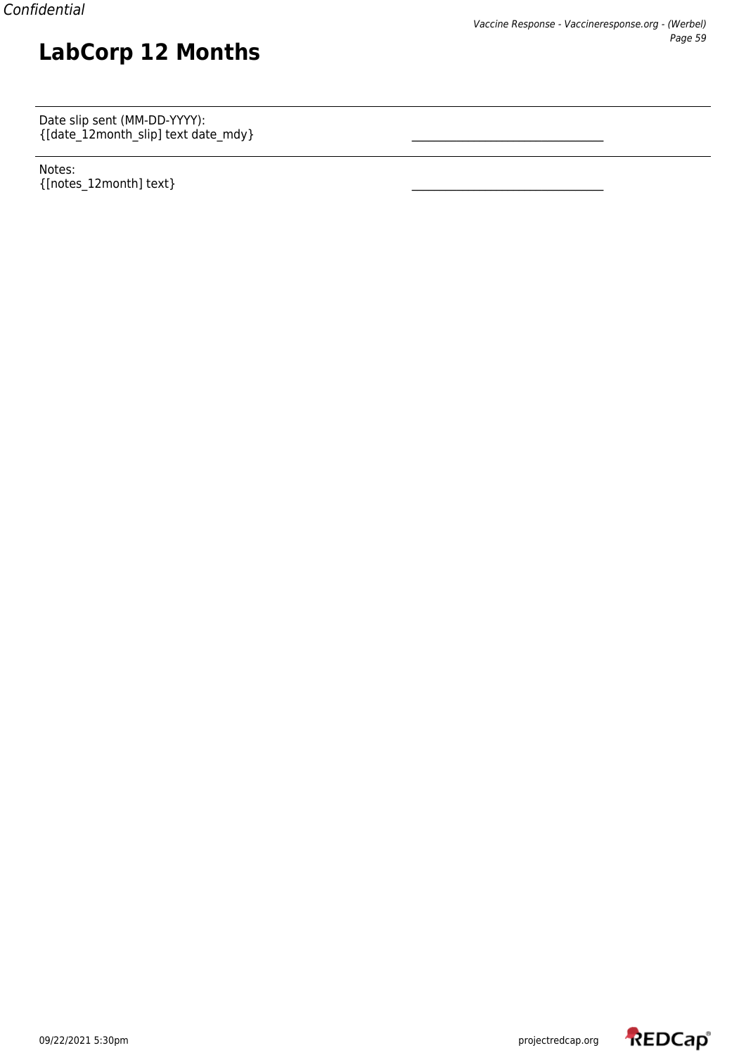# LabCorp 12 Months

Date slip sent (MM-DD-YYYY):
{[date_12month_slip] text date_mdy} \_\_\_\_\_\_\_\_\_\_\_\_\_\_\_\_\_\_\_\_\_\_\_\_\_\_\_\_\_\_\_\_\_\_

Notes:
{[notes_12month] text} \_\_\_\_\_\_\_\_\_\_\_\_\_\_\_\_\_\_\_\_\_\_\_\_\_\_\_\_\_\_\_\_\_\_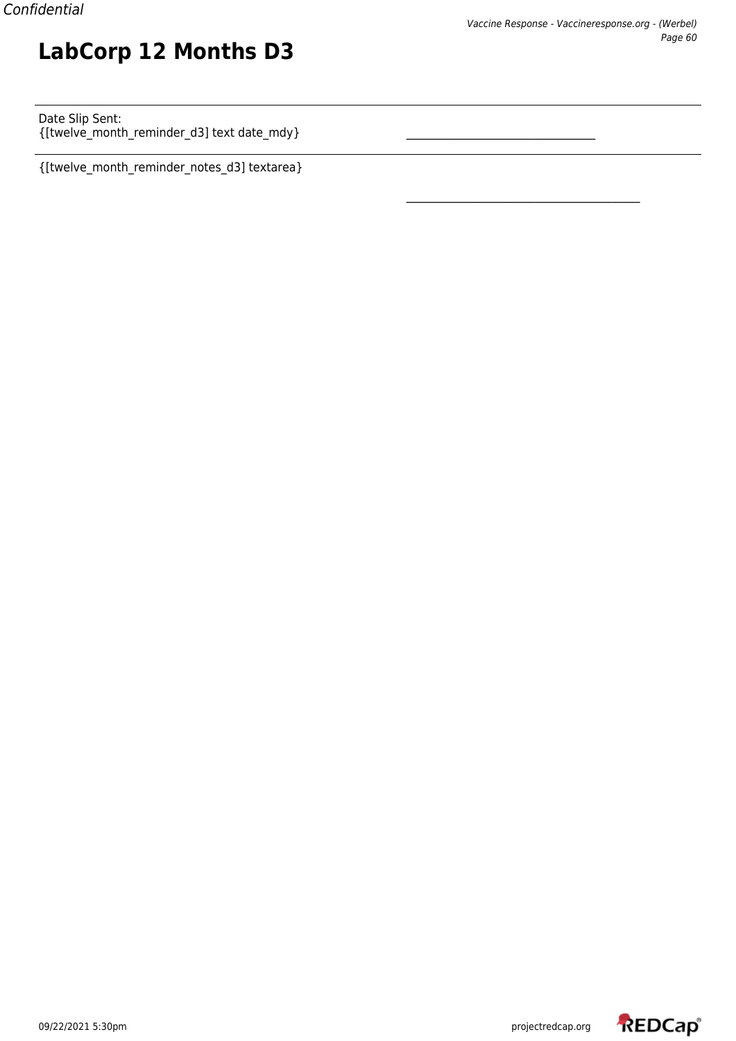# LabCorp 12 Months D3

Date Slip Sent:
{[twelve_month_reminder_d3] text date_mdy} \_\_\_\_\_\_\_\_\_\_\_\_\_\_\_\_\_\_\_\_\_\_\_\_\_\_\_\_\_\_\_\_\_\_

{[twelve_month_reminder_notes_d3] textarea}

\_\_\_\_\_\_\_\_\_\_\_\_\_\_\_\_\_\_\_\_\_\_\_\_\_\_\_\_\_\_\_\_\_\_\_\_\_\_\_\_\_\_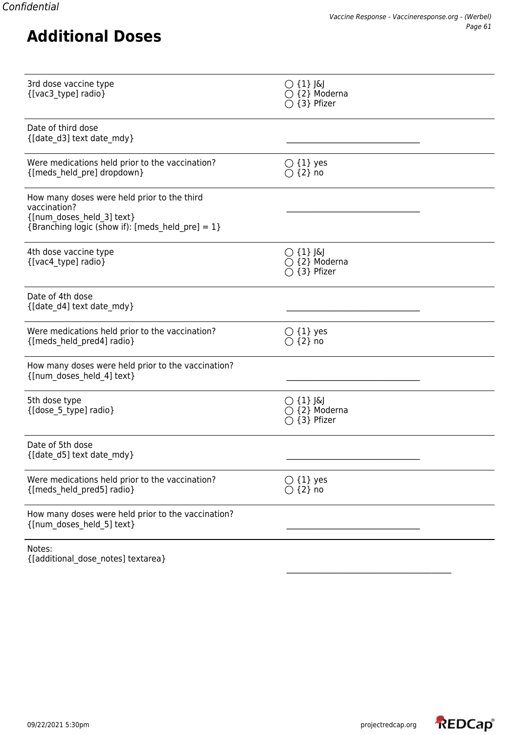# Additional Doses

| | |
|---|---|
| 3rd dose vaccine type {[vac3_type] radio} | ◯ {1} J&J ◯ {2} Moderna ◯ {3} Pfizer |
| Date of third dose {[date_d3] text date_mdy} | ________________________________ |
| Were medications held prior to the vaccination? {[meds_held_pre] dropdown} | ◯ {1} yes ◯ {2} no |
| How many doses were held prior to the third vaccination? {[num_doses_held_3] text} {Branching logic (show if): [meds_held_pre] = 1} | ________________________________ |
| 4th dose vaccine type {[vac4_type] radio} | ◯ {1} J&J ◯ {2} Moderna ◯ {3} Pfizer |
| Date of 4th dose {[date_d4] text date_mdy} | ________________________________ |
| Were medications held prior to the vaccination? {[meds_held_pred4] radio} | ◯ {1} yes ◯ {2} no |
| How many doses were held prior to the vaccination? {[num_doses_held_4] text} | ________________________________ |
| 5th dose type {[dose_5_type] radio} | ◯ {1} J&J ◯ {2} Moderna ◯ {3} Pfizer |
| Date of 5th dose {[date_d5] text date_mdy} | ________________________________ |
| Were medications held prior to the vaccination? {[meds_held_pred5] radio} | ◯ {1} yes ◯ {2} no |
| How many doses were held prior to the vaccination? {[num_doses_held_5] text} | ________________________________ |
| Notes: {[additional_dose_notes] textarea} | ________________________________________ |

09/22/2021 5:30pm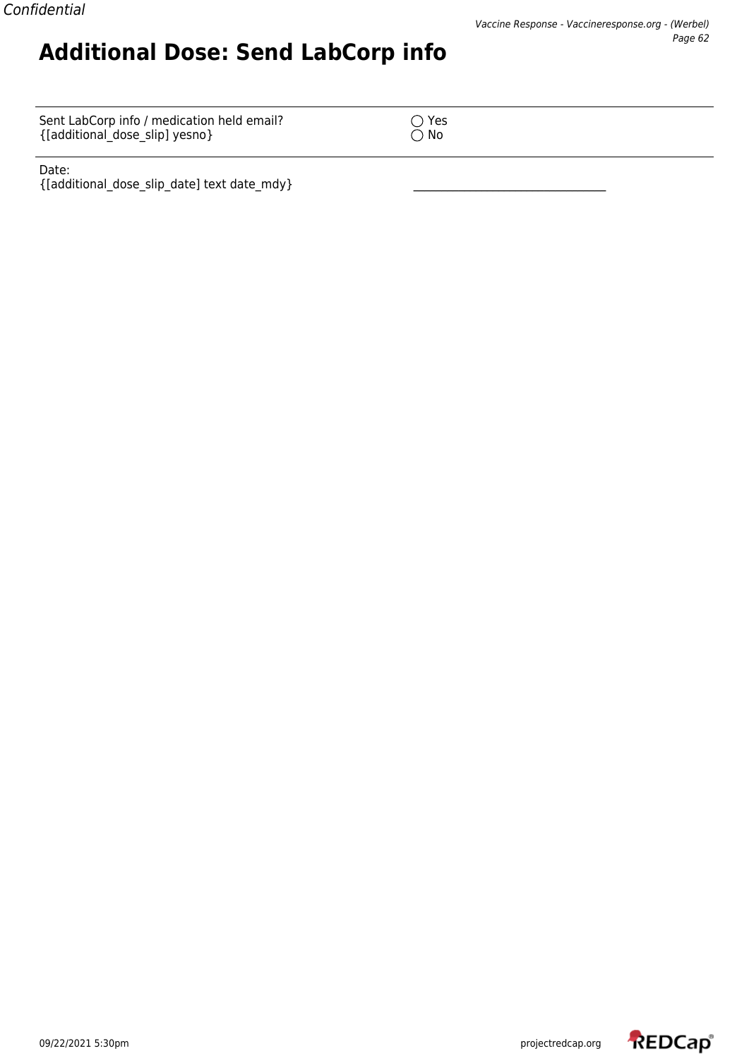# Additional Dose: Send LabCorp info

| | |
|---|---|
| Sent LabCorp info / medication held email? {[additional_dose_slip] yesno} | ◯ Yes<br>◯ No |
| Date: {[additional_dose_slip_date] text date_mdy} | ______________________ |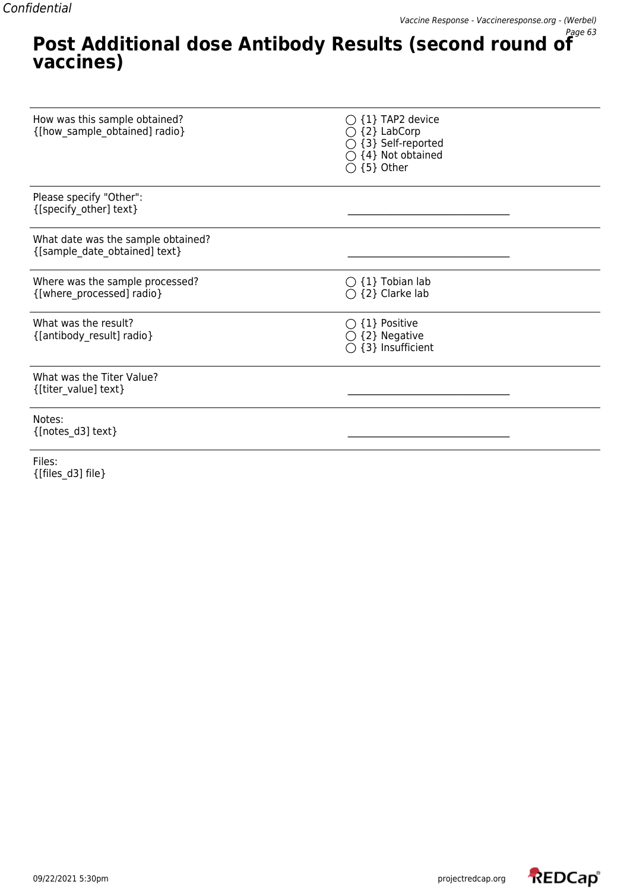# Post Additional dose Antibody Results (second round of vaccines)

| | |
|---|---|
| How was this sample obtained?<br>{[how_sample_obtained] radio} | ◯ {1} TAP2 device<br>◯ {2} LabCorp<br>◯ {3} Self-reported<br>◯ {4} Not obtained<br>◯ {5} Other |
| Please specify "Other":<br>{[specify_other] text} | ________________________________ |
| What date was the sample obtained?<br>{[sample_date_obtained] text} | ________________________________ |
| Where was the sample processed?<br>{[where_processed] radio} | ◯ {1} Tobian lab<br>◯ {2} Clarke lab |
| What was the result?<br>{[antibody_result] radio} | ◯ {1} Positive<br>◯ {2} Negative<br>◯ {3} Insufficient |
| What was the Titer Value?<br>{[titer_value] text} | ________________________________ |
| Notes:<br>{[notes_d3] text} | ________________________________ |
| Files:<br>{[files_d3] file} | |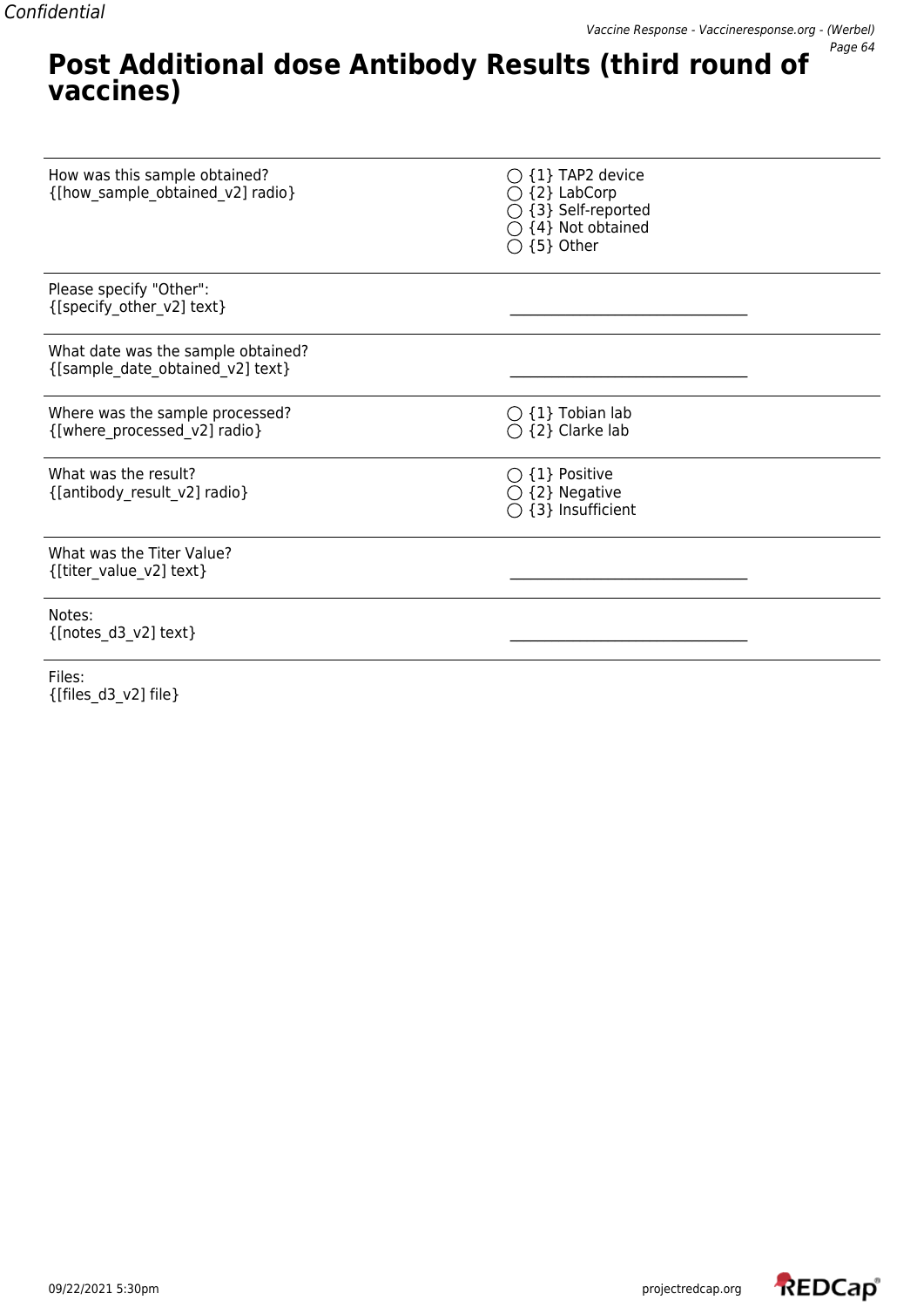# Post Additional dose Antibody Results (third round of vaccines)

| | |
|---|---|
| How was this sample obtained?<br>{[how_sample_obtained_v2] radio} | ◯ {1} TAP2 device<br>◯ {2} LabCorp<br>◯ {3} Self-reported<br>◯ {4} Not obtained<br>◯ {5} Other |
| Please specify "Other":<br>{[specify_other_v2] text} | ________________________________ |
| What date was the sample obtained?<br>{[sample_date_obtained_v2] text} | ________________________________ |
| Where was the sample processed?<br>{[where_processed_v2] radio} | ◯ {1} Tobian lab<br>◯ {2} Clarke lab |
| What was the result?<br>{[antibody_result_v2] radio} | ◯ {1} Positive<br>◯ {2} Negative<br>◯ {3} Insufficient |
| What was the Titer Value?<br>{[titer_value_v2] text} | ________________________________ |
| Notes:<br>{[notes_d3_v2] text} | ________________________________ |
| Files:<br>{[files_d3_v2] file} | |